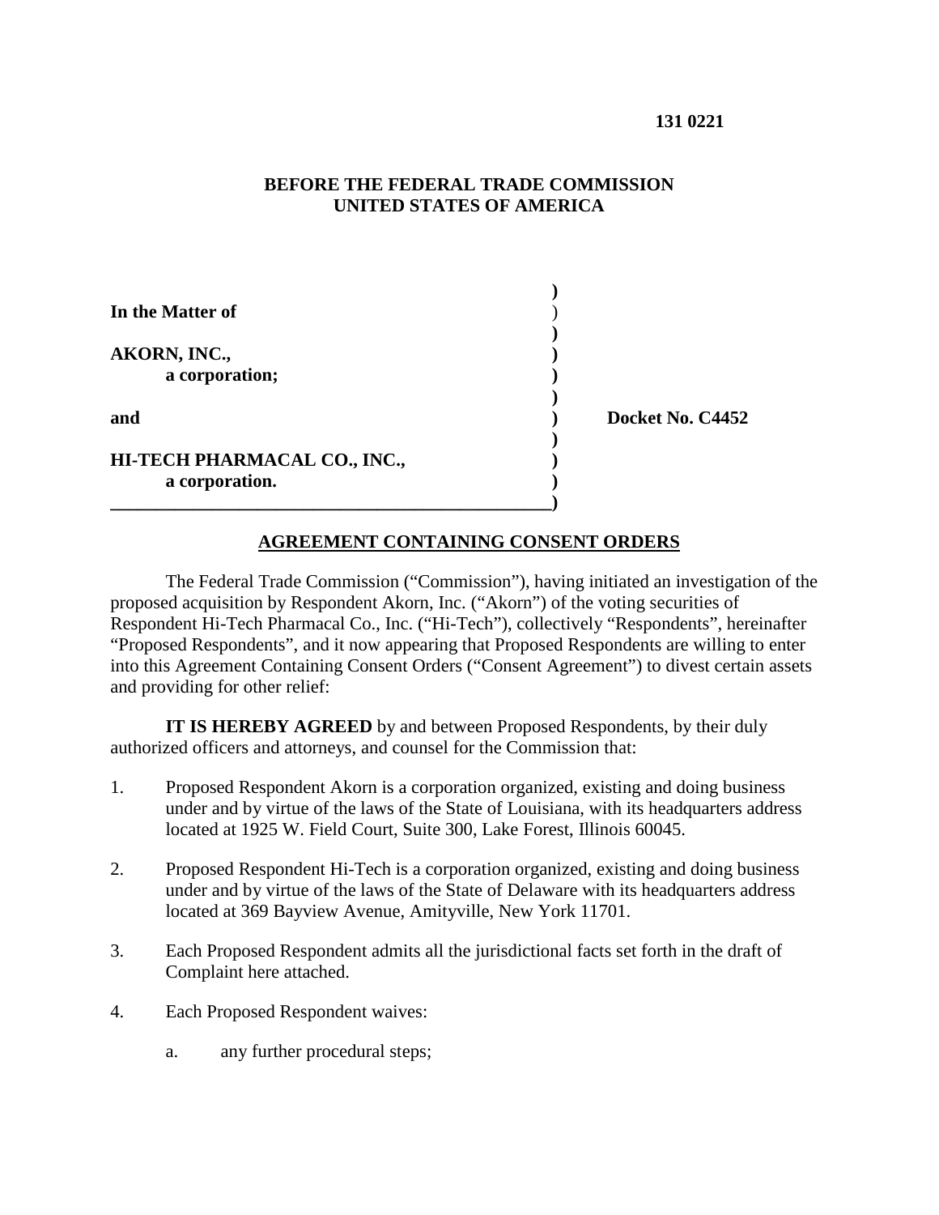**131 0221**

**BEFORE THE FEDERAL TRADE COMMISSION**
**UNITED STATES OF AMERICA**

| | |
|---|---|
| **In the Matter of** | |
| | |
| **AKORN, INC.,** | |
| **a corporation;** | |
| | |
| **and** | **Docket No. C4452** |
| | |
| **HI-TECH PHARMACAL CO., INC.,** | |
| **a corporation.** | |

## AGREEMENT CONTAINING CONSENT ORDERS

The Federal Trade Commission ("Commission"), having initiated an investigation of the proposed acquisition by Respondent Akorn, Inc. ("Akorn") of the voting securities of Respondent Hi-Tech Pharmacal Co., Inc. ("Hi-Tech"), collectively "Respondents", hereinafter "Proposed Respondents", and it now appearing that Proposed Respondents are willing to enter into this Agreement Containing Consent Orders ("Consent Agreement") to divest certain assets and providing for other relief:

**IT IS HEREBY AGREED** by and between Proposed Respondents, by their duly authorized officers and attorneys, and counsel for the Commission that:

1. Proposed Respondent Akorn is a corporation organized, existing and doing business under and by virtue of the laws of the State of Louisiana, with its headquarters address located at 1925 W. Field Court, Suite 300, Lake Forest, Illinois 60045.

2. Proposed Respondent Hi-Tech is a corporation organized, existing and doing business under and by virtue of the laws of the State of Delaware with its headquarters address located at 369 Bayview Avenue, Amityville, New York 11701.

3. Each Proposed Respondent admits all the jurisdictional facts set forth in the draft of Complaint here attached.

4. Each Proposed Respondent waives:

   a. any further procedural steps;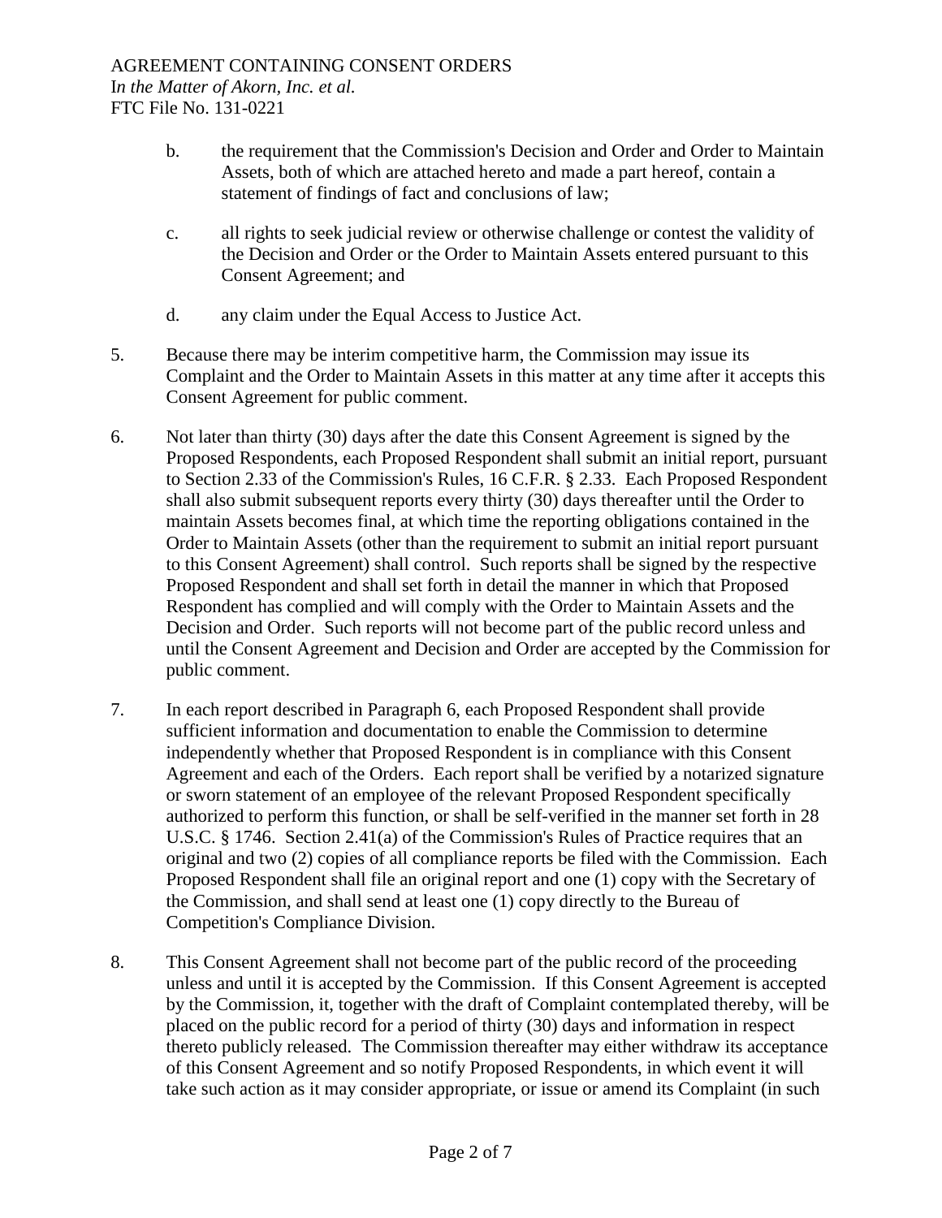b. the requirement that the Commission's Decision and Order and Order to Maintain Assets, both of which are attached hereto and made a part hereof, contain a statement of findings of fact and conclusions of law;

c. all rights to seek judicial review or otherwise challenge or contest the validity of the Decision and Order or the Order to Maintain Assets entered pursuant to this Consent Agreement; and

d. any claim under the Equal Access to Justice Act.

5. Because there may be interim competitive harm, the Commission may issue its Complaint and the Order to Maintain Assets in this matter at any time after it accepts this Consent Agreement for public comment.

6. Not later than thirty (30) days after the date this Consent Agreement is signed by the Proposed Respondents, each Proposed Respondent shall submit an initial report, pursuant to Section 2.33 of the Commission's Rules, 16 C.F.R. § 2.33. Each Proposed Respondent shall also submit subsequent reports every thirty (30) days thereafter until the Order to maintain Assets becomes final, at which time the reporting obligations contained in the Order to Maintain Assets (other than the requirement to submit an initial report pursuant to this Consent Agreement) shall control. Such reports shall be signed by the respective Proposed Respondent and shall set forth in detail the manner in which that Proposed Respondent has complied and will comply with the Order to Maintain Assets and the Decision and Order. Such reports will not become part of the public record unless and until the Consent Agreement and Decision and Order are accepted by the Commission for public comment.

7. In each report described in Paragraph 6, each Proposed Respondent shall provide sufficient information and documentation to enable the Commission to determine independently whether that Proposed Respondent is in compliance with this Consent Agreement and each of the Orders. Each report shall be verified by a notarized signature or sworn statement of an employee of the relevant Proposed Respondent specifically authorized to perform this function, or shall be self-verified in the manner set forth in 28 U.S.C. § 1746. Section 2.41(a) of the Commission's Rules of Practice requires that an original and two (2) copies of all compliance reports be filed with the Commission. Each Proposed Respondent shall file an original report and one (1) copy with the Secretary of the Commission, and shall send at least one (1) copy directly to the Bureau of Competition's Compliance Division.

8. This Consent Agreement shall not become part of the public record of the proceeding unless and until it is accepted by the Commission. If this Consent Agreement is accepted by the Commission, it, together with the draft of Complaint contemplated thereby, will be placed on the public record for a period of thirty (30) days and information in respect thereto publicly released. The Commission thereafter may either withdraw its acceptance of this Consent Agreement and so notify Proposed Respondents, in which event it will take such action as it may consider appropriate, or issue or amend its Complaint (in such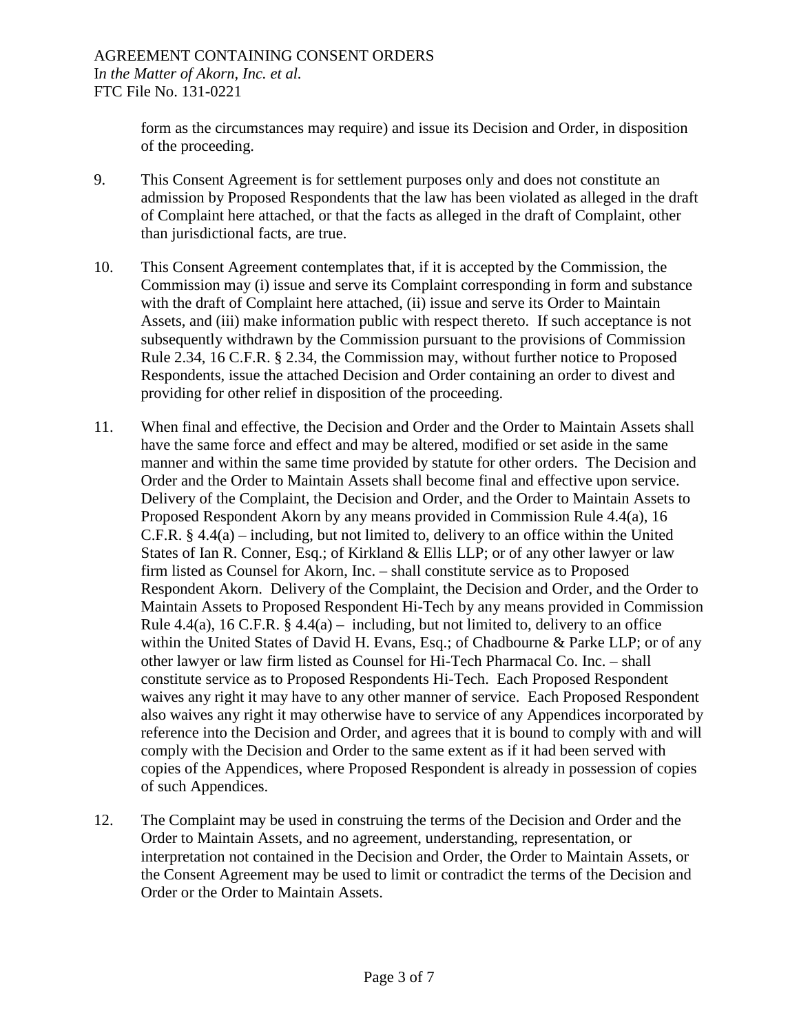form as the circumstances may require) and issue its Decision and Order, in disposition of the proceeding.

9. This Consent Agreement is for settlement purposes only and does not constitute an admission by Proposed Respondents that the law has been violated as alleged in the draft of Complaint here attached, or that the facts as alleged in the draft of Complaint, other than jurisdictional facts, are true.

10. This Consent Agreement contemplates that, if it is accepted by the Commission, the Commission may (i) issue and serve its Complaint corresponding in form and substance with the draft of Complaint here attached, (ii) issue and serve its Order to Maintain Assets, and (iii) make information public with respect thereto. If such acceptance is not subsequently withdrawn by the Commission pursuant to the provisions of Commission Rule 2.34, 16 C.F.R. § 2.34, the Commission may, without further notice to Proposed Respondents, issue the attached Decision and Order containing an order to divest and providing for other relief in disposition of the proceeding.

11. When final and effective, the Decision and Order and the Order to Maintain Assets shall have the same force and effect and may be altered, modified or set aside in the same manner and within the same time provided by statute for other orders. The Decision and Order and the Order to Maintain Assets shall become final and effective upon service. Delivery of the Complaint, the Decision and Order, and the Order to Maintain Assets to Proposed Respondent Akorn by any means provided in Commission Rule 4.4(a), 16 C.F.R. § 4.4(a) – including, but not limited to, delivery to an office within the United States of Ian R. Conner, Esq.; of Kirkland & Ellis LLP; or of any other lawyer or law firm listed as Counsel for Akorn, Inc. – shall constitute service as to Proposed Respondent Akorn. Delivery of the Complaint, the Decision and Order, and the Order to Maintain Assets to Proposed Respondent Hi-Tech by any means provided in Commission Rule 4.4(a), 16 C.F.R. § 4.4(a) – including, but not limited to, delivery to an office within the United States of David H. Evans, Esq.; of Chadbourne & Parke LLP; or of any other lawyer or law firm listed as Counsel for Hi-Tech Pharmacal Co. Inc. – shall constitute service as to Proposed Respondents Hi-Tech. Each Proposed Respondent waives any right it may have to any other manner of service. Each Proposed Respondent also waives any right it may otherwise have to service of any Appendices incorporated by reference into the Decision and Order, and agrees that it is bound to comply with and will comply with the Decision and Order to the same extent as if it had been served with copies of the Appendices, where Proposed Respondent is already in possession of copies of such Appendices.

12. The Complaint may be used in construing the terms of the Decision and Order and the Order to Maintain Assets, and no agreement, understanding, representation, or interpretation not contained in the Decision and Order, the Order to Maintain Assets, or the Consent Agreement may be used to limit or contradict the terms of the Decision and Order or the Order to Maintain Assets.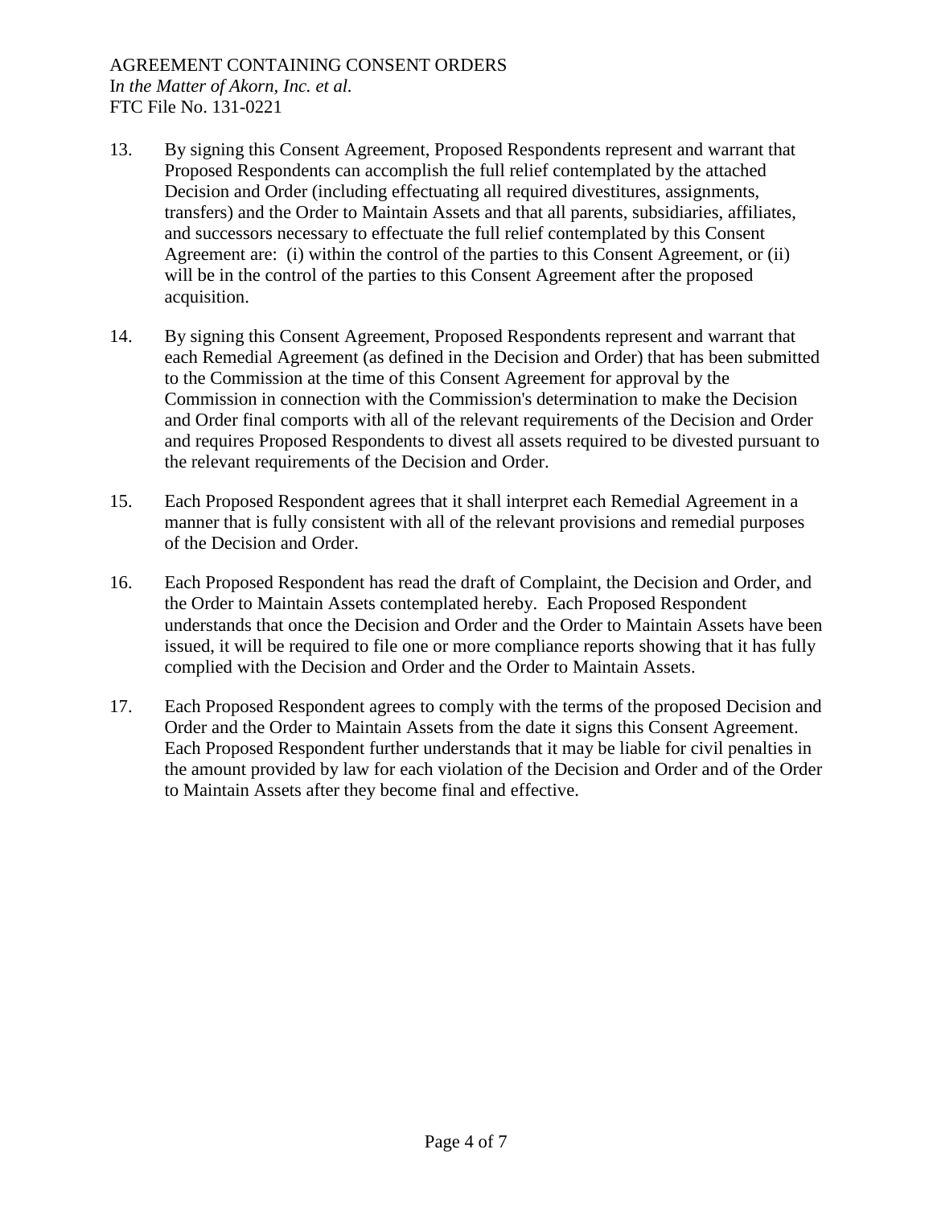13. By signing this Consent Agreement, Proposed Respondents represent and warrant that Proposed Respondents can accomplish the full relief contemplated by the attached Decision and Order (including effectuating all required divestitures, assignments, transfers) and the Order to Maintain Assets and that all parents, subsidiaries, affiliates, and successors necessary to effectuate the full relief contemplated by this Consent Agreement are: (i) within the control of the parties to this Consent Agreement, or (ii) will be in the control of the parties to this Consent Agreement after the proposed acquisition.

14. By signing this Consent Agreement, Proposed Respondents represent and warrant that each Remedial Agreement (as defined in the Decision and Order) that has been submitted to the Commission at the time of this Consent Agreement for approval by the Commission in connection with the Commission's determination to make the Decision and Order final comports with all of the relevant requirements of the Decision and Order and requires Proposed Respondents to divest all assets required to be divested pursuant to the relevant requirements of the Decision and Order.

15. Each Proposed Respondent agrees that it shall interpret each Remedial Agreement in a manner that is fully consistent with all of the relevant provisions and remedial purposes of the Decision and Order.

16. Each Proposed Respondent has read the draft of Complaint, the Decision and Order, and the Order to Maintain Assets contemplated hereby. Each Proposed Respondent understands that once the Decision and Order and the Order to Maintain Assets have been issued, it will be required to file one or more compliance reports showing that it has fully complied with the Decision and Order and the Order to Maintain Assets.

17. Each Proposed Respondent agrees to comply with the terms of the proposed Decision and Order and the Order to Maintain Assets from the date it signs this Consent Agreement. Each Proposed Respondent further understands that it may be liable for civil penalties in the amount provided by law for each violation of the Decision and Order and of the Order to Maintain Assets after they become final and effective.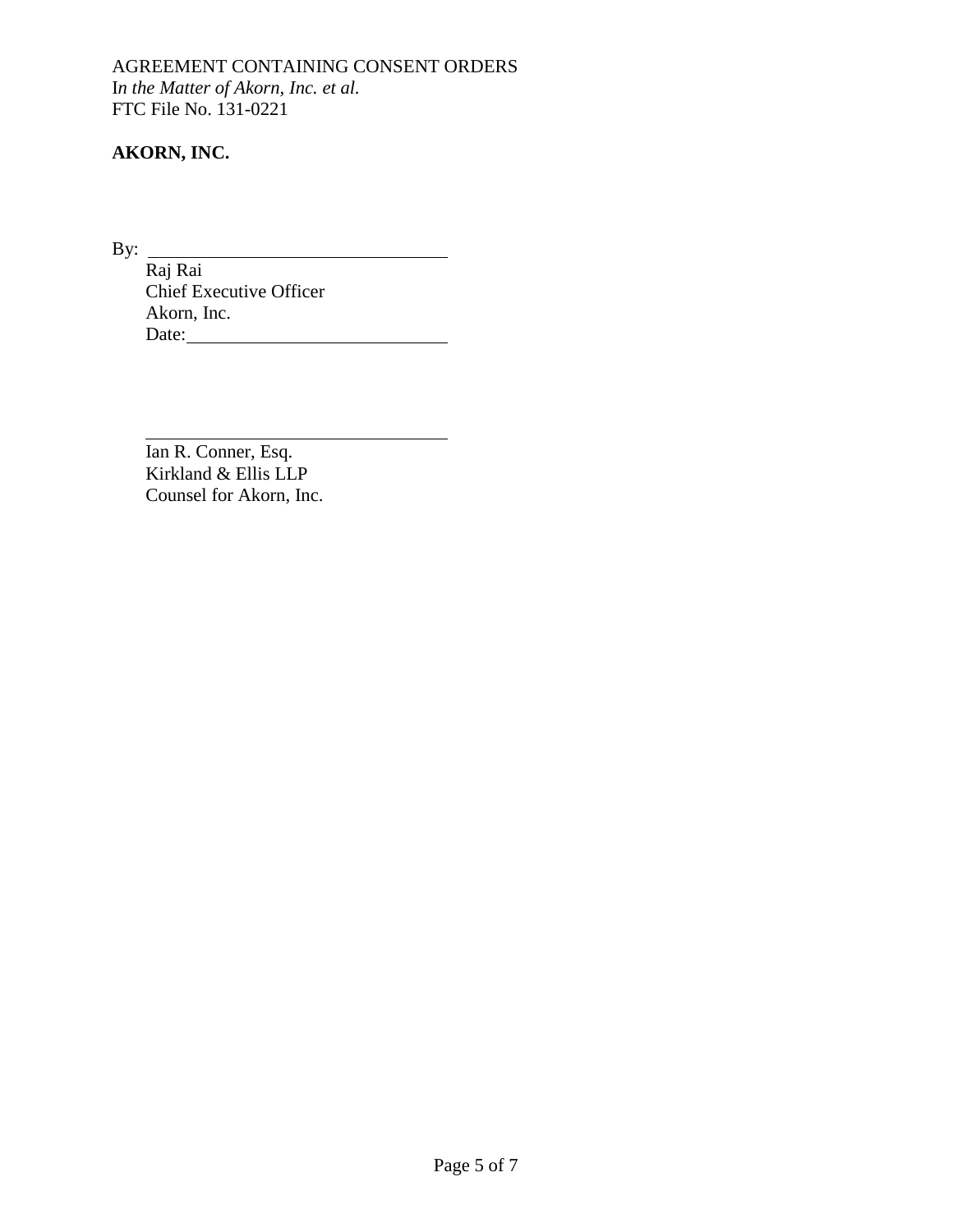AGREEMENT CONTAINING CONSENT ORDERS
*In the Matter of Akorn, Inc. et al.*
FTC File No. 131-0221

**AKORN, INC.**

By: ________________________________
Raj Rai
Chief Executive Officer
Akorn, Inc.
Date: ____________________________

________________________________
Ian R. Conner, Esq.
Kirkland & Ellis LLP
Counsel for Akorn, Inc.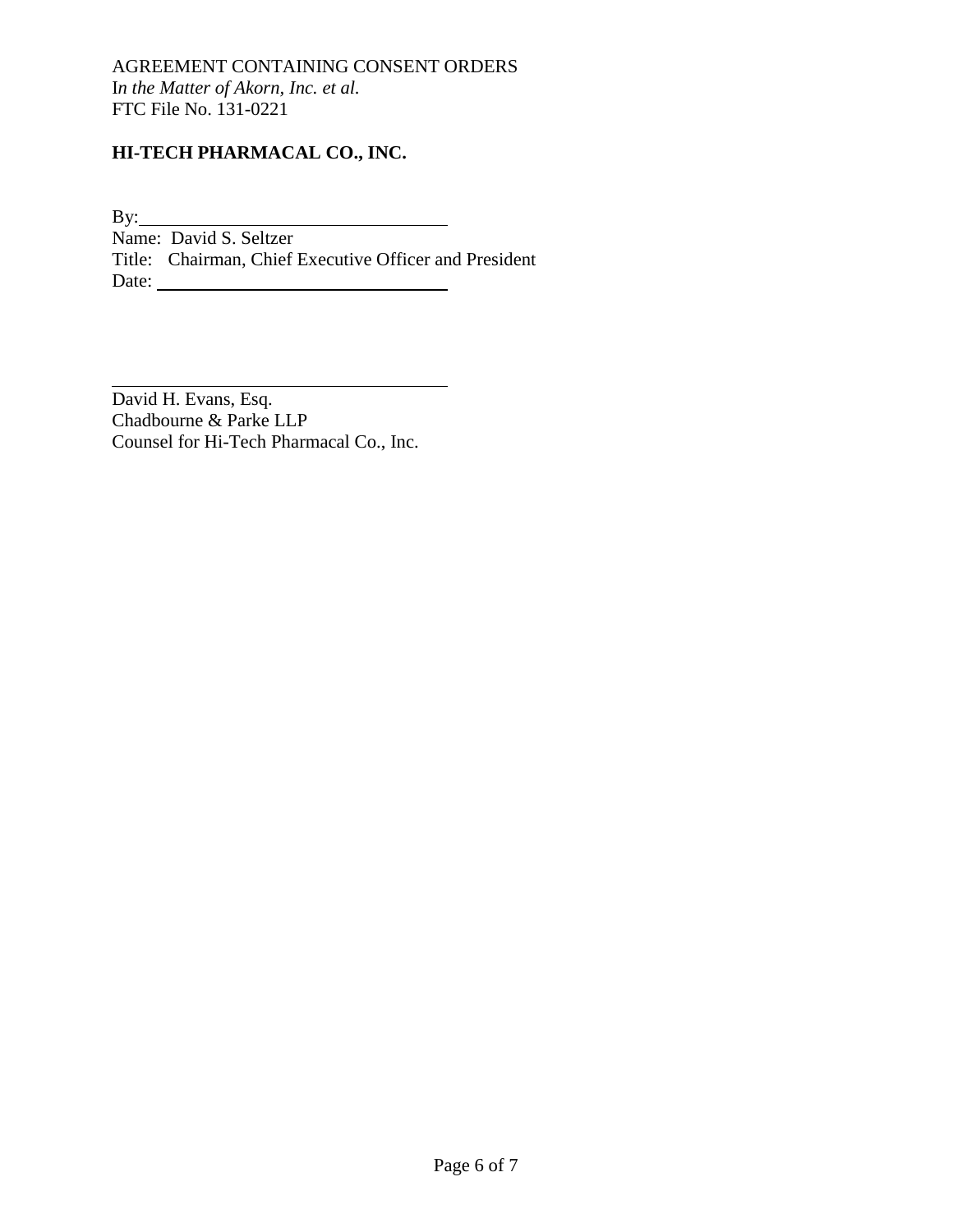AGREEMENT CONTAINING CONSENT ORDERS
*In the Matter of Akorn, Inc. et al.*
FTC File No. 131-0221

**HI-TECH PHARMACAL CO., INC.**

By: ________________________________
Name: David S. Seltzer
Title: Chairman, Chief Executive Officer and President
Date: ________________________________

________________________________
David H. Evans, Esq.
Chadbourne & Parke LLP
Counsel for Hi-Tech Pharmacal Co., Inc.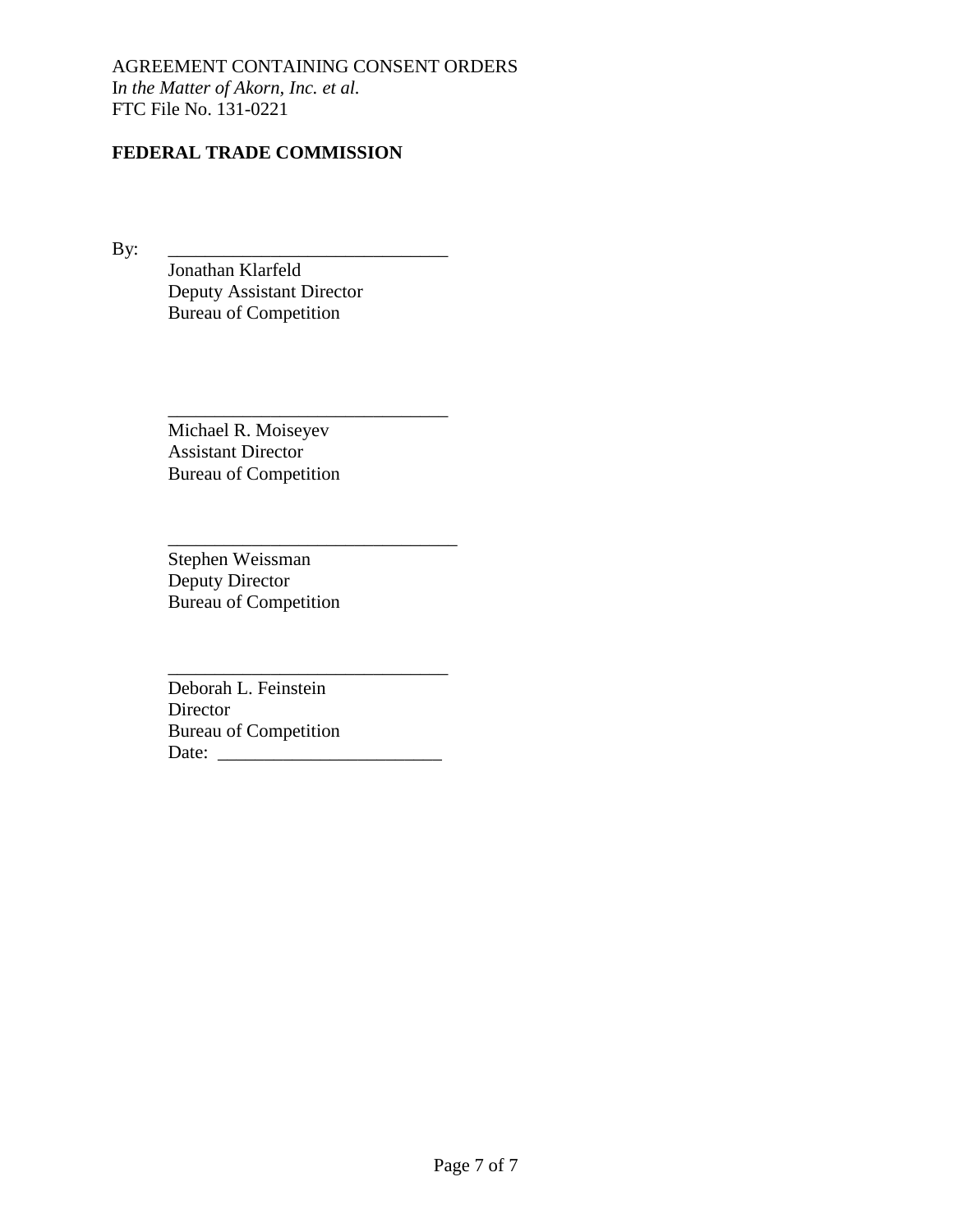AGREEMENT CONTAINING CONSENT ORDERS
*In the Matter of Akorn, Inc. et al.*
FTC File No. 131-0221

**FEDERAL TRADE COMMISSION**

By: ______________________________
Jonathan Klarfeld
Deputy Assistant Director
Bureau of Competition

______________________________
Michael R. Moiseyev
Assistant Director
Bureau of Competition

______________________________
Stephen Weissman
Deputy Director
Bureau of Competition

______________________________
Deborah L. Feinstein
Director
Bureau of Competition
Date: ________________________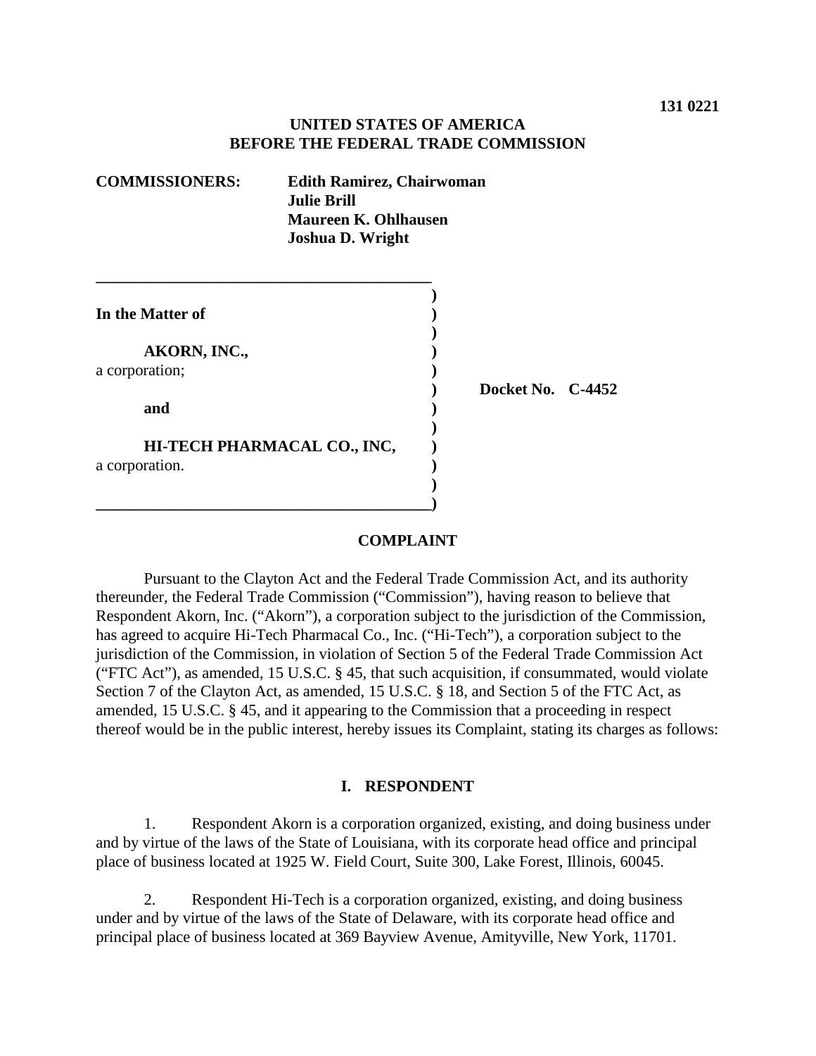**131 0221**

**UNITED STATES OF AMERICA**
**BEFORE THE FEDERAL TRADE COMMISSION**

**COMMISSIONERS:** **Edith Ramirez, Chairwoman**
**Julie Brill**
**Maureen K. Ohlhausen**
**Joshua D. Wright**

| | |
|---|---|
| **In the Matter of** | |
| **AKORN, INC.,** a corporation; | |
| **and** | **Docket No. C-4452** |
| **HI-TECH PHARMACAL CO., INC,** a corporation. | |

**COMPLAINT**

Pursuant to the Clayton Act and the Federal Trade Commission Act, and its authority thereunder, the Federal Trade Commission ("Commission"), having reason to believe that Respondent Akorn, Inc. ("Akorn"), a corporation subject to the jurisdiction of the Commission, has agreed to acquire Hi-Tech Pharmacal Co., Inc. ("Hi-Tech"), a corporation subject to the jurisdiction of the Commission, in violation of Section 5 of the Federal Trade Commission Act ("FTC Act"), as amended, 15 U.S.C. § 45, that such acquisition, if consummated, would violate Section 7 of the Clayton Act, as amended, 15 U.S.C. § 18, and Section 5 of the FTC Act, as amended, 15 U.S.C. § 45, and it appearing to the Commission that a proceeding in respect thereof would be in the public interest, hereby issues its Complaint, stating its charges as follows:

## I. RESPONDENT

1. Respondent Akorn is a corporation organized, existing, and doing business under and by virtue of the laws of the State of Louisiana, with its corporate head office and principal place of business located at 1925 W. Field Court, Suite 300, Lake Forest, Illinois, 60045.

2. Respondent Hi-Tech is a corporation organized, existing, and doing business under and by virtue of the laws of the State of Delaware, with its corporate head office and principal place of business located at 369 Bayview Avenue, Amityville, New York, 11701.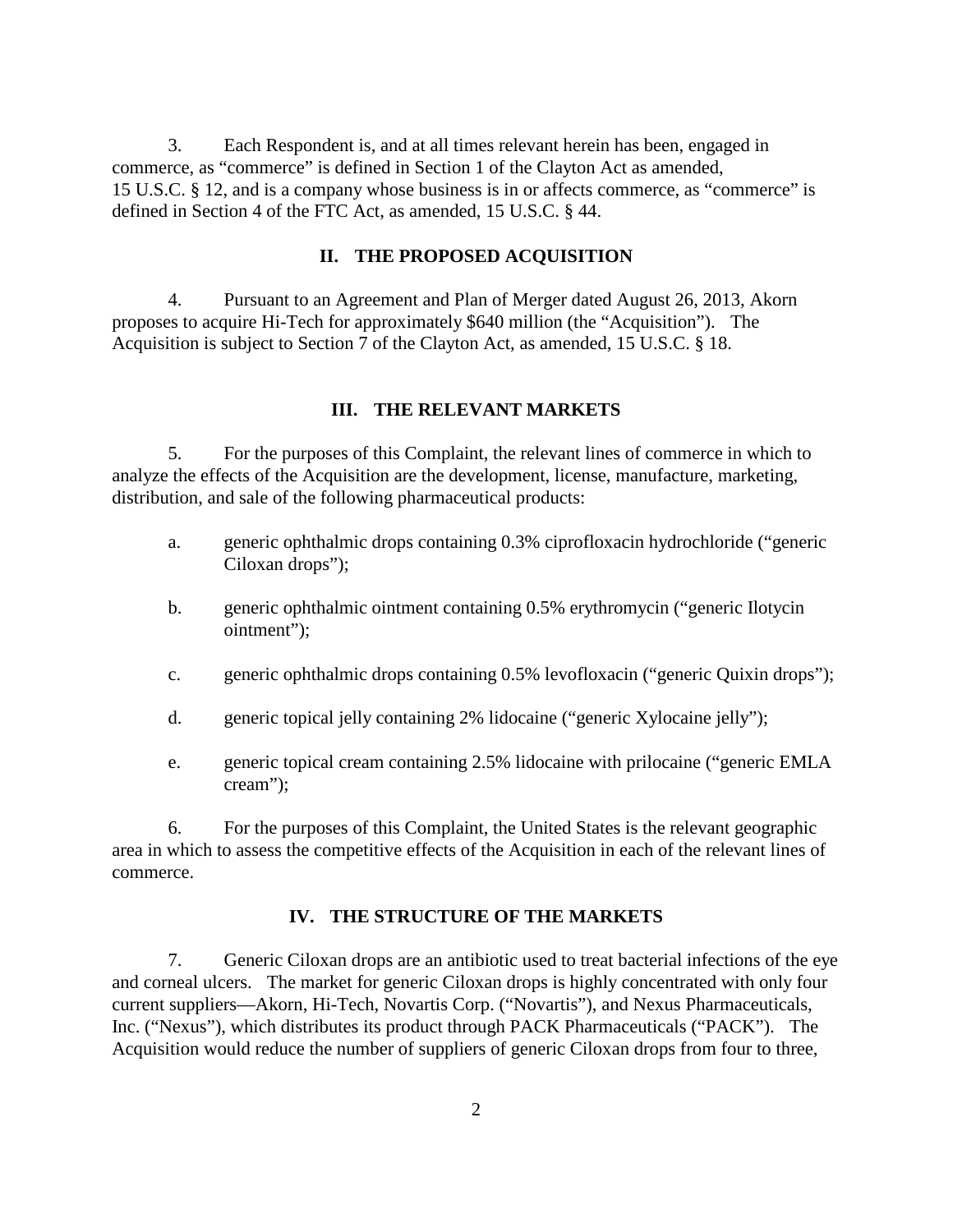3. Each Respondent is, and at all times relevant herein has been, engaged in commerce, as "commerce" is defined in Section 1 of the Clayton Act as amended, 15 U.S.C. § 12, and is a company whose business is in or affects commerce, as "commerce" is defined in Section 4 of the FTC Act, as amended, 15 U.S.C. § 44.

## II. THE PROPOSED ACQUISITION

4. Pursuant to an Agreement and Plan of Merger dated August 26, 2013, Akorn proposes to acquire Hi-Tech for approximately $640 million (the "Acquisition"). The Acquisition is subject to Section 7 of the Clayton Act, as amended, 15 U.S.C. § 18.

## III. THE RELEVANT MARKETS

5. For the purposes of this Complaint, the relevant lines of commerce in which to analyze the effects of the Acquisition are the development, license, manufacture, marketing, distribution, and sale of the following pharmaceutical products:

a. generic ophthalmic drops containing 0.3% ciprofloxacin hydrochloride ("generic Ciloxan drops");

b. generic ophthalmic ointment containing 0.5% erythromycin ("generic Ilotycin ointment");

c. generic ophthalmic drops containing 0.5% levofloxacin ("generic Quixin drops");

d. generic topical jelly containing 2% lidocaine ("generic Xylocaine jelly");

e. generic topical cream containing 2.5% lidocaine with prilocaine ("generic EMLA cream");

6. For the purposes of this Complaint, the United States is the relevant geographic area in which to assess the competitive effects of the Acquisition in each of the relevant lines of commerce.

## IV. THE STRUCTURE OF THE MARKETS

7. Generic Ciloxan drops are an antibiotic used to treat bacterial infections of the eye and corneal ulcers. The market for generic Ciloxan drops is highly concentrated with only four current suppliers—Akorn, Hi-Tech, Novartis Corp. ("Novartis"), and Nexus Pharmaceuticals, Inc. ("Nexus"), which distributes its product through PACK Pharmaceuticals ("PACK"). The Acquisition would reduce the number of suppliers of generic Ciloxan drops from four to three,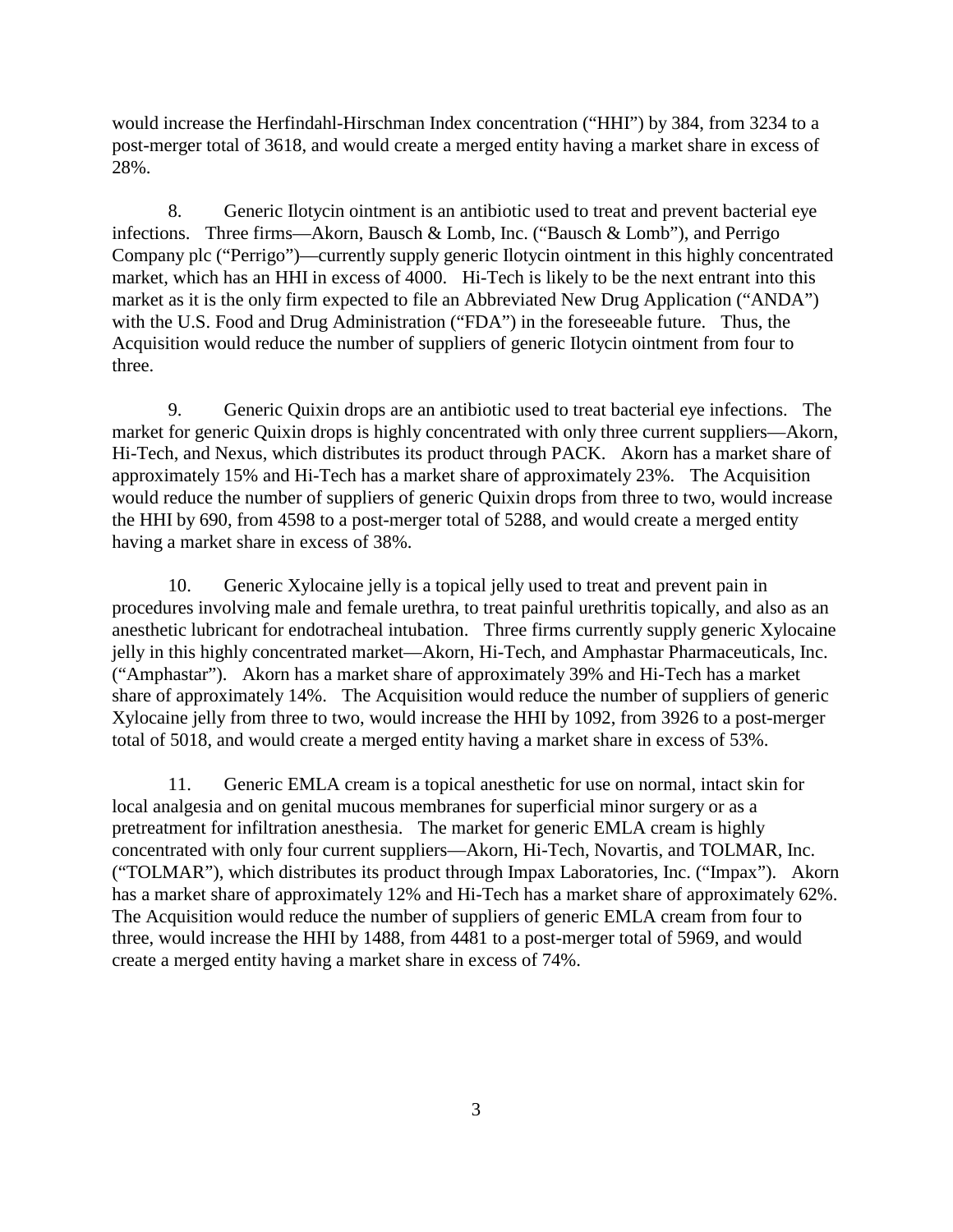would increase the Herfindahl-Hirschman Index concentration ("HHI") by 384, from 3234 to a post-merger total of 3618, and would create a merged entity having a market share in excess of 28%.

8. Generic Ilotycin ointment is an antibiotic used to treat and prevent bacterial eye infections. Three firms—Akorn, Bausch & Lomb, Inc. ("Bausch & Lomb"), and Perrigo Company plc ("Perrigo")—currently supply generic Ilotycin ointment in this highly concentrated market, which has an HHI in excess of 4000. Hi-Tech is likely to be the next entrant into this market as it is the only firm expected to file an Abbreviated New Drug Application ("ANDA") with the U.S. Food and Drug Administration ("FDA") in the foreseeable future. Thus, the Acquisition would reduce the number of suppliers of generic Ilotycin ointment from four to three.

9. Generic Quixin drops are an antibiotic used to treat bacterial eye infections. The market for generic Quixin drops is highly concentrated with only three current suppliers—Akorn, Hi-Tech, and Nexus, which distributes its product through PACK. Akorn has a market share of approximately 15% and Hi-Tech has a market share of approximately 23%. The Acquisition would reduce the number of suppliers of generic Quixin drops from three to two, would increase the HHI by 690, from 4598 to a post-merger total of 5288, and would create a merged entity having a market share in excess of 38%.

10. Generic Xylocaine jelly is a topical jelly used to treat and prevent pain in procedures involving male and female urethra, to treat painful urethritis topically, and also as an anesthetic lubricant for endotracheal intubation. Three firms currently supply generic Xylocaine jelly in this highly concentrated market—Akorn, Hi-Tech, and Amphastar Pharmaceuticals, Inc. ("Amphastar"). Akorn has a market share of approximately 39% and Hi-Tech has a market share of approximately 14%. The Acquisition would reduce the number of suppliers of generic Xylocaine jelly from three to two, would increase the HHI by 1092, from 3926 to a post-merger total of 5018, and would create a merged entity having a market share in excess of 53%.

11. Generic EMLA cream is a topical anesthetic for use on normal, intact skin for local analgesia and on genital mucous membranes for superficial minor surgery or as a pretreatment for infiltration anesthesia. The market for generic EMLA cream is highly concentrated with only four current suppliers—Akorn, Hi-Tech, Novartis, and TOLMAR, Inc. ("TOLMAR"), which distributes its product through Impax Laboratories, Inc. ("Impax"). Akorn has a market share of approximately 12% and Hi-Tech has a market share of approximately 62%. The Acquisition would reduce the number of suppliers of generic EMLA cream from four to three, would increase the HHI by 1488, from 4481 to a post-merger total of 5969, and would create a merged entity having a market share in excess of 74%.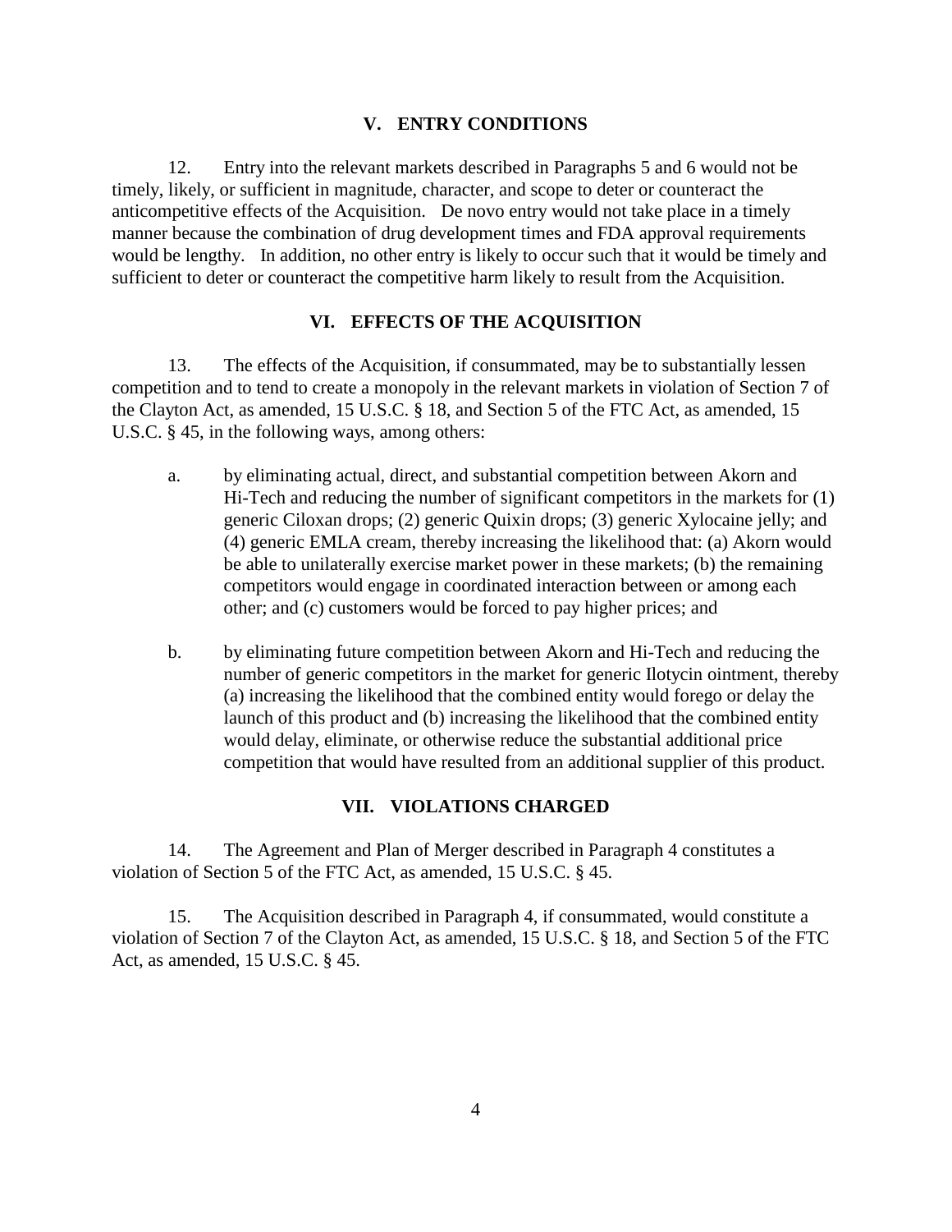## V. ENTRY CONDITIONS

12. Entry into the relevant markets described in Paragraphs 5 and 6 would not be timely, likely, or sufficient in magnitude, character, and scope to deter or counteract the anticompetitive effects of the Acquisition. De novo entry would not take place in a timely manner because the combination of drug development times and FDA approval requirements would be lengthy. In addition, no other entry is likely to occur such that it would be timely and sufficient to deter or counteract the competitive harm likely to result from the Acquisition.

## VI. EFFECTS OF THE ACQUISITION

13. The effects of the Acquisition, if consummated, may be to substantially lessen competition and to tend to create a monopoly in the relevant markets in violation of Section 7 of the Clayton Act, as amended, 15 U.S.C. § 18, and Section 5 of the FTC Act, as amended, 15 U.S.C. § 45, in the following ways, among others:

a. by eliminating actual, direct, and substantial competition between Akorn and Hi-Tech and reducing the number of significant competitors in the markets for (1) generic Ciloxan drops; (2) generic Quixin drops; (3) generic Xylocaine jelly; and (4) generic EMLA cream, thereby increasing the likelihood that: (a) Akorn would be able to unilaterally exercise market power in these markets; (b) the remaining competitors would engage in coordinated interaction between or among each other; and (c) customers would be forced to pay higher prices; and

b. by eliminating future competition between Akorn and Hi-Tech and reducing the number of generic competitors in the market for generic Ilotycin ointment, thereby (a) increasing the likelihood that the combined entity would forego or delay the launch of this product and (b) increasing the likelihood that the combined entity would delay, eliminate, or otherwise reduce the substantial additional price competition that would have resulted from an additional supplier of this product.

## VII. VIOLATIONS CHARGED

14. The Agreement and Plan of Merger described in Paragraph 4 constitutes a violation of Section 5 of the FTC Act, as amended, 15 U.S.C. § 45.

15. The Acquisition described in Paragraph 4, if consummated, would constitute a violation of Section 7 of the Clayton Act, as amended, 15 U.S.C. § 18, and Section 5 of the FTC Act, as amended, 15 U.S.C. § 45.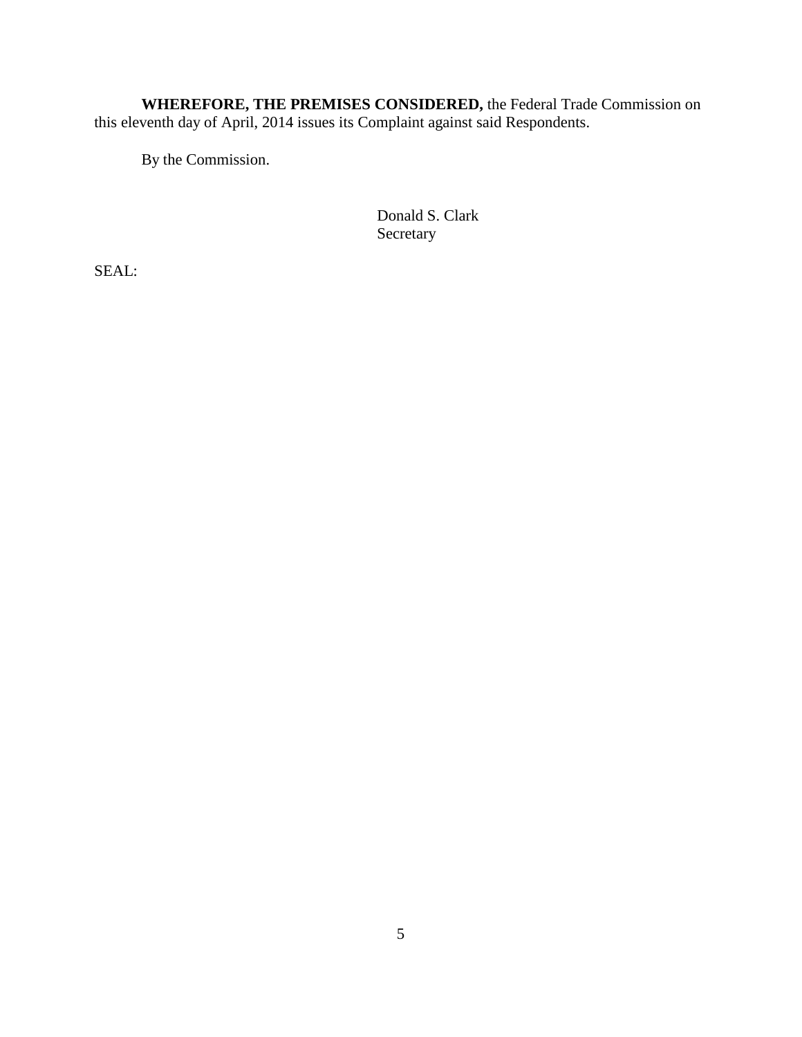**WHEREFORE, THE PREMISES CONSIDERED,** the Federal Trade Commission on this eleventh day of April, 2014 issues its Complaint against said Respondents.

By the Commission.

Donald S. Clark
Secretary

SEAL: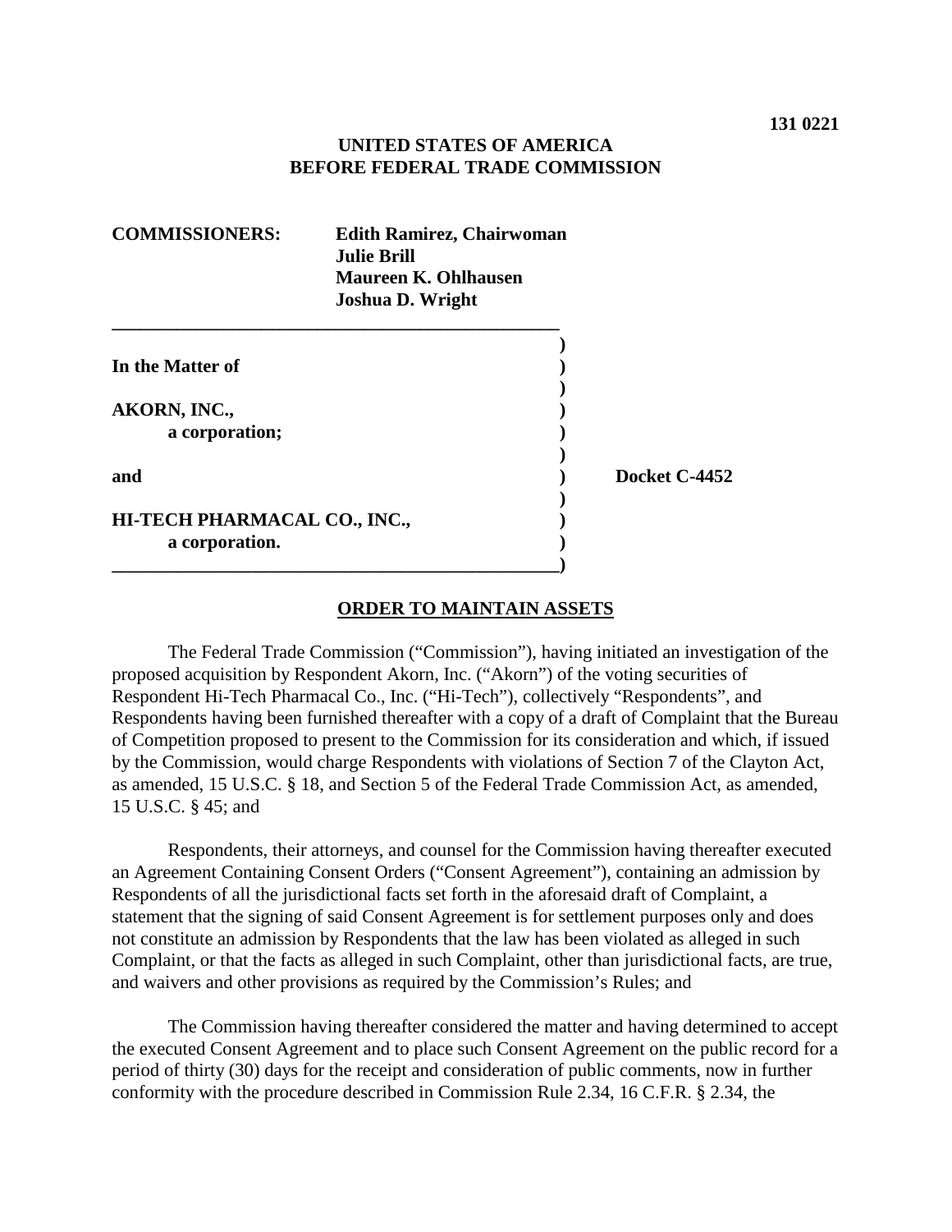**131 0221**

**UNITED STATES OF AMERICA**
**BEFORE FEDERAL TRADE COMMISSION**

**COMMISSIONERS:** **Edith Ramirez, Chairwoman**
**Julie Brill**
**Maureen K. Ohlhausen**
**Joshua D. Wright**

| | | |
|---|---|---|
| **In the Matter of** | ) | |
| | ) | |
| **AKORN, INC.,** | ) | |
| **a corporation;** | ) | |
| | ) | |
| **and** | ) | **Docket C-4452** |
| | ) | |
| **HI-TECH PHARMACAL CO., INC.,** | ) | |
| **a corporation.** | ) | |

## ORDER TO MAINTAIN ASSETS

The Federal Trade Commission ("Commission"), having initiated an investigation of the proposed acquisition by Respondent Akorn, Inc. ("Akorn") of the voting securities of Respondent Hi-Tech Pharmacal Co., Inc. ("Hi-Tech"), collectively "Respondents", and Respondents having been furnished thereafter with a copy of a draft of Complaint that the Bureau of Competition proposed to present to the Commission for its consideration and which, if issued by the Commission, would charge Respondents with violations of Section 7 of the Clayton Act, as amended, 15 U.S.C. § 18, and Section 5 of the Federal Trade Commission Act, as amended, 15 U.S.C. § 45; and

Respondents, their attorneys, and counsel for the Commission having thereafter executed an Agreement Containing Consent Orders ("Consent Agreement"), containing an admission by Respondents of all the jurisdictional facts set forth in the aforesaid draft of Complaint, a statement that the signing of said Consent Agreement is for settlement purposes only and does not constitute an admission by Respondents that the law has been violated as alleged in such Complaint, or that the facts as alleged in such Complaint, other than jurisdictional facts, are true, and waivers and other provisions as required by the Commission's Rules; and

The Commission having thereafter considered the matter and having determined to accept the executed Consent Agreement and to place such Consent Agreement on the public record for a period of thirty (30) days for the receipt and consideration of public comments, now in further conformity with the procedure described in Commission Rule 2.34, 16 C.F.R. § 2.34, the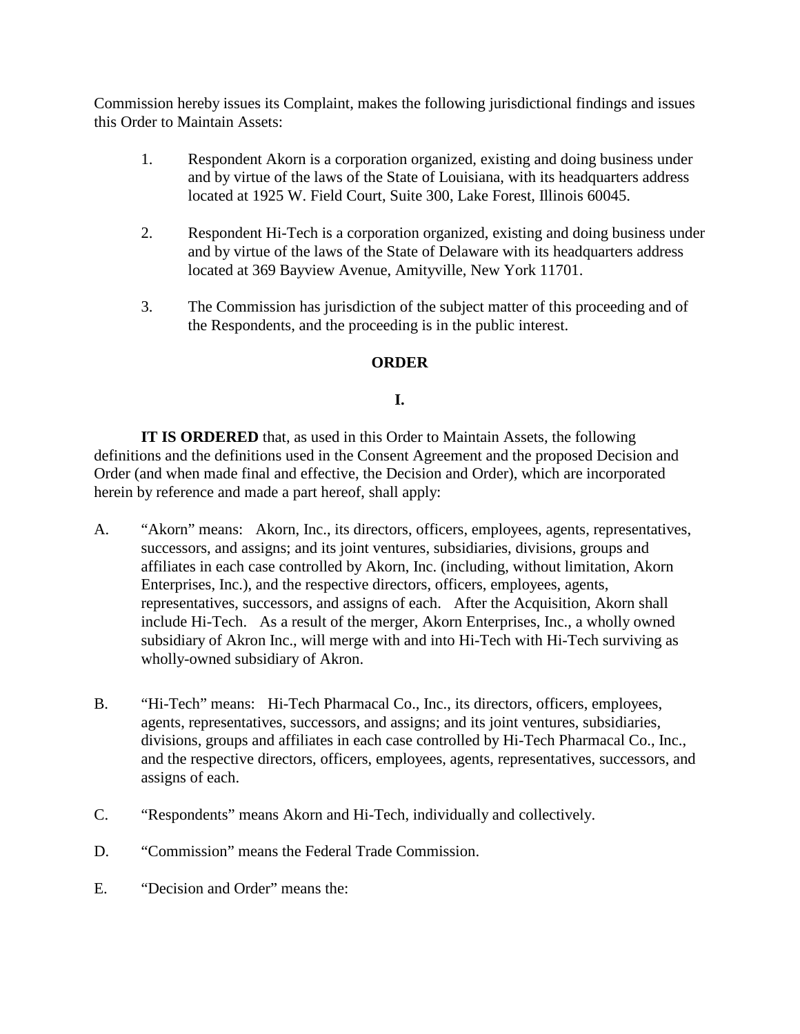Commission hereby issues its Complaint, makes the following jurisdictional findings and issues this Order to Maintain Assets:

1. Respondent Akorn is a corporation organized, existing and doing business under and by virtue of the laws of the State of Louisiana, with its headquarters address located at 1925 W. Field Court, Suite 300, Lake Forest, Illinois 60045.

2. Respondent Hi-Tech is a corporation organized, existing and doing business under and by virtue of the laws of the State of Delaware with its headquarters address located at 369 Bayview Avenue, Amityville, New York 11701.

3. The Commission has jurisdiction of the subject matter of this proceeding and of the Respondents, and the proceeding is in the public interest.

**ORDER**

**I.**

**IT IS ORDERED** that, as used in this Order to Maintain Assets, the following definitions and the definitions used in the Consent Agreement and the proposed Decision and Order (and when made final and effective, the Decision and Order), which are incorporated herein by reference and made a part hereof, shall apply:

A. "Akorn" means: Akorn, Inc., its directors, officers, employees, agents, representatives, successors, and assigns; and its joint ventures, subsidiaries, divisions, groups and affiliates in each case controlled by Akorn, Inc. (including, without limitation, Akorn Enterprises, Inc.), and the respective directors, officers, employees, agents, representatives, successors, and assigns of each. After the Acquisition, Akorn shall include Hi-Tech. As a result of the merger, Akorn Enterprises, Inc., a wholly owned subsidiary of Akron Inc., will merge with and into Hi-Tech with Hi-Tech surviving as wholly-owned subsidiary of Akron.

B. "Hi-Tech" means: Hi-Tech Pharmacal Co., Inc., its directors, officers, employees, agents, representatives, successors, and assigns; and its joint ventures, subsidiaries, divisions, groups and affiliates in each case controlled by Hi-Tech Pharmacal Co., Inc., and the respective directors, officers, employees, agents, representatives, successors, and assigns of each.

C. "Respondents" means Akorn and Hi-Tech, individually and collectively.

D. "Commission" means the Federal Trade Commission.

E. "Decision and Order" means the: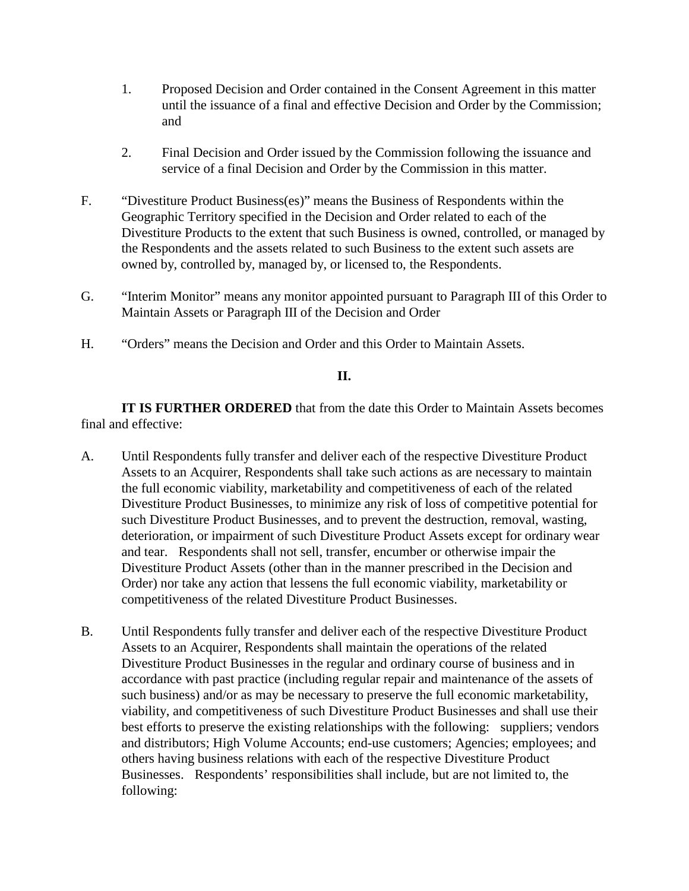1. Proposed Decision and Order contained in the Consent Agreement in this matter until the issuance of a final and effective Decision and Order by the Commission; and

2. Final Decision and Order issued by the Commission following the issuance and service of a final Decision and Order by the Commission in this matter.

F. "Divestiture Product Business(es)" means the Business of Respondents within the Geographic Territory specified in the Decision and Order related to each of the Divestiture Products to the extent that such Business is owned, controlled, or managed by the Respondents and the assets related to such Business to the extent such assets are owned by, controlled by, managed by, or licensed to, the Respondents.

G. "Interim Monitor" means any monitor appointed pursuant to Paragraph III of this Order to Maintain Assets or Paragraph III of the Decision and Order

H. "Orders" means the Decision and Order and this Order to Maintain Assets.

**II.**

**IT IS FURTHER ORDERED** that from the date this Order to Maintain Assets becomes final and effective:

A. Until Respondents fully transfer and deliver each of the respective Divestiture Product Assets to an Acquirer, Respondents shall take such actions as are necessary to maintain the full economic viability, marketability and competitiveness of each of the related Divestiture Product Businesses, to minimize any risk of loss of competitive potential for such Divestiture Product Businesses, and to prevent the destruction, removal, wasting, deterioration, or impairment of such Divestiture Product Assets except for ordinary wear and tear. Respondents shall not sell, transfer, encumber or otherwise impair the Divestiture Product Assets (other than in the manner prescribed in the Decision and Order) nor take any action that lessens the full economic viability, marketability or competitiveness of the related Divestiture Product Businesses.

B. Until Respondents fully transfer and deliver each of the respective Divestiture Product Assets to an Acquirer, Respondents shall maintain the operations of the related Divestiture Product Businesses in the regular and ordinary course of business and in accordance with past practice (including regular repair and maintenance of the assets of such business) and/or as may be necessary to preserve the full economic marketability, viability, and competitiveness of such Divestiture Product Businesses and shall use their best efforts to preserve the existing relationships with the following: suppliers; vendors and distributors; High Volume Accounts; end-use customers; Agencies; employees; and others having business relations with each of the respective Divestiture Product Businesses. Respondents' responsibilities shall include, but are not limited to, the following: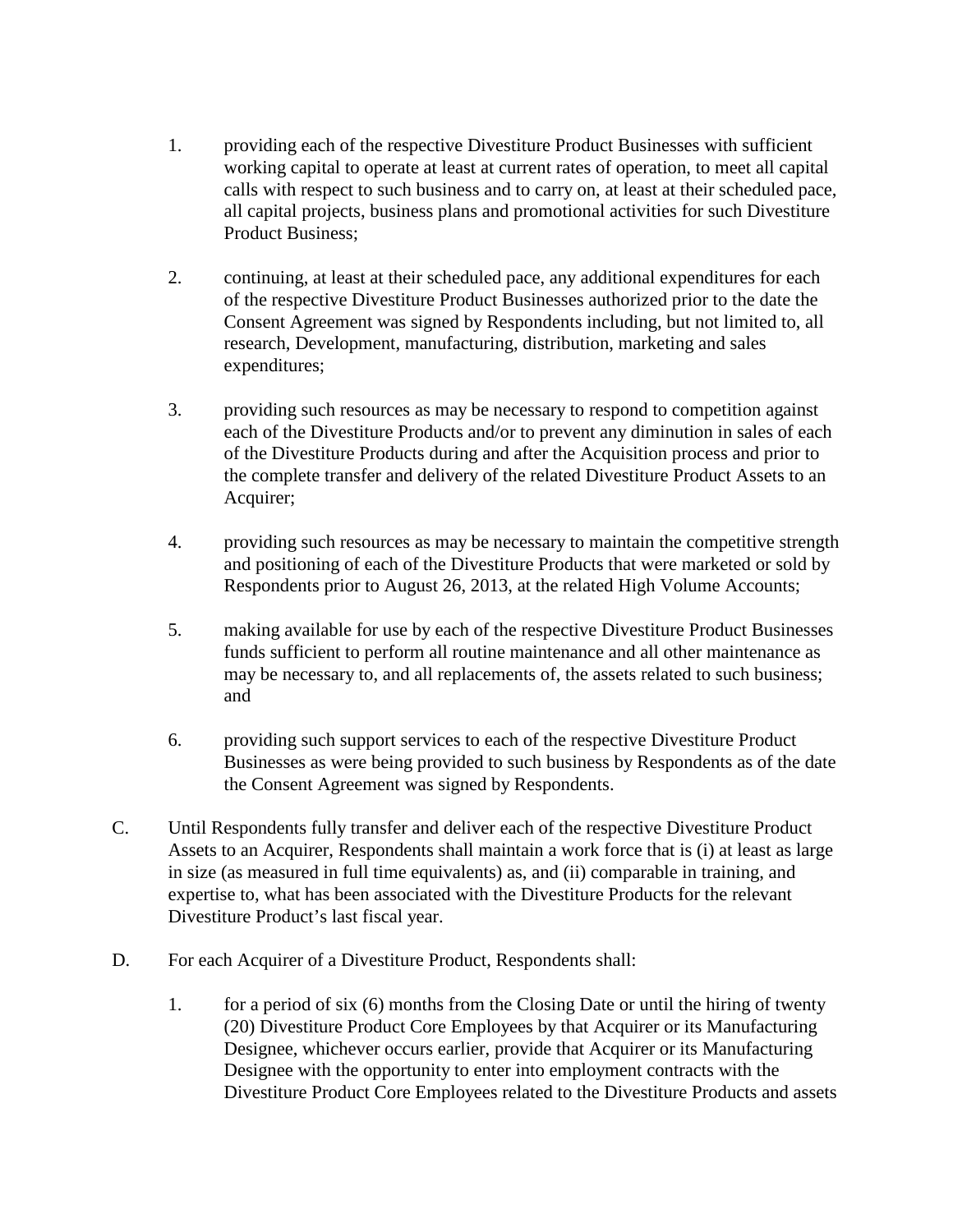1. providing each of the respective Divestiture Product Businesses with sufficient working capital to operate at least at current rates of operation, to meet all capital calls with respect to such business and to carry on, at least at their scheduled pace, all capital projects, business plans and promotional activities for such Divestiture Product Business;

2. continuing, at least at their scheduled pace, any additional expenditures for each of the respective Divestiture Product Businesses authorized prior to the date the Consent Agreement was signed by Respondents including, but not limited to, all research, Development, manufacturing, distribution, marketing and sales expenditures;

3. providing such resources as may be necessary to respond to competition against each of the Divestiture Products and/or to prevent any diminution in sales of each of the Divestiture Products during and after the Acquisition process and prior to the complete transfer and delivery of the related Divestiture Product Assets to an Acquirer;

4. providing such resources as may be necessary to maintain the competitive strength and positioning of each of the Divestiture Products that were marketed or sold by Respondents prior to August 26, 2013, at the related High Volume Accounts;

5. making available for use by each of the respective Divestiture Product Businesses funds sufficient to perform all routine maintenance and all other maintenance as may be necessary to, and all replacements of, the assets related to such business; and

6. providing such support services to each of the respective Divestiture Product Businesses as were being provided to such business by Respondents as of the date the Consent Agreement was signed by Respondents.

C. Until Respondents fully transfer and deliver each of the respective Divestiture Product Assets to an Acquirer, Respondents shall maintain a work force that is (i) at least as large in size (as measured in full time equivalents) as, and (ii) comparable in training, and expertise to, what has been associated with the Divestiture Products for the relevant Divestiture Product's last fiscal year.

D. For each Acquirer of a Divestiture Product, Respondents shall:

1. for a period of six (6) months from the Closing Date or until the hiring of twenty (20) Divestiture Product Core Employees by that Acquirer or its Manufacturing Designee, whichever occurs earlier, provide that Acquirer or its Manufacturing Designee with the opportunity to enter into employment contracts with the Divestiture Product Core Employees related to the Divestiture Products and assets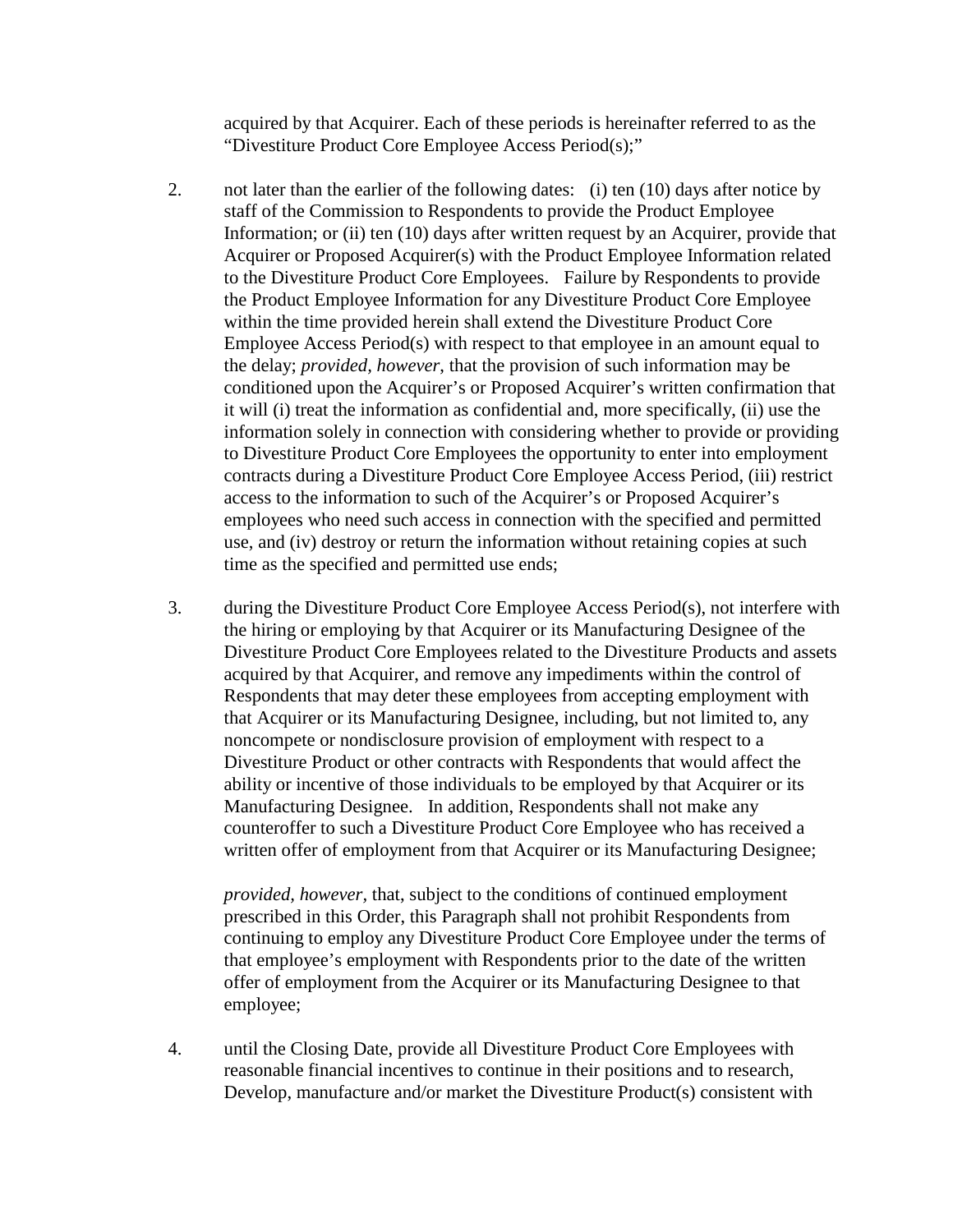acquired by that Acquirer. Each of these periods is hereinafter referred to as the "Divestiture Product Core Employee Access Period(s);"

2. not later than the earlier of the following dates: (i) ten (10) days after notice by staff of the Commission to Respondents to provide the Product Employee Information; or (ii) ten (10) days after written request by an Acquirer, provide that Acquirer or Proposed Acquirer(s) with the Product Employee Information related to the Divestiture Product Core Employees. Failure by Respondents to provide the Product Employee Information for any Divestiture Product Core Employee within the time provided herein shall extend the Divestiture Product Core Employee Access Period(s) with respect to that employee in an amount equal to the delay; *provided, however*, that the provision of such information may be conditioned upon the Acquirer's or Proposed Acquirer's written confirmation that it will (i) treat the information as confidential and, more specifically, (ii) use the information solely in connection with considering whether to provide or providing to Divestiture Product Core Employees the opportunity to enter into employment contracts during a Divestiture Product Core Employee Access Period, (iii) restrict access to the information to such of the Acquirer's or Proposed Acquirer's employees who need such access in connection with the specified and permitted use, and (iv) destroy or return the information without retaining copies at such time as the specified and permitted use ends;

3. during the Divestiture Product Core Employee Access Period(s), not interfere with the hiring or employing by that Acquirer or its Manufacturing Designee of the Divestiture Product Core Employees related to the Divestiture Products and assets acquired by that Acquirer, and remove any impediments within the control of Respondents that may deter these employees from accepting employment with that Acquirer or its Manufacturing Designee, including, but not limited to, any noncompete or nondisclosure provision of employment with respect to a Divestiture Product or other contracts with Respondents that would affect the ability or incentive of those individuals to be employed by that Acquirer or its Manufacturing Designee. In addition, Respondents shall not make any counteroffer to such a Divestiture Product Core Employee who has received a written offer of employment from that Acquirer or its Manufacturing Designee;

   *provided, however,* that, subject to the conditions of continued employment prescribed in this Order, this Paragraph shall not prohibit Respondents from continuing to employ any Divestiture Product Core Employee under the terms of that employee's employment with Respondents prior to the date of the written offer of employment from the Acquirer or its Manufacturing Designee to that employee;

4. until the Closing Date, provide all Divestiture Product Core Employees with reasonable financial incentives to continue in their positions and to research, Develop, manufacture and/or market the Divestiture Product(s) consistent with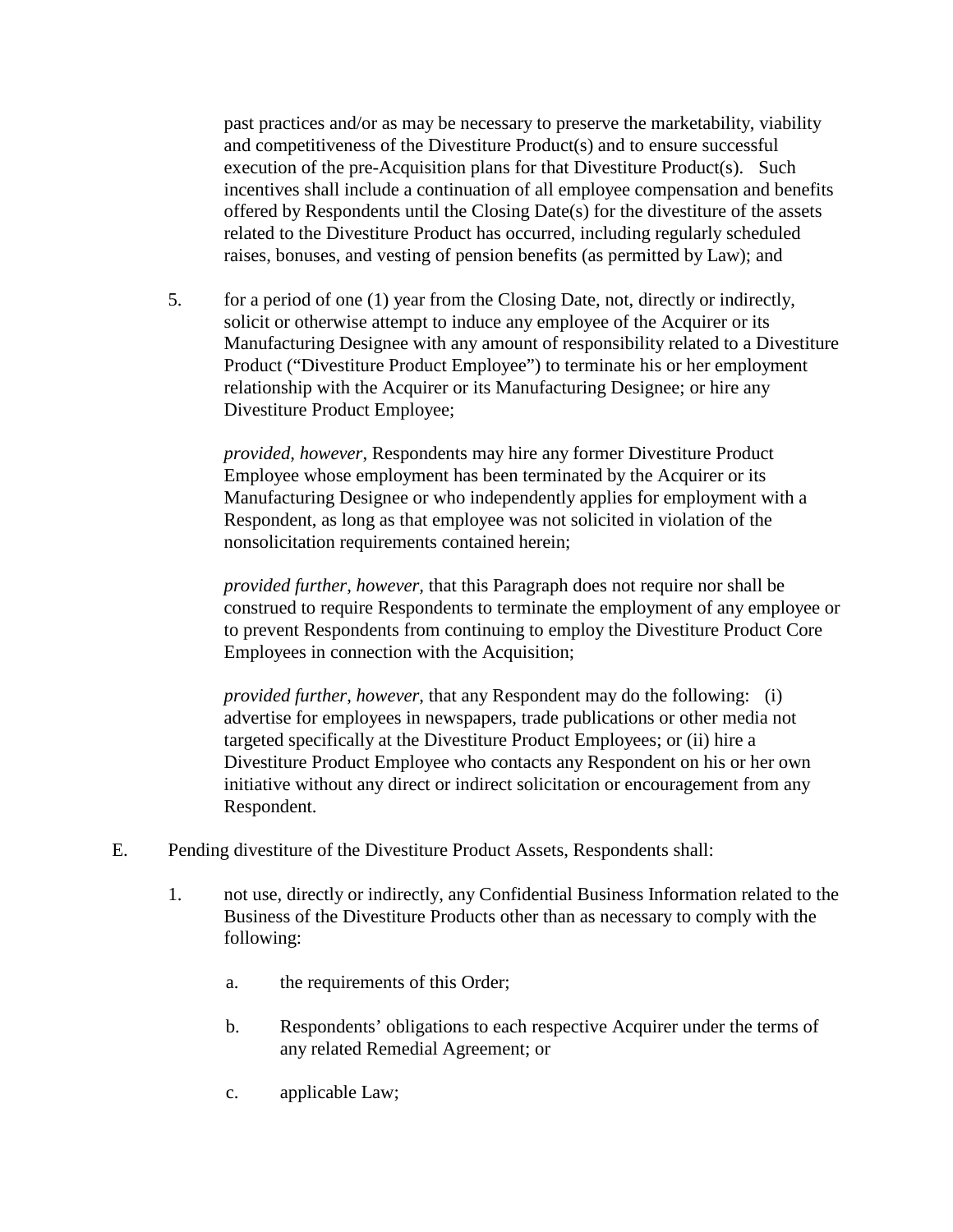past practices and/or as may be necessary to preserve the marketability, viability and competitiveness of the Divestiture Product(s) and to ensure successful execution of the pre-Acquisition plans for that Divestiture Product(s). Such incentives shall include a continuation of all employee compensation and benefits offered by Respondents until the Closing Date(s) for the divestiture of the assets related to the Divestiture Product has occurred, including regularly scheduled raises, bonuses, and vesting of pension benefits (as permitted by Law); and

5. for a period of one (1) year from the Closing Date, not, directly or indirectly, solicit or otherwise attempt to induce any employee of the Acquirer or its Manufacturing Designee with any amount of responsibility related to a Divestiture Product ("Divestiture Product Employee") to terminate his or her employment relationship with the Acquirer or its Manufacturing Designee; or hire any Divestiture Product Employee;

   *provided, however*, Respondents may hire any former Divestiture Product Employee whose employment has been terminated by the Acquirer or its Manufacturing Designee or who independently applies for employment with a Respondent, as long as that employee was not solicited in violation of the nonsolicitation requirements contained herein;

   *provided further, however,* that this Paragraph does not require nor shall be construed to require Respondents to terminate the employment of any employee or to prevent Respondents from continuing to employ the Divestiture Product Core Employees in connection with the Acquisition;

   *provided further*, *however*, that any Respondent may do the following: (i) advertise for employees in newspapers, trade publications or other media not targeted specifically at the Divestiture Product Employees; or (ii) hire a Divestiture Product Employee who contacts any Respondent on his or her own initiative without any direct or indirect solicitation or encouragement from any Respondent.

E. Pending divestiture of the Divestiture Product Assets, Respondents shall:

1. not use, directly or indirectly, any Confidential Business Information related to the Business of the Divestiture Products other than as necessary to comply with the following:

   a. the requirements of this Order;

   b. Respondents' obligations to each respective Acquirer under the terms of any related Remedial Agreement; or

   c. applicable Law;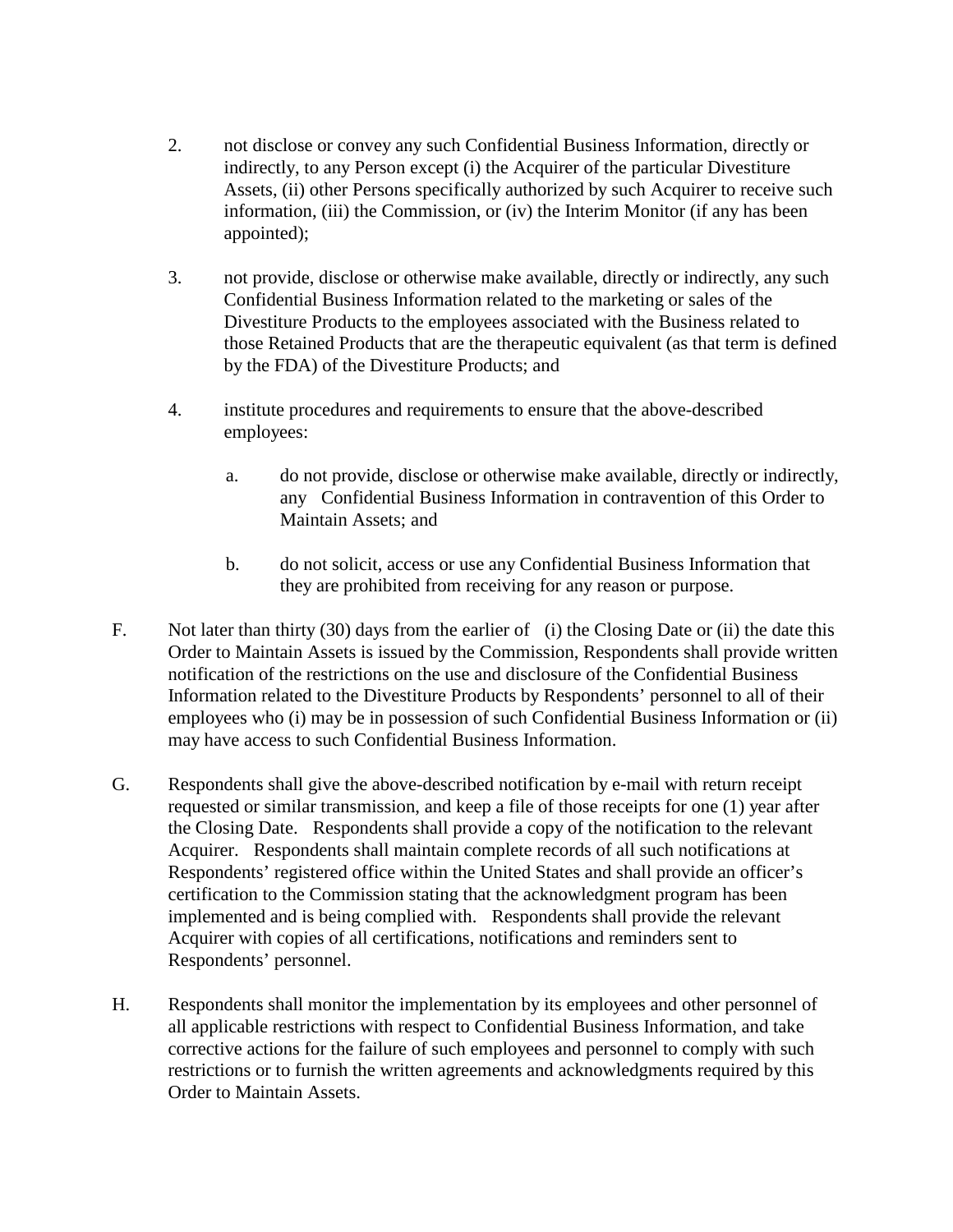2. not disclose or convey any such Confidential Business Information, directly or indirectly, to any Person except (i) the Acquirer of the particular Divestiture Assets, (ii) other Persons specifically authorized by such Acquirer to receive such information, (iii) the Commission, or (iv) the Interim Monitor (if any has been appointed);

3. not provide, disclose or otherwise make available, directly or indirectly, any such Confidential Business Information related to the marketing or sales of the Divestiture Products to the employees associated with the Business related to those Retained Products that are the therapeutic equivalent (as that term is defined by the FDA) of the Divestiture Products; and

4. institute procedures and requirements to ensure that the above-described employees:

   a. do not provide, disclose or otherwise make available, directly or indirectly, any Confidential Business Information in contravention of this Order to Maintain Assets; and

   b. do not solicit, access or use any Confidential Business Information that they are prohibited from receiving for any reason or purpose.

F. Not later than thirty (30) days from the earlier of (i) the Closing Date or (ii) the date this Order to Maintain Assets is issued by the Commission, Respondents shall provide written notification of the restrictions on the use and disclosure of the Confidential Business Information related to the Divestiture Products by Respondents' personnel to all of their employees who (i) may be in possession of such Confidential Business Information or (ii) may have access to such Confidential Business Information.

G. Respondents shall give the above-described notification by e-mail with return receipt requested or similar transmission, and keep a file of those receipts for one (1) year after the Closing Date. Respondents shall provide a copy of the notification to the relevant Acquirer. Respondents shall maintain complete records of all such notifications at Respondents' registered office within the United States and shall provide an officer's certification to the Commission stating that the acknowledgment program has been implemented and is being complied with. Respondents shall provide the relevant Acquirer with copies of all certifications, notifications and reminders sent to Respondents' personnel.

H. Respondents shall monitor the implementation by its employees and other personnel of all applicable restrictions with respect to Confidential Business Information, and take corrective actions for the failure of such employees and personnel to comply with such restrictions or to furnish the written agreements and acknowledgments required by this Order to Maintain Assets.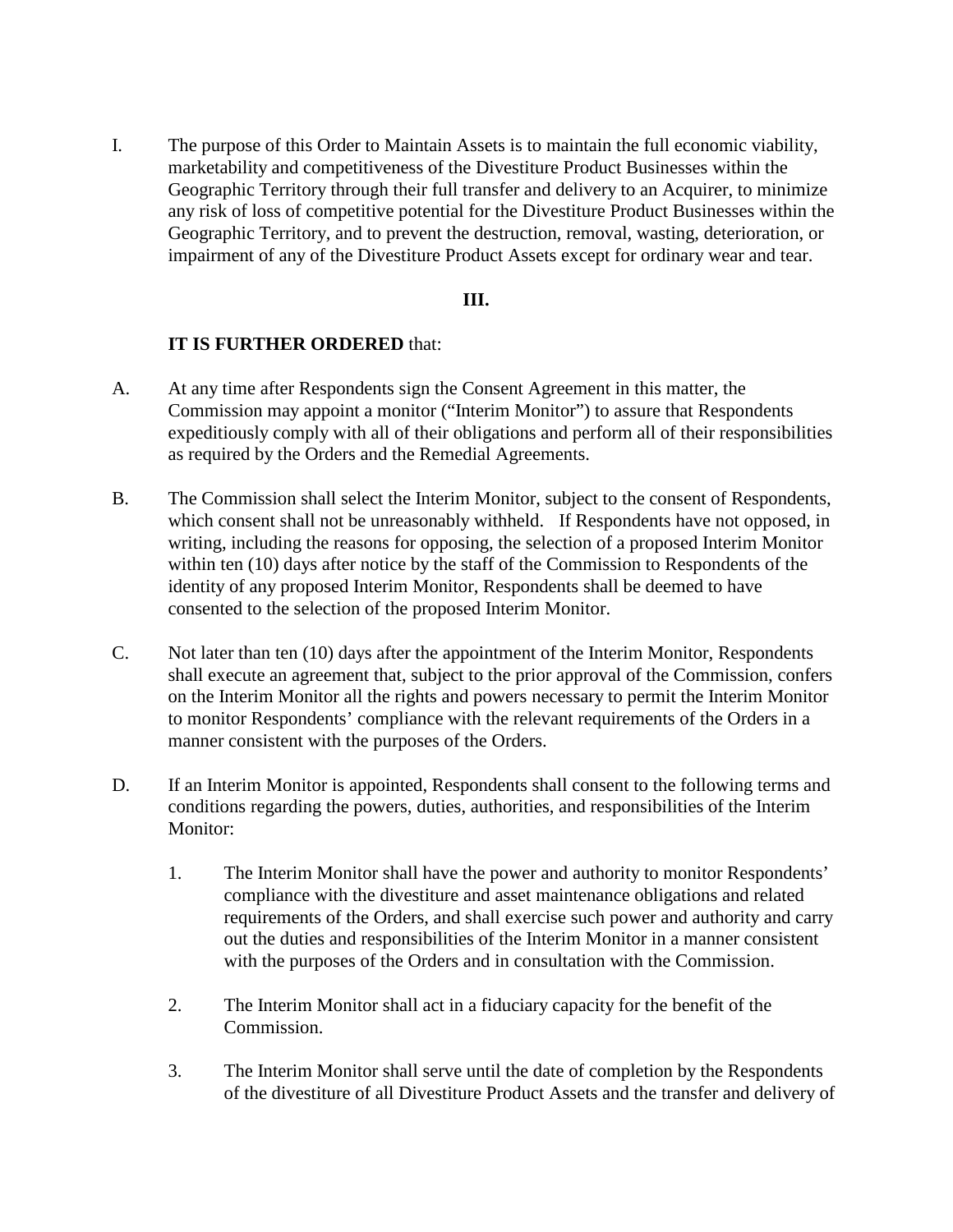I. The purpose of this Order to Maintain Assets is to maintain the full economic viability, marketability and competitiveness of the Divestiture Product Businesses within the Geographic Territory through their full transfer and delivery to an Acquirer, to minimize any risk of loss of competitive potential for the Divestiture Product Businesses within the Geographic Territory, and to prevent the destruction, removal, wasting, deterioration, or impairment of any of the Divestiture Product Assets except for ordinary wear and tear.

## III.

**IT IS FURTHER ORDERED** that:

A. At any time after Respondents sign the Consent Agreement in this matter, the Commission may appoint a monitor ("Interim Monitor") to assure that Respondents expeditiously comply with all of their obligations and perform all of their responsibilities as required by the Orders and the Remedial Agreements.

B. The Commission shall select the Interim Monitor, subject to the consent of Respondents, which consent shall not be unreasonably withheld. If Respondents have not opposed, in writing, including the reasons for opposing, the selection of a proposed Interim Monitor within ten (10) days after notice by the staff of the Commission to Respondents of the identity of any proposed Interim Monitor, Respondents shall be deemed to have consented to the selection of the proposed Interim Monitor.

C. Not later than ten (10) days after the appointment of the Interim Monitor, Respondents shall execute an agreement that, subject to the prior approval of the Commission, confers on the Interim Monitor all the rights and powers necessary to permit the Interim Monitor to monitor Respondents' compliance with the relevant requirements of the Orders in a manner consistent with the purposes of the Orders.

D. If an Interim Monitor is appointed, Respondents shall consent to the following terms and conditions regarding the powers, duties, authorities, and responsibilities of the Interim Monitor:

   1. The Interim Monitor shall have the power and authority to monitor Respondents' compliance with the divestiture and asset maintenance obligations and related requirements of the Orders, and shall exercise such power and authority and carry out the duties and responsibilities of the Interim Monitor in a manner consistent with the purposes of the Orders and in consultation with the Commission.

   2. The Interim Monitor shall act in a fiduciary capacity for the benefit of the Commission.

   3. The Interim Monitor shall serve until the date of completion by the Respondents of the divestiture of all Divestiture Product Assets and the transfer and delivery of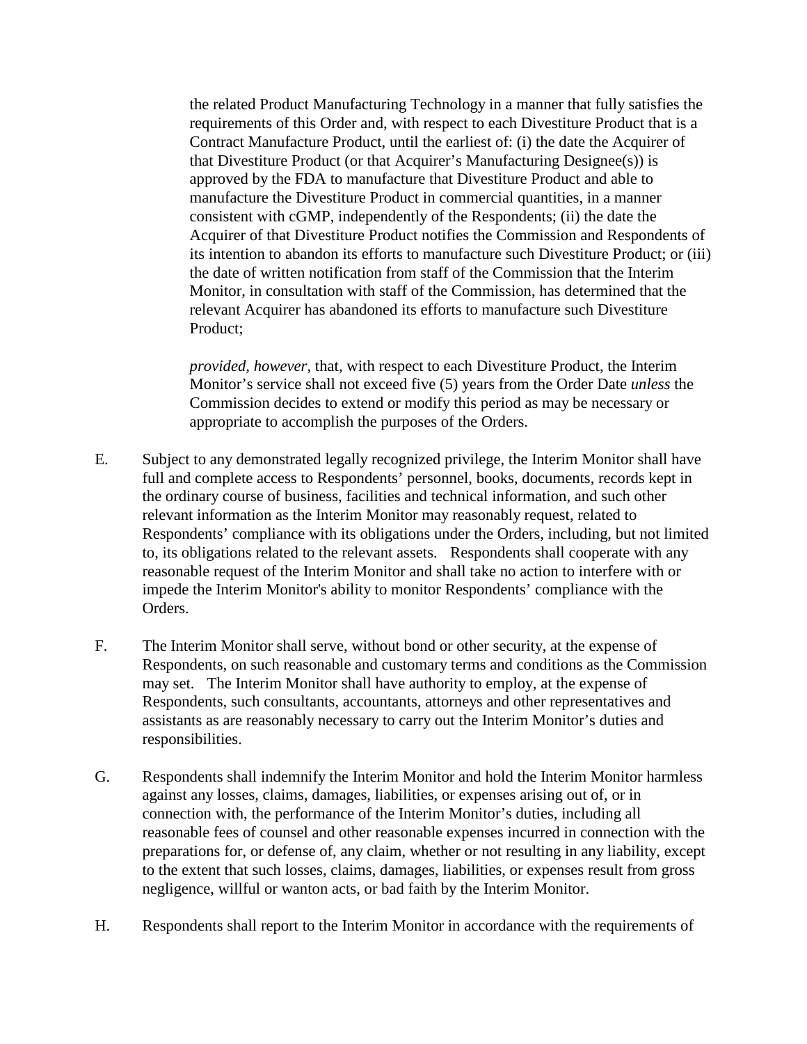the related Product Manufacturing Technology in a manner that fully satisfies the requirements of this Order and, with respect to each Divestiture Product that is a Contract Manufacture Product, until the earliest of: (i) the date the Acquirer of that Divestiture Product (or that Acquirer's Manufacturing Designee(s)) is approved by the FDA to manufacture that Divestiture Product and able to manufacture the Divestiture Product in commercial quantities, in a manner consistent with cGMP, independently of the Respondents; (ii) the date the Acquirer of that Divestiture Product notifies the Commission and Respondents of its intention to abandon its efforts to manufacture such Divestiture Product; or (iii) the date of written notification from staff of the Commission that the Interim Monitor, in consultation with staff of the Commission, has determined that the relevant Acquirer has abandoned its efforts to manufacture such Divestiture Product;

*provided, however,* that, with respect to each Divestiture Product, the Interim Monitor's service shall not exceed five (5) years from the Order Date *unless* the Commission decides to extend or modify this period as may be necessary or appropriate to accomplish the purposes of the Orders.

E. Subject to any demonstrated legally recognized privilege, the Interim Monitor shall have full and complete access to Respondents' personnel, books, documents, records kept in the ordinary course of business, facilities and technical information, and such other relevant information as the Interim Monitor may reasonably request, related to Respondents' compliance with its obligations under the Orders, including, but not limited to, its obligations related to the relevant assets. Respondents shall cooperate with any reasonable request of the Interim Monitor and shall take no action to interfere with or impede the Interim Monitor's ability to monitor Respondents' compliance with the Orders.

F. The Interim Monitor shall serve, without bond or other security, at the expense of Respondents, on such reasonable and customary terms and conditions as the Commission may set. The Interim Monitor shall have authority to employ, at the expense of Respondents, such consultants, accountants, attorneys and other representatives and assistants as are reasonably necessary to carry out the Interim Monitor's duties and responsibilities.

G. Respondents shall indemnify the Interim Monitor and hold the Interim Monitor harmless against any losses, claims, damages, liabilities, or expenses arising out of, or in connection with, the performance of the Interim Monitor's duties, including all reasonable fees of counsel and other reasonable expenses incurred in connection with the preparations for, or defense of, any claim, whether or not resulting in any liability, except to the extent that such losses, claims, damages, liabilities, or expenses result from gross negligence, willful or wanton acts, or bad faith by the Interim Monitor.

H. Respondents shall report to the Interim Monitor in accordance with the requirements of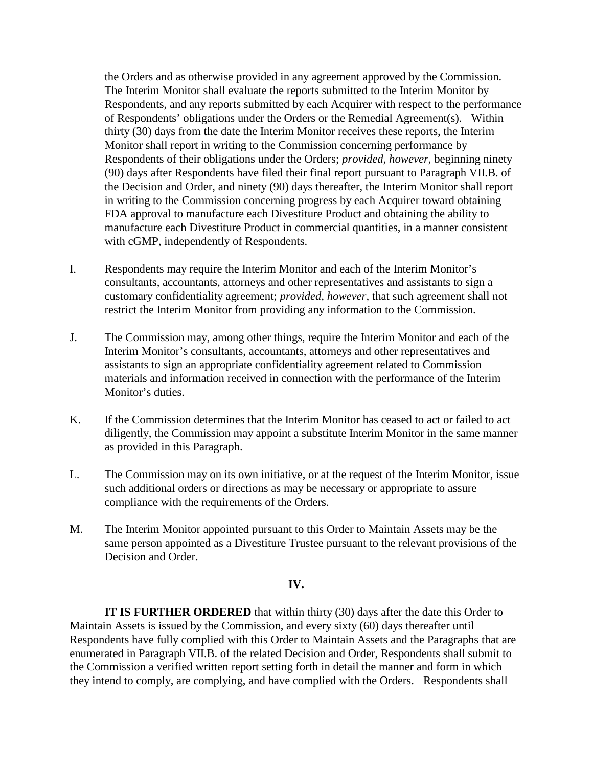the Orders and as otherwise provided in any agreement approved by the Commission. The Interim Monitor shall evaluate the reports submitted to the Interim Monitor by Respondents, and any reports submitted by each Acquirer with respect to the performance of Respondents' obligations under the Orders or the Remedial Agreement(s). Within thirty (30) days from the date the Interim Monitor receives these reports, the Interim Monitor shall report in writing to the Commission concerning performance by Respondents of their obligations under the Orders; *provided, however*, beginning ninety (90) days after Respondents have filed their final report pursuant to Paragraph VII.B. of the Decision and Order, and ninety (90) days thereafter, the Interim Monitor shall report in writing to the Commission concerning progress by each Acquirer toward obtaining FDA approval to manufacture each Divestiture Product and obtaining the ability to manufacture each Divestiture Product in commercial quantities, in a manner consistent with cGMP, independently of Respondents.

I. Respondents may require the Interim Monitor and each of the Interim Monitor's consultants, accountants, attorneys and other representatives and assistants to sign a customary confidentiality agreement; *provided, however,* that such agreement shall not restrict the Interim Monitor from providing any information to the Commission.

J. The Commission may, among other things, require the Interim Monitor and each of the Interim Monitor's consultants, accountants, attorneys and other representatives and assistants to sign an appropriate confidentiality agreement related to Commission materials and information received in connection with the performance of the Interim Monitor's duties.

K. If the Commission determines that the Interim Monitor has ceased to act or failed to act diligently, the Commission may appoint a substitute Interim Monitor in the same manner as provided in this Paragraph.

L. The Commission may on its own initiative, or at the request of the Interim Monitor, issue such additional orders or directions as may be necessary or appropriate to assure compliance with the requirements of the Orders.

M. The Interim Monitor appointed pursuant to this Order to Maintain Assets may be the same person appointed as a Divestiture Trustee pursuant to the relevant provisions of the Decision and Order.

**IV.**

**IT IS FURTHER ORDERED** that within thirty (30) days after the date this Order to Maintain Assets is issued by the Commission, and every sixty (60) days thereafter until Respondents have fully complied with this Order to Maintain Assets and the Paragraphs that are enumerated in Paragraph VII.B. of the related Decision and Order, Respondents shall submit to the Commission a verified written report setting forth in detail the manner and form in which they intend to comply, are complying, and have complied with the Orders. Respondents shall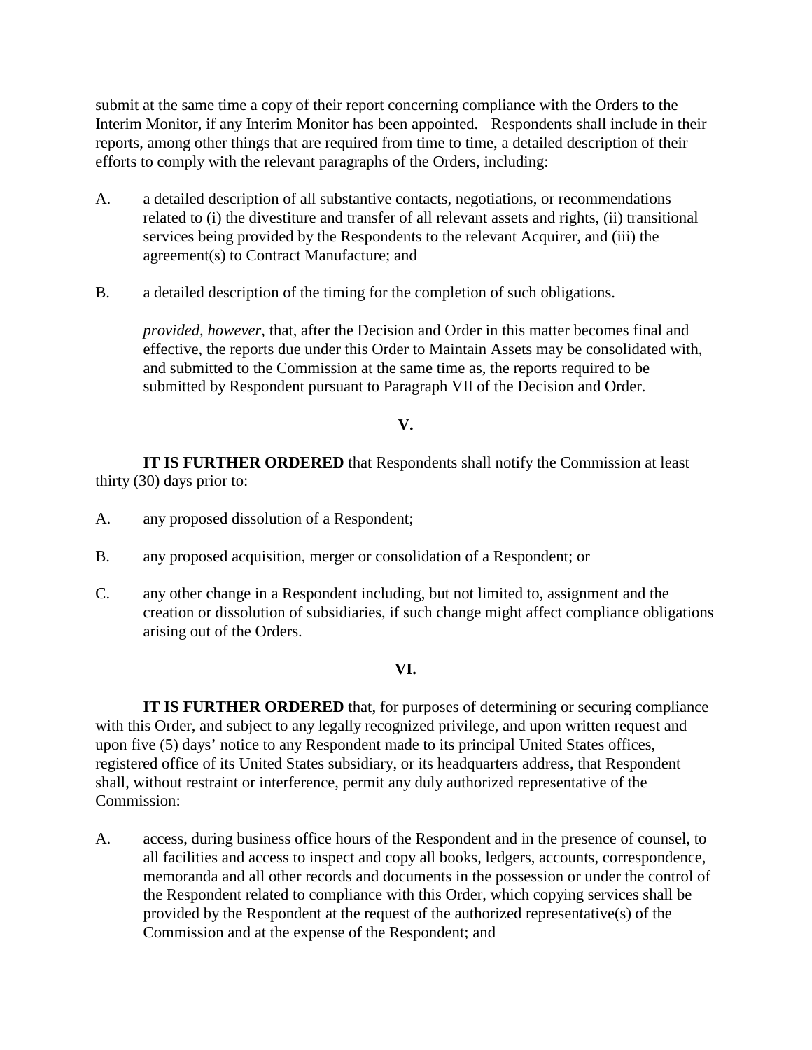submit at the same time a copy of their report concerning compliance with the Orders to the Interim Monitor, if any Interim Monitor has been appointed. Respondents shall include in their reports, among other things that are required from time to time, a detailed description of their efforts to comply with the relevant paragraphs of the Orders, including:

A. a detailed description of all substantive contacts, negotiations, or recommendations related to (i) the divestiture and transfer of all relevant assets and rights, (ii) transitional services being provided by the Respondents to the relevant Acquirer, and (iii) the agreement(s) to Contract Manufacture; and

B. a detailed description of the timing for the completion of such obligations.

*provided, however,* that, after the Decision and Order in this matter becomes final and effective, the reports due under this Order to Maintain Assets may be consolidated with, and submitted to the Commission at the same time as, the reports required to be submitted by Respondent pursuant to Paragraph VII of the Decision and Order.

**V.**

**IT IS FURTHER ORDERED** that Respondents shall notify the Commission at least thirty (30) days prior to:

A. any proposed dissolution of a Respondent;

B. any proposed acquisition, merger or consolidation of a Respondent; or

C. any other change in a Respondent including, but not limited to, assignment and the creation or dissolution of subsidiaries, if such change might affect compliance obligations arising out of the Orders.

**VI.**

**IT IS FURTHER ORDERED** that, for purposes of determining or securing compliance with this Order, and subject to any legally recognized privilege, and upon written request and upon five (5) days' notice to any Respondent made to its principal United States offices, registered office of its United States subsidiary, or its headquarters address, that Respondent shall, without restraint or interference, permit any duly authorized representative of the Commission:

A. access, during business office hours of the Respondent and in the presence of counsel, to all facilities and access to inspect and copy all books, ledgers, accounts, correspondence, memoranda and all other records and documents in the possession or under the control of the Respondent related to compliance with this Order, which copying services shall be provided by the Respondent at the request of the authorized representative(s) of the Commission and at the expense of the Respondent; and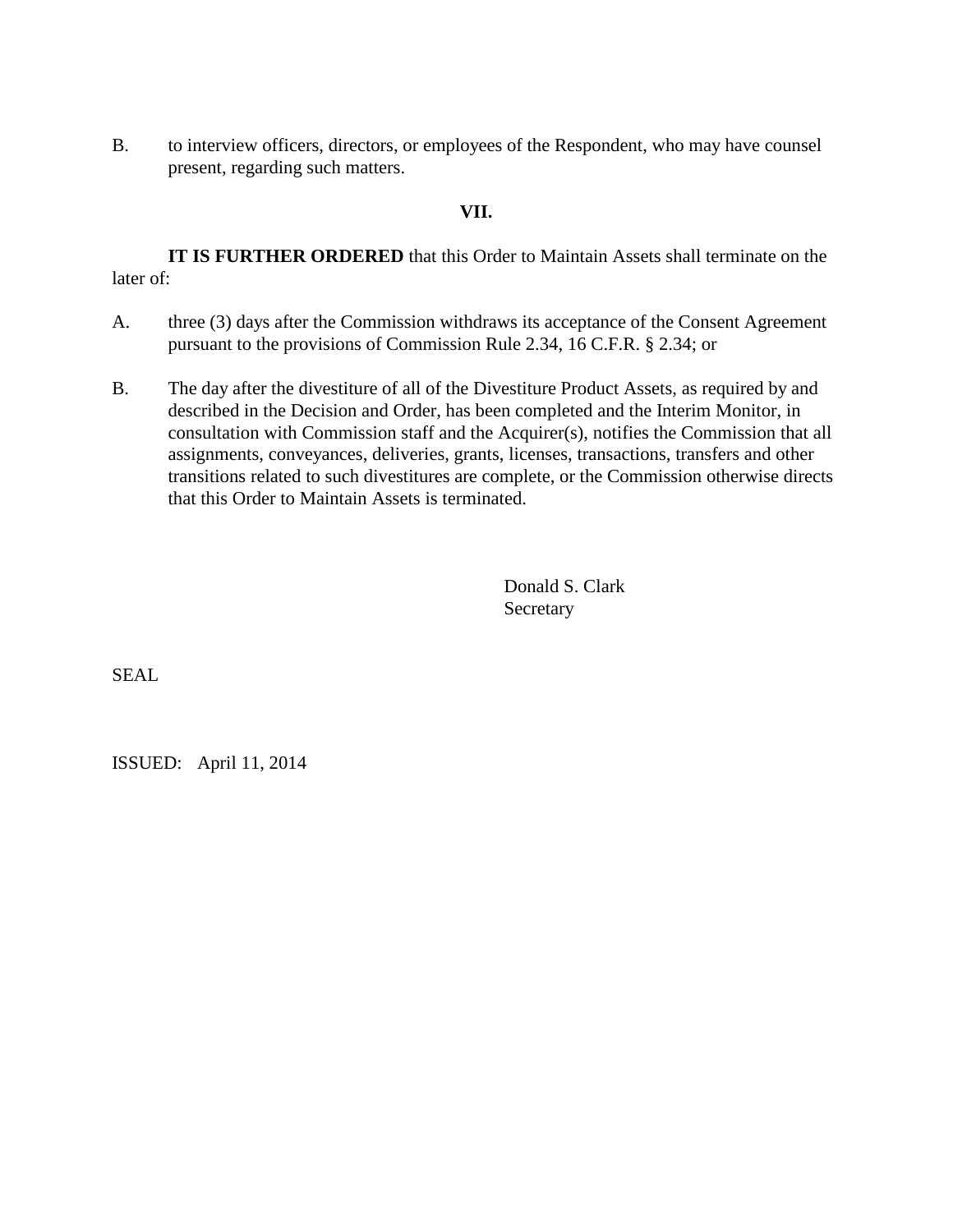B. to interview officers, directors, or employees of the Respondent, who may have counsel present, regarding such matters.

## VII.

**IT IS FURTHER ORDERED** that this Order to Maintain Assets shall terminate on the later of:

A. three (3) days after the Commission withdraws its acceptance of the Consent Agreement pursuant to the provisions of Commission Rule 2.34, 16 C.F.R. § 2.34; or

B. The day after the divestiture of all of the Divestiture Product Assets, as required by and described in the Decision and Order, has been completed and the Interim Monitor, in consultation with Commission staff and the Acquirer(s), notifies the Commission that all assignments, conveyances, deliveries, grants, licenses, transactions, transfers and other transitions related to such divestitures are complete, or the Commission otherwise directs that this Order to Maintain Assets is terminated.

Donald S. Clark
Secretary

SEAL

ISSUED: April 11, 2014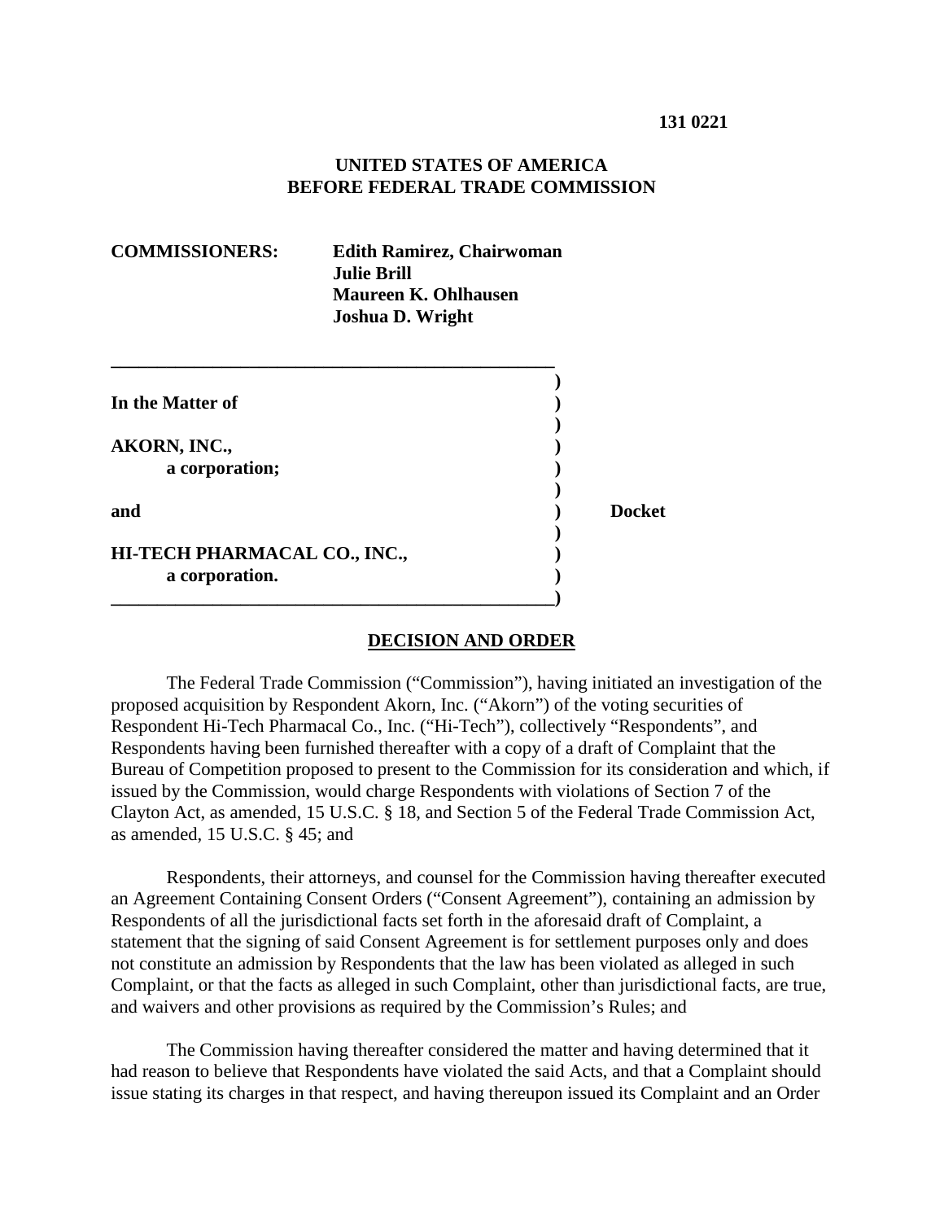131 0221

**UNITED STATES OF AMERICA**
**BEFORE FEDERAL TRADE COMMISSION**

| | |
|---|---|
| **COMMISSIONERS:** | **Edith Ramirez, Chairwoman** |
| | **Julie Brill** |
| | **Maureen K. Ohlhausen** |
| | **Joshua D. Wright** |

| | | |
|---|---|---|
| **In the Matter of** | ) | |
| **AKORN, INC.,** a corporation; | ) | |
| **and** | ) | **Docket** |
| **HI-TECH PHARMACAL CO., INC.,** a corporation. | ) | |

## DECISION AND ORDER

The Federal Trade Commission ("Commission"), having initiated an investigation of the proposed acquisition by Respondent Akorn, Inc. ("Akorn") of the voting securities of Respondent Hi-Tech Pharmacal Co., Inc. ("Hi-Tech"), collectively "Respondents", and Respondents having been furnished thereafter with a copy of a draft of Complaint that the Bureau of Competition proposed to present to the Commission for its consideration and which, if issued by the Commission, would charge Respondents with violations of Section 7 of the Clayton Act, as amended, 15 U.S.C. § 18, and Section 5 of the Federal Trade Commission Act, as amended, 15 U.S.C. § 45; and

Respondents, their attorneys, and counsel for the Commission having thereafter executed an Agreement Containing Consent Orders ("Consent Agreement"), containing an admission by Respondents of all the jurisdictional facts set forth in the aforesaid draft of Complaint, a statement that the signing of said Consent Agreement is for settlement purposes only and does not constitute an admission by Respondents that the law has been violated as alleged in such Complaint, or that the facts as alleged in such Complaint, other than jurisdictional facts, are true, and waivers and other provisions as required by the Commission's Rules; and

The Commission having thereafter considered the matter and having determined that it had reason to believe that Respondents have violated the said Acts, and that a Complaint should issue stating its charges in that respect, and having thereupon issued its Complaint and an Order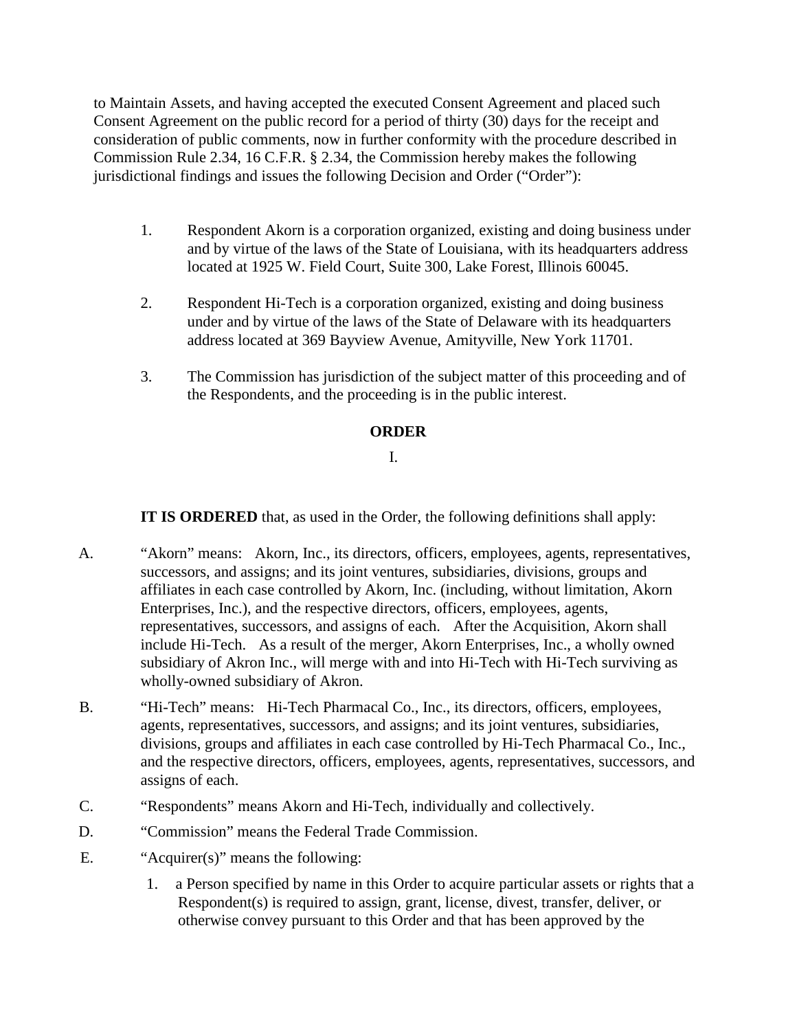to Maintain Assets, and having accepted the executed Consent Agreement and placed such Consent Agreement on the public record for a period of thirty (30) days for the receipt and consideration of public comments, now in further conformity with the procedure described in Commission Rule 2.34, 16 C.F.R. § 2.34, the Commission hereby makes the following jurisdictional findings and issues the following Decision and Order ("Order"):

1. Respondent Akorn is a corporation organized, existing and doing business under and by virtue of the laws of the State of Louisiana, with its headquarters address located at 1925 W. Field Court, Suite 300, Lake Forest, Illinois 60045.

2. Respondent Hi-Tech is a corporation organized, existing and doing business under and by virtue of the laws of the State of Delaware with its headquarters address located at 369 Bayview Avenue, Amityville, New York 11701.

3. The Commission has jurisdiction of the subject matter of this proceeding and of the Respondents, and the proceeding is in the public interest.

**ORDER**

I.

**IT IS ORDERED** that, as used in the Order, the following definitions shall apply:

A. "Akorn" means: Akorn, Inc., its directors, officers, employees, agents, representatives, successors, and assigns; and its joint ventures, subsidiaries, divisions, groups and affiliates in each case controlled by Akorn, Inc. (including, without limitation, Akorn Enterprises, Inc.), and the respective directors, officers, employees, agents, representatives, successors, and assigns of each. After the Acquisition, Akorn shall include Hi-Tech. As a result of the merger, Akorn Enterprises, Inc., a wholly owned subsidiary of Akron Inc., will merge with and into Hi-Tech with Hi-Tech surviving as wholly-owned subsidiary of Akron.

B. "Hi-Tech" means: Hi-Tech Pharmacal Co., Inc., its directors, officers, employees, agents, representatives, successors, and assigns; and its joint ventures, subsidiaries, divisions, groups and affiliates in each case controlled by Hi-Tech Pharmacal Co., Inc., and the respective directors, officers, employees, agents, representatives, successors, and assigns of each.

C. "Respondents" means Akorn and Hi-Tech, individually and collectively.

D. "Commission" means the Federal Trade Commission.

E. "Acquirer(s)" means the following:

1. a Person specified by name in this Order to acquire particular assets or rights that a Respondent(s) is required to assign, grant, license, divest, transfer, deliver, or otherwise convey pursuant to this Order and that has been approved by the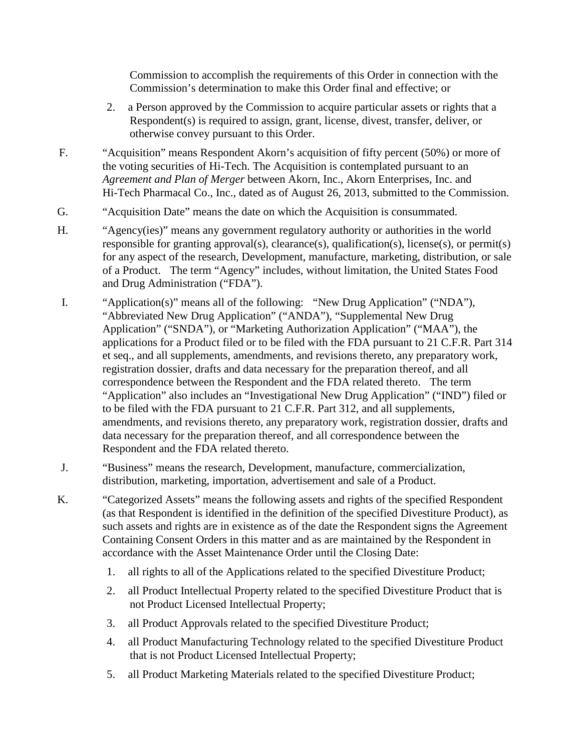Commission to accomplish the requirements of this Order in connection with the Commission's determination to make this Order final and effective; or

2. a Person approved by the Commission to acquire particular assets or rights that a Respondent(s) is required to assign, grant, license, divest, transfer, deliver, or otherwise convey pursuant to this Order.

F. "Acquisition" means Respondent Akorn's acquisition of fifty percent (50%) or more of the voting securities of Hi-Tech. The Acquisition is contemplated pursuant to an *Agreement and Plan of Merger* between Akorn, Inc., Akorn Enterprises, Inc. and Hi-Tech Pharmacal Co., Inc., dated as of August 26, 2013, submitted to the Commission.

G. "Acquisition Date" means the date on which the Acquisition is consummated.

H. "Agency(ies)" means any government regulatory authority or authorities in the world responsible for granting approval(s), clearance(s), qualification(s), license(s), or permit(s) for any aspect of the research, Development, manufacture, marketing, distribution, or sale of a Product. The term "Agency" includes, without limitation, the United States Food and Drug Administration ("FDA").

I. "Application(s)" means all of the following: "New Drug Application" ("NDA"), "Abbreviated New Drug Application" ("ANDA"), "Supplemental New Drug Application" ("SNDA"), or "Marketing Authorization Application" ("MAA"), the applications for a Product filed or to be filed with the FDA pursuant to 21 C.F.R. Part 314 et seq., and all supplements, amendments, and revisions thereto, any preparatory work, registration dossier, drafts and data necessary for the preparation thereof, and all correspondence between the Respondent and the FDA related thereto. The term "Application" also includes an "Investigational New Drug Application" ("IND") filed or to be filed with the FDA pursuant to 21 C.F.R. Part 312, and all supplements, amendments, and revisions thereto, any preparatory work, registration dossier, drafts and data necessary for the preparation thereof, and all correspondence between the Respondent and the FDA related thereto.

J. "Business" means the research, Development, manufacture, commercialization, distribution, marketing, importation, advertisement and sale of a Product.

K. "Categorized Assets" means the following assets and rights of the specified Respondent (as that Respondent is identified in the definition of the specified Divestiture Product), as such assets and rights are in existence as of the date the Respondent signs the Agreement Containing Consent Orders in this matter and as are maintained by the Respondent in accordance with the Asset Maintenance Order until the Closing Date:

1. all rights to all of the Applications related to the specified Divestiture Product;
2. all Product Intellectual Property related to the specified Divestiture Product that is not Product Licensed Intellectual Property;
3. all Product Approvals related to the specified Divestiture Product;
4. all Product Manufacturing Technology related to the specified Divestiture Product that is not Product Licensed Intellectual Property;
5. all Product Marketing Materials related to the specified Divestiture Product;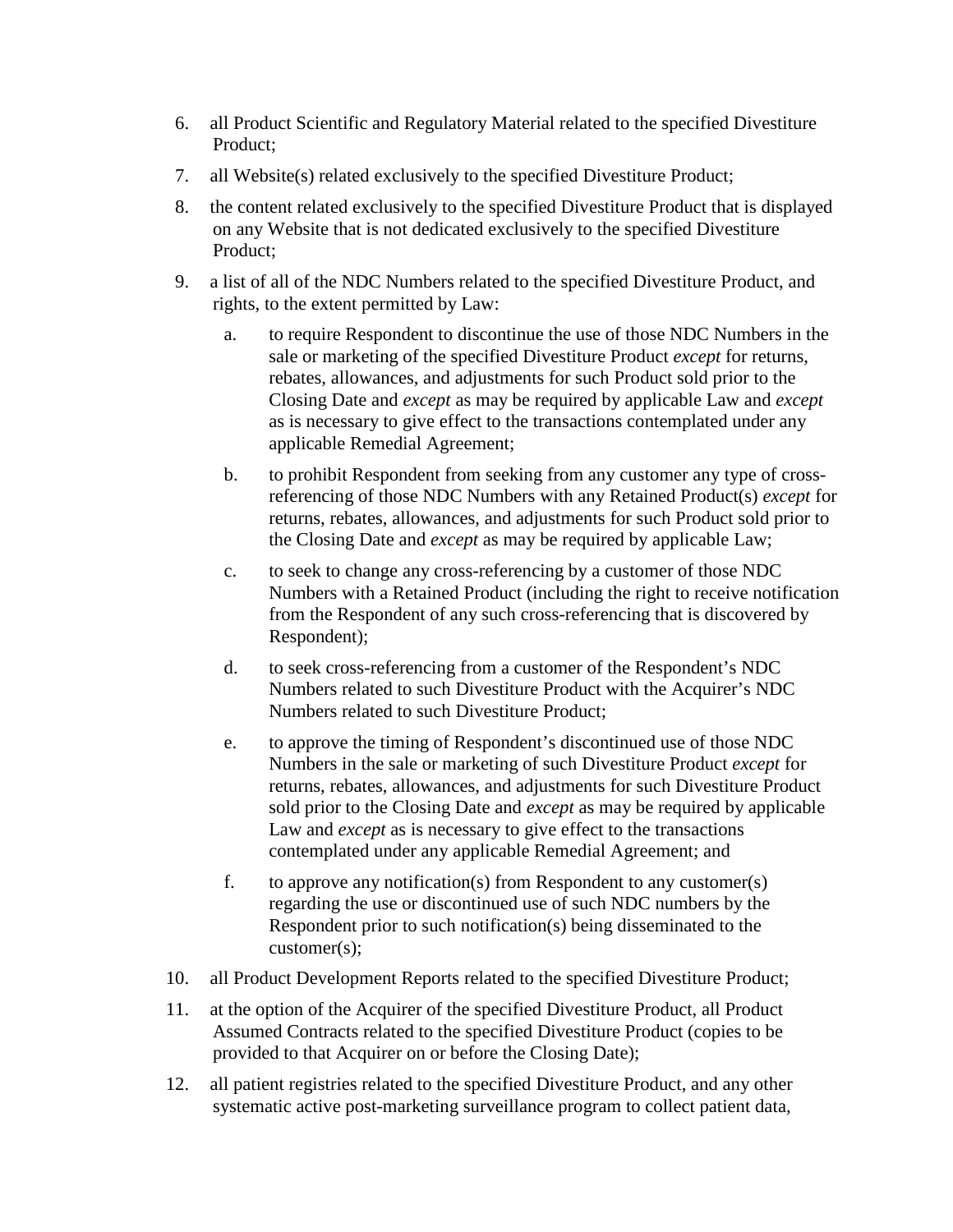6. all Product Scientific and Regulatory Material related to the specified Divestiture Product;
7. all Website(s) related exclusively to the specified Divestiture Product;
8. the content related exclusively to the specified Divestiture Product that is displayed on any Website that is not dedicated exclusively to the specified Divestiture Product;
9. a list of all of the NDC Numbers related to the specified Divestiture Product, and rights, to the extent permitted by Law:
   a. to require Respondent to discontinue the use of those NDC Numbers in the sale or marketing of the specified Divestiture Product *except* for returns, rebates, allowances, and adjustments for such Product sold prior to the Closing Date and *except* as may be required by applicable Law and *except* as is necessary to give effect to the transactions contemplated under any applicable Remedial Agreement;
   b. to prohibit Respondent from seeking from any customer any type of cross-referencing of those NDC Numbers with any Retained Product(s) *except* for returns, rebates, allowances, and adjustments for such Product sold prior to the Closing Date and *except* as may be required by applicable Law;
   c. to seek to change any cross-referencing by a customer of those NDC Numbers with a Retained Product (including the right to receive notification from the Respondent of any such cross-referencing that is discovered by Respondent);
   d. to seek cross-referencing from a customer of the Respondent's NDC Numbers related to such Divestiture Product with the Acquirer's NDC Numbers related to such Divestiture Product;
   e. to approve the timing of Respondent's discontinued use of those NDC Numbers in the sale or marketing of such Divestiture Product *except* for returns, rebates, allowances, and adjustments for such Divestiture Product sold prior to the Closing Date and *except* as may be required by applicable Law and *except* as is necessary to give effect to the transactions contemplated under any applicable Remedial Agreement; and
   f. to approve any notification(s) from Respondent to any customer(s) regarding the use or discontinued use of such NDC numbers by the Respondent prior to such notification(s) being disseminated to the customer(s);
10. all Product Development Reports related to the specified Divestiture Product;
11. at the option of the Acquirer of the specified Divestiture Product, all Product Assumed Contracts related to the specified Divestiture Product (copies to be provided to that Acquirer on or before the Closing Date);
12. all patient registries related to the specified Divestiture Product, and any other systematic active post-marketing surveillance program to collect patient data,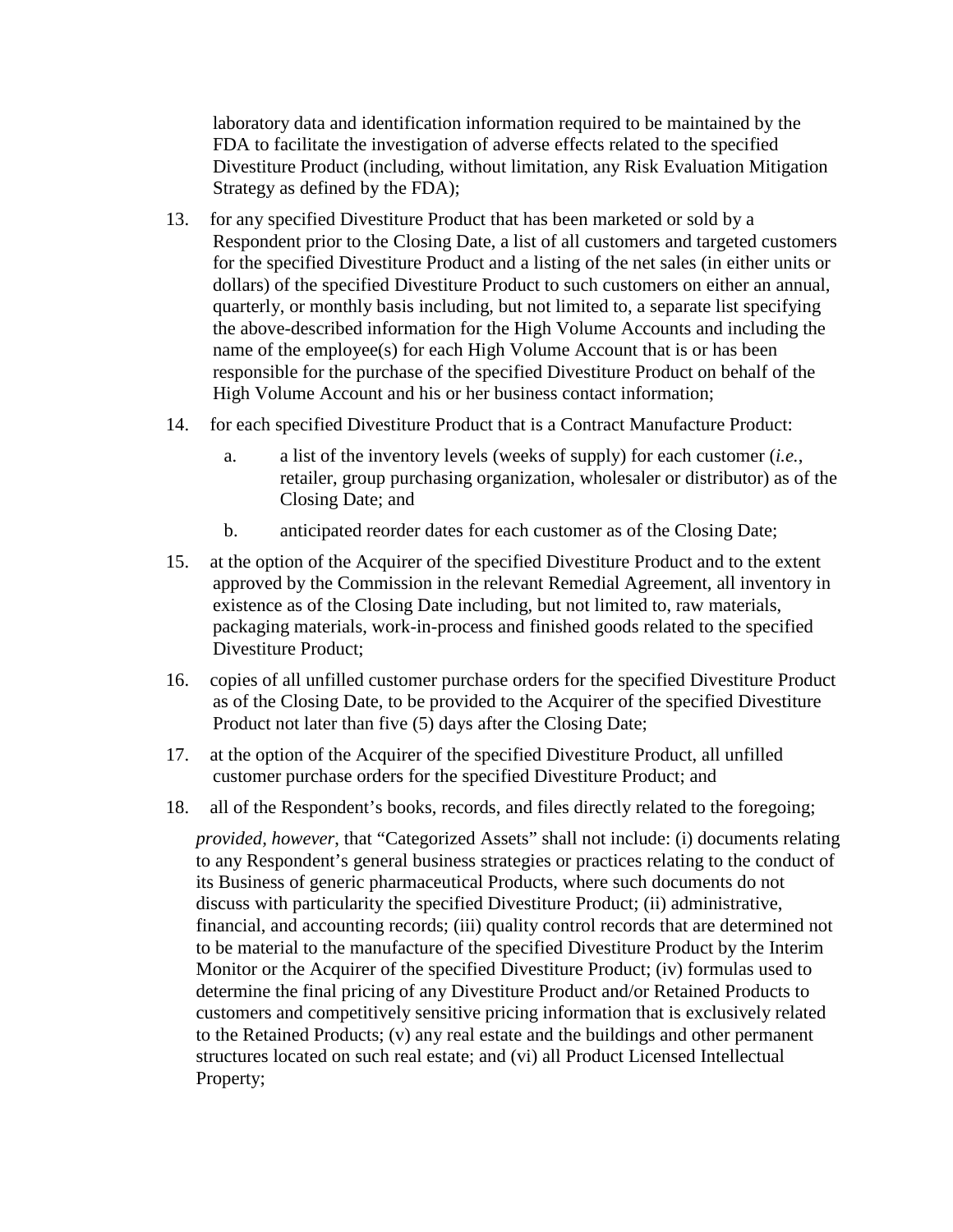laboratory data and identification information required to be maintained by the FDA to facilitate the investigation of adverse effects related to the specified Divestiture Product (including, without limitation, any Risk Evaluation Mitigation Strategy as defined by the FDA);

13. for any specified Divestiture Product that has been marketed or sold by a Respondent prior to the Closing Date, a list of all customers and targeted customers for the specified Divestiture Product and a listing of the net sales (in either units or dollars) of the specified Divestiture Product to such customers on either an annual, quarterly, or monthly basis including, but not limited to, a separate list specifying the above-described information for the High Volume Accounts and including the name of the employee(s) for each High Volume Account that is or has been responsible for the purchase of the specified Divestiture Product on behalf of the High Volume Account and his or her business contact information;

14. for each specified Divestiture Product that is a Contract Manufacture Product:

    a. a list of the inventory levels (weeks of supply) for each customer (*i.e.*, retailer, group purchasing organization, wholesaler or distributor) as of the Closing Date; and

    b. anticipated reorder dates for each customer as of the Closing Date;

15. at the option of the Acquirer of the specified Divestiture Product and to the extent approved by the Commission in the relevant Remedial Agreement, all inventory in existence as of the Closing Date including, but not limited to, raw materials, packaging materials, work-in-process and finished goods related to the specified Divestiture Product;

16. copies of all unfilled customer purchase orders for the specified Divestiture Product as of the Closing Date, to be provided to the Acquirer of the specified Divestiture Product not later than five (5) days after the Closing Date;

17. at the option of the Acquirer of the specified Divestiture Product, all unfilled customer purchase orders for the specified Divestiture Product; and

18. all of the Respondent's books, records, and files directly related to the foregoing;

*provided, however*, that "Categorized Assets" shall not include: (i) documents relating to any Respondent's general business strategies or practices relating to the conduct of its Business of generic pharmaceutical Products, where such documents do not discuss with particularity the specified Divestiture Product; (ii) administrative, financial, and accounting records; (iii) quality control records that are determined not to be material to the manufacture of the specified Divestiture Product by the Interim Monitor or the Acquirer of the specified Divestiture Product; (iv) formulas used to determine the final pricing of any Divestiture Product and/or Retained Products to customers and competitively sensitive pricing information that is exclusively related to the Retained Products; (v) any real estate and the buildings and other permanent structures located on such real estate; and (vi) all Product Licensed Intellectual Property;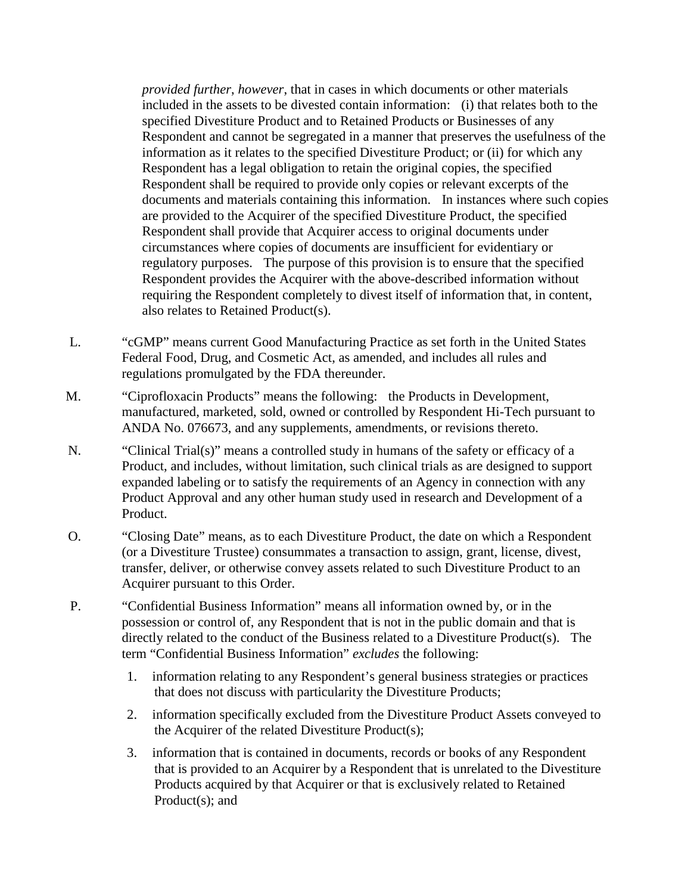*provided further*, *however*, that in cases in which documents or other materials included in the assets to be divested contain information: (i) that relates both to the specified Divestiture Product and to Retained Products or Businesses of any Respondent and cannot be segregated in a manner that preserves the usefulness of the information as it relates to the specified Divestiture Product; or (ii) for which any Respondent has a legal obligation to retain the original copies, the specified Respondent shall be required to provide only copies or relevant excerpts of the documents and materials containing this information. In instances where such copies are provided to the Acquirer of the specified Divestiture Product, the specified Respondent shall provide that Acquirer access to original documents under circumstances where copies of documents are insufficient for evidentiary or regulatory purposes. The purpose of this provision is to ensure that the specified Respondent provides the Acquirer with the above-described information without requiring the Respondent completely to divest itself of information that, in content, also relates to Retained Product(s).

L. "cGMP" means current Good Manufacturing Practice as set forth in the United States Federal Food, Drug, and Cosmetic Act, as amended, and includes all rules and regulations promulgated by the FDA thereunder.

M. "Ciprofloxacin Products" means the following: the Products in Development, manufactured, marketed, sold, owned or controlled by Respondent Hi-Tech pursuant to ANDA No. 076673, and any supplements, amendments, or revisions thereto.

N. "Clinical Trial(s)" means a controlled study in humans of the safety or efficacy of a Product, and includes, without limitation, such clinical trials as are designed to support expanded labeling or to satisfy the requirements of an Agency in connection with any Product Approval and any other human study used in research and Development of a Product.

O. "Closing Date" means, as to each Divestiture Product, the date on which a Respondent (or a Divestiture Trustee) consummates a transaction to assign, grant, license, divest, transfer, deliver, or otherwise convey assets related to such Divestiture Product to an Acquirer pursuant to this Order.

P. "Confidential Business Information" means all information owned by, or in the possession or control of, any Respondent that is not in the public domain and that is directly related to the conduct of the Business related to a Divestiture Product(s). The term "Confidential Business Information" *excludes* the following:

1. information relating to any Respondent's general business strategies or practices that does not discuss with particularity the Divestiture Products;
2. information specifically excluded from the Divestiture Product Assets conveyed to the Acquirer of the related Divestiture Product(s);
3. information that is contained in documents, records or books of any Respondent that is provided to an Acquirer by a Respondent that is unrelated to the Divestiture Products acquired by that Acquirer or that is exclusively related to Retained Product(s); and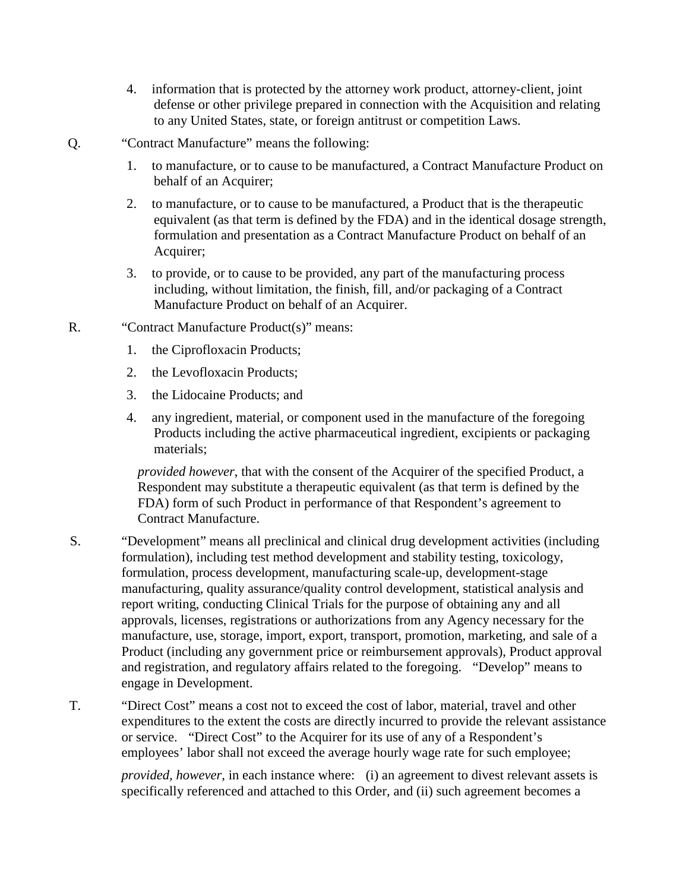4. information that is protected by the attorney work product, attorney-client, joint defense or other privilege prepared in connection with the Acquisition and relating to any United States, state, or foreign antitrust or competition Laws.

Q. "Contract Manufacture" means the following:

1. to manufacture, or to cause to be manufactured, a Contract Manufacture Product on behalf of an Acquirer;
2. to manufacture, or to cause to be manufactured, a Product that is the therapeutic equivalent (as that term is defined by the FDA) and in the identical dosage strength, formulation and presentation as a Contract Manufacture Product on behalf of an Acquirer;
3. to provide, or to cause to be provided, any part of the manufacturing process including, without limitation, the finish, fill, and/or packaging of a Contract Manufacture Product on behalf of an Acquirer.

R. "Contract Manufacture Product(s)" means:

1. the Ciprofloxacin Products;
2. the Levofloxacin Products;
3. the Lidocaine Products; and
4. any ingredient, material, or component used in the manufacture of the foregoing Products including the active pharmaceutical ingredient, excipients or packaging materials;

*provided however*, that with the consent of the Acquirer of the specified Product, a Respondent may substitute a therapeutic equivalent (as that term is defined by the FDA) form of such Product in performance of that Respondent's agreement to Contract Manufacture.

S. "Development" means all preclinical and clinical drug development activities (including formulation), including test method development and stability testing, toxicology, formulation, process development, manufacturing scale-up, development-stage manufacturing, quality assurance/quality control development, statistical analysis and report writing, conducting Clinical Trials for the purpose of obtaining any and all approvals, licenses, registrations or authorizations from any Agency necessary for the manufacture, use, storage, import, export, transport, promotion, marketing, and sale of a Product (including any government price or reimbursement approvals), Product approval and registration, and regulatory affairs related to the foregoing. "Develop" means to engage in Development.

T. "Direct Cost" means a cost not to exceed the cost of labor, material, travel and other expenditures to the extent the costs are directly incurred to provide the relevant assistance or service. "Direct Cost" to the Acquirer for its use of any of a Respondent's employees' labor shall not exceed the average hourly wage rate for such employee;

*provided, however*, in each instance where: (i) an agreement to divest relevant assets is specifically referenced and attached to this Order, and (ii) such agreement becomes a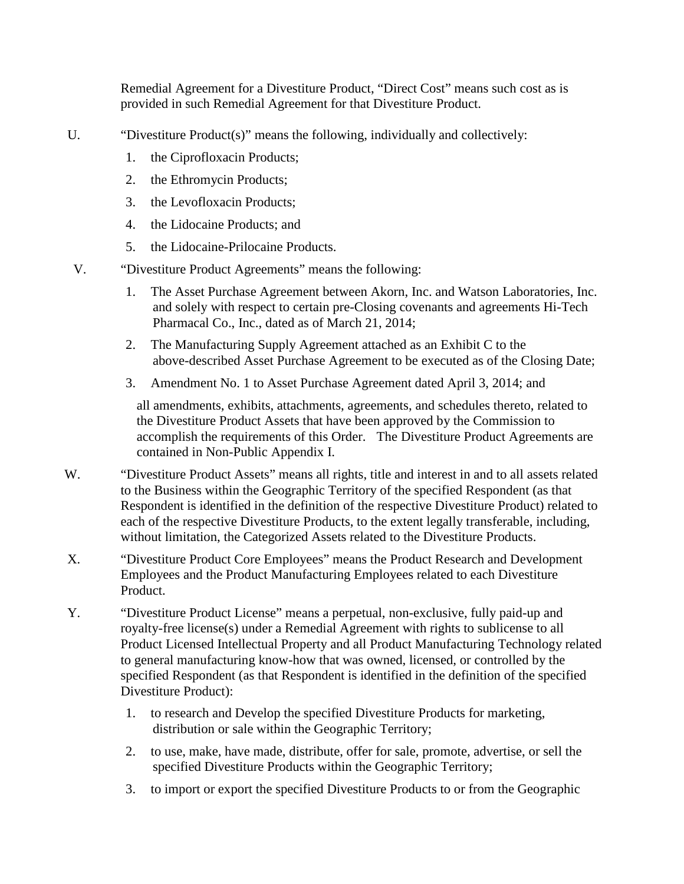Remedial Agreement for a Divestiture Product, "Direct Cost" means such cost as is provided in such Remedial Agreement for that Divestiture Product.

U. "Divestiture Product(s)" means the following, individually and collectively:

1. the Ciprofloxacin Products;
2. the Ethromycin Products;
3. the Levofloxacin Products;
4. the Lidocaine Products; and
5. the Lidocaine-Prilocaine Products.

V. "Divestiture Product Agreements" means the following:

1. The Asset Purchase Agreement between Akorn, Inc. and Watson Laboratories, Inc. and solely with respect to certain pre-Closing covenants and agreements Hi-Tech Pharmacal Co., Inc., dated as of March 21, 2014;
2. The Manufacturing Supply Agreement attached as an Exhibit C to the above-described Asset Purchase Agreement to be executed as of the Closing Date;
3. Amendment No. 1 to Asset Purchase Agreement dated April 3, 2014; and

all amendments, exhibits, attachments, agreements, and schedules thereto, related to the Divestiture Product Assets that have been approved by the Commission to accomplish the requirements of this Order. The Divestiture Product Agreements are contained in Non-Public Appendix I.

W. "Divestiture Product Assets" means all rights, title and interest in and to all assets related to the Business within the Geographic Territory of the specified Respondent (as that Respondent is identified in the definition of the respective Divestiture Product) related to each of the respective Divestiture Products, to the extent legally transferable, including, without limitation, the Categorized Assets related to the Divestiture Products.

X. "Divestiture Product Core Employees" means the Product Research and Development Employees and the Product Manufacturing Employees related to each Divestiture Product.

Y. "Divestiture Product License" means a perpetual, non-exclusive, fully paid-up and royalty-free license(s) under a Remedial Agreement with rights to sublicense to all Product Licensed Intellectual Property and all Product Manufacturing Technology related to general manufacturing know-how that was owned, licensed, or controlled by the specified Respondent (as that Respondent is identified in the definition of the specified Divestiture Product):

1. to research and Develop the specified Divestiture Products for marketing, distribution or sale within the Geographic Territory;
2. to use, make, have made, distribute, offer for sale, promote, advertise, or sell the specified Divestiture Products within the Geographic Territory;
3. to import or export the specified Divestiture Products to or from the Geographic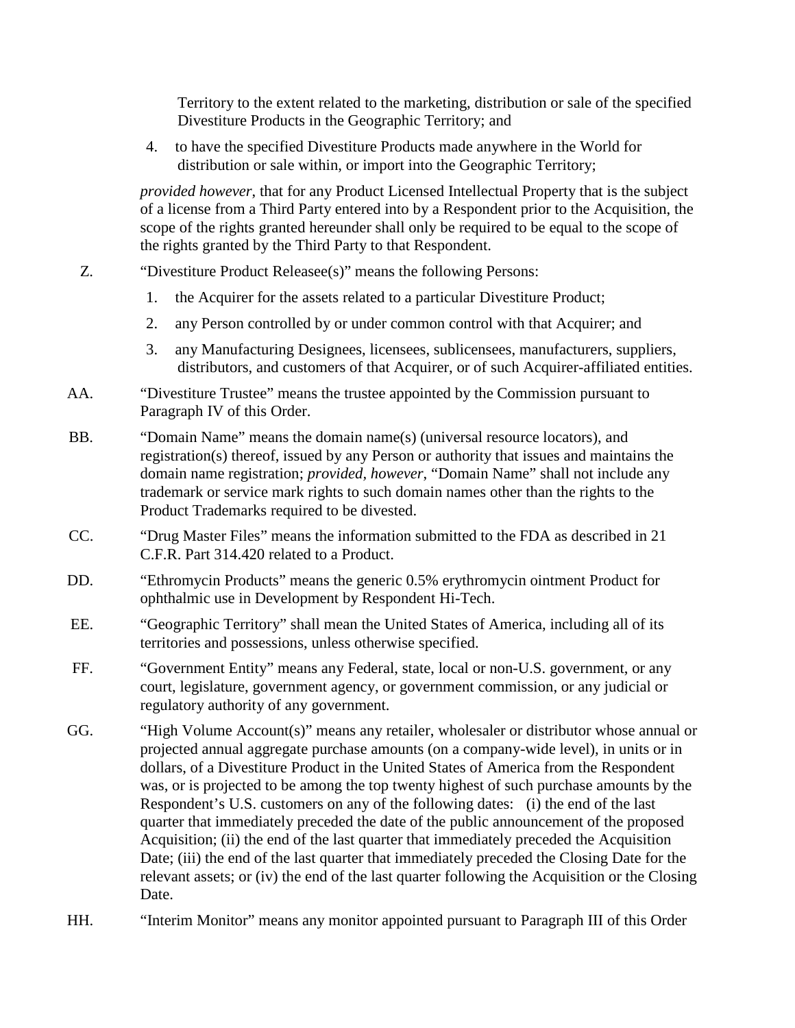Territory to the extent related to the marketing, distribution or sale of the specified Divestiture Products in the Geographic Territory; and

4. to have the specified Divestiture Products made anywhere in the World for distribution or sale within, or import into the Geographic Territory;

*provided however*, that for any Product Licensed Intellectual Property that is the subject of a license from a Third Party entered into by a Respondent prior to the Acquisition, the scope of the rights granted hereunder shall only be required to be equal to the scope of the rights granted by the Third Party to that Respondent.

Z. "Divestiture Product Releasee(s)" means the following Persons:

1. the Acquirer for the assets related to a particular Divestiture Product;
2. any Person controlled by or under common control with that Acquirer; and
3. any Manufacturing Designees, licensees, sublicensees, manufacturers, suppliers, distributors, and customers of that Acquirer, or of such Acquirer-affiliated entities.

AA. "Divestiture Trustee" means the trustee appointed by the Commission pursuant to Paragraph IV of this Order.

BB. "Domain Name" means the domain name(s) (universal resource locators), and registration(s) thereof, issued by any Person or authority that issues and maintains the domain name registration; *provided, however*, "Domain Name" shall not include any trademark or service mark rights to such domain names other than the rights to the Product Trademarks required to be divested.

CC. "Drug Master Files" means the information submitted to the FDA as described in 21 C.F.R. Part 314.420 related to a Product.

DD. "Ethromycin Products" means the generic 0.5% erythromycin ointment Product for ophthalmic use in Development by Respondent Hi-Tech.

EE. "Geographic Territory" shall mean the United States of America, including all of its territories and possessions, unless otherwise specified.

FF. "Government Entity" means any Federal, state, local or non-U.S. government, or any court, legislature, government agency, or government commission, or any judicial or regulatory authority of any government.

GG. "High Volume Account(s)" means any retailer, wholesaler or distributor whose annual or projected annual aggregate purchase amounts (on a company-wide level), in units or in dollars, of a Divestiture Product in the United States of America from the Respondent was, or is projected to be among the top twenty highest of such purchase amounts by the Respondent's U.S. customers on any of the following dates: (i) the end of the last quarter that immediately preceded the date of the public announcement of the proposed Acquisition; (ii) the end of the last quarter that immediately preceded the Acquisition Date; (iii) the end of the last quarter that immediately preceded the Closing Date for the relevant assets; or (iv) the end of the last quarter following the Acquisition or the Closing Date.

HH. "Interim Monitor" means any monitor appointed pursuant to Paragraph III of this Order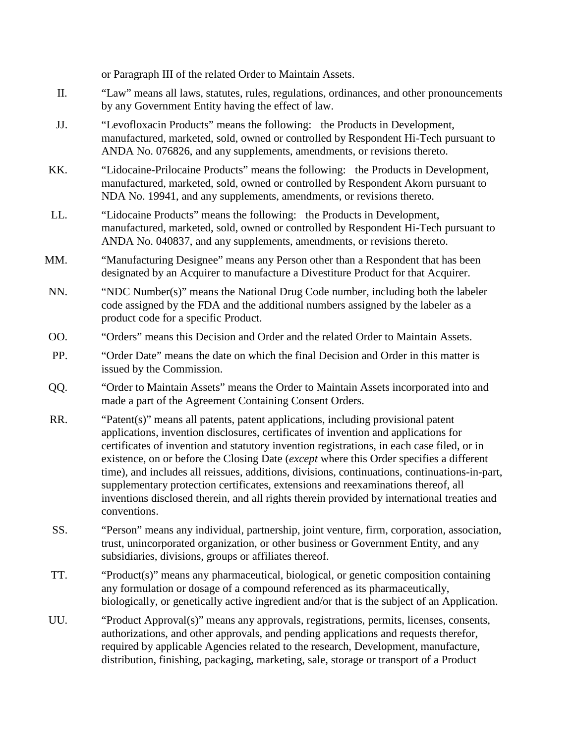or Paragraph III of the related Order to Maintain Assets.

II. "Law" means all laws, statutes, rules, regulations, ordinances, and other pronouncements by any Government Entity having the effect of law.

JJ. "Levofloxacin Products" means the following: the Products in Development, manufactured, marketed, sold, owned or controlled by Respondent Hi-Tech pursuant to ANDA No. 076826, and any supplements, amendments, or revisions thereto.

KK. "Lidocaine-Prilocaine Products" means the following: the Products in Development, manufactured, marketed, sold, owned or controlled by Respondent Akorn pursuant to NDA No. 19941, and any supplements, amendments, or revisions thereto.

LL. "Lidocaine Products" means the following: the Products in Development, manufactured, marketed, sold, owned or controlled by Respondent Hi-Tech pursuant to ANDA No. 040837, and any supplements, amendments, or revisions thereto.

MM. "Manufacturing Designee" means any Person other than a Respondent that has been designated by an Acquirer to manufacture a Divestiture Product for that Acquirer.

NN. "NDC Number(s)" means the National Drug Code number, including both the labeler code assigned by the FDA and the additional numbers assigned by the labeler as a product code for a specific Product.

OO. "Orders" means this Decision and Order and the related Order to Maintain Assets.

PP. "Order Date" means the date on which the final Decision and Order in this matter is issued by the Commission.

QQ. "Order to Maintain Assets" means the Order to Maintain Assets incorporated into and made a part of the Agreement Containing Consent Orders.

RR. "Patent(s)" means all patents, patent applications, including provisional patent applications, invention disclosures, certificates of invention and applications for certificates of invention and statutory invention registrations, in each case filed, or in existence, on or before the Closing Date (*except* where this Order specifies a different time), and includes all reissues, additions, divisions, continuations, continuations-in-part, supplementary protection certificates, extensions and reexaminations thereof, all inventions disclosed therein, and all rights therein provided by international treaties and conventions.

SS. "Person" means any individual, partnership, joint venture, firm, corporation, association, trust, unincorporated organization, or other business or Government Entity, and any subsidiaries, divisions, groups or affiliates thereof.

TT. "Product(s)" means any pharmaceutical, biological, or genetic composition containing any formulation or dosage of a compound referenced as its pharmaceutically, biologically, or genetically active ingredient and/or that is the subject of an Application.

UU. "Product Approval(s)" means any approvals, registrations, permits, licenses, consents, authorizations, and other approvals, and pending applications and requests therefor, required by applicable Agencies related to the research, Development, manufacture, distribution, finishing, packaging, marketing, sale, storage or transport of a Product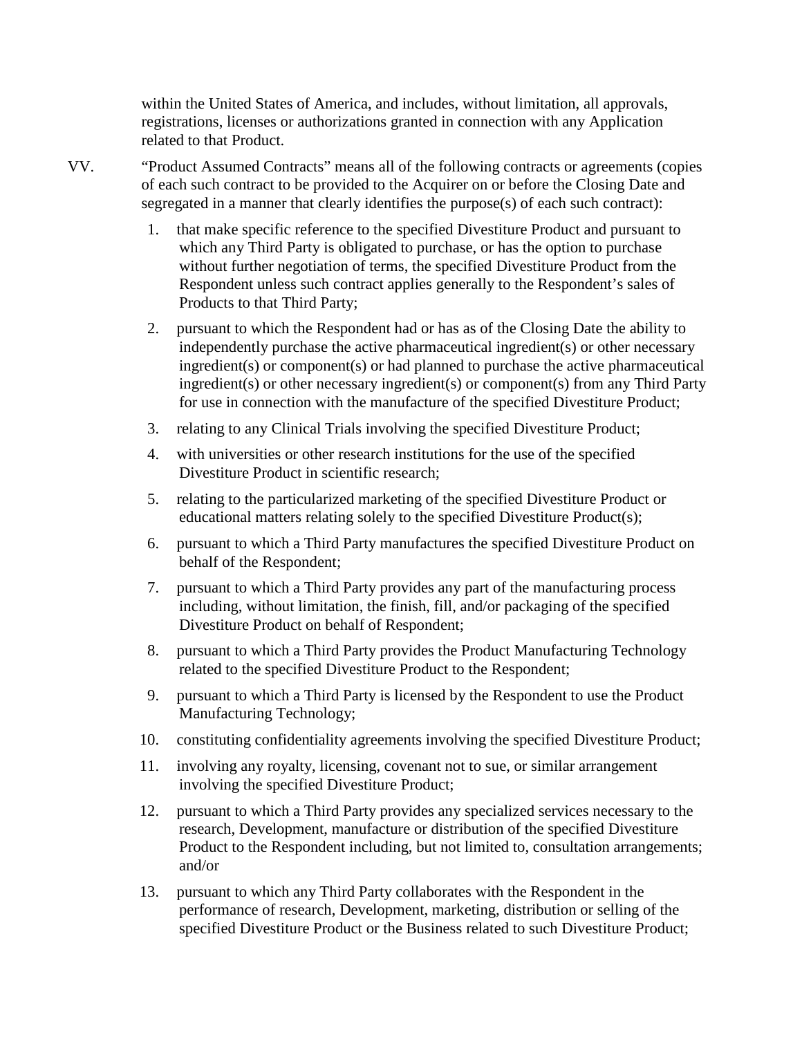within the United States of America, and includes, without limitation, all approvals, registrations, licenses or authorizations granted in connection with any Application related to that Product.

VV. "Product Assumed Contracts" means all of the following contracts or agreements (copies of each such contract to be provided to the Acquirer on or before the Closing Date and segregated in a manner that clearly identifies the purpose(s) of each such contract):

1. that make specific reference to the specified Divestiture Product and pursuant to which any Third Party is obligated to purchase, or has the option to purchase without further negotiation of terms, the specified Divestiture Product from the Respondent unless such contract applies generally to the Respondent's sales of Products to that Third Party;
2. pursuant to which the Respondent had or has as of the Closing Date the ability to independently purchase the active pharmaceutical ingredient(s) or other necessary ingredient(s) or component(s) or had planned to purchase the active pharmaceutical ingredient(s) or other necessary ingredient(s) or component(s) from any Third Party for use in connection with the manufacture of the specified Divestiture Product;
3. relating to any Clinical Trials involving the specified Divestiture Product;
4. with universities or other research institutions for the use of the specified Divestiture Product in scientific research;
5. relating to the particularized marketing of the specified Divestiture Product or educational matters relating solely to the specified Divestiture Product(s);
6. pursuant to which a Third Party manufactures the specified Divestiture Product on behalf of the Respondent;
7. pursuant to which a Third Party provides any part of the manufacturing process including, without limitation, the finish, fill, and/or packaging of the specified Divestiture Product on behalf of Respondent;
8. pursuant to which a Third Party provides the Product Manufacturing Technology related to the specified Divestiture Product to the Respondent;
9. pursuant to which a Third Party is licensed by the Respondent to use the Product Manufacturing Technology;
10. constituting confidentiality agreements involving the specified Divestiture Product;
11. involving any royalty, licensing, covenant not to sue, or similar arrangement involving the specified Divestiture Product;
12. pursuant to which a Third Party provides any specialized services necessary to the research, Development, manufacture or distribution of the specified Divestiture Product to the Respondent including, but not limited to, consultation arrangements; and/or
13. pursuant to which any Third Party collaborates with the Respondent in the performance of research, Development, marketing, distribution or selling of the specified Divestiture Product or the Business related to such Divestiture Product;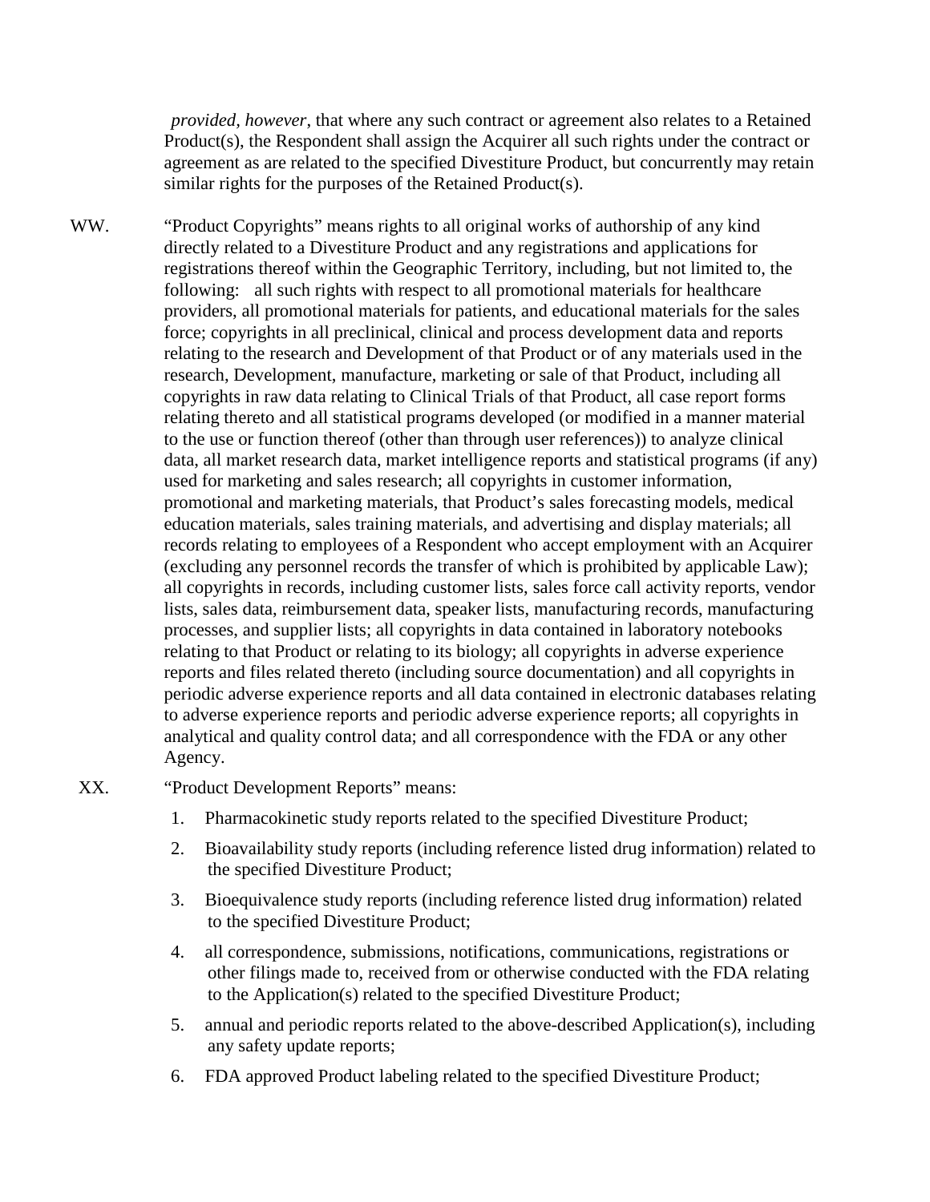*provided, however*, that where any such contract or agreement also relates to a Retained Product(s), the Respondent shall assign the Acquirer all such rights under the contract or agreement as are related to the specified Divestiture Product, but concurrently may retain similar rights for the purposes of the Retained Product(s).

WW. "Product Copyrights" means rights to all original works of authorship of any kind directly related to a Divestiture Product and any registrations and applications for registrations thereof within the Geographic Territory, including, but not limited to, the following: all such rights with respect to all promotional materials for healthcare providers, all promotional materials for patients, and educational materials for the sales force; copyrights in all preclinical, clinical and process development data and reports relating to the research and Development of that Product or of any materials used in the research, Development, manufacture, marketing or sale of that Product, including all copyrights in raw data relating to Clinical Trials of that Product, all case report forms relating thereto and all statistical programs developed (or modified in a manner material to the use or function thereof (other than through user references)) to analyze clinical data, all market research data, market intelligence reports and statistical programs (if any) used for marketing and sales research; all copyrights in customer information, promotional and marketing materials, that Product's sales forecasting models, medical education materials, sales training materials, and advertising and display materials; all records relating to employees of a Respondent who accept employment with an Acquirer (excluding any personnel records the transfer of which is prohibited by applicable Law); all copyrights in records, including customer lists, sales force call activity reports, vendor lists, sales data, reimbursement data, speaker lists, manufacturing records, manufacturing processes, and supplier lists; all copyrights in data contained in laboratory notebooks relating to that Product or relating to its biology; all copyrights in adverse experience reports and files related thereto (including source documentation) and all copyrights in periodic adverse experience reports and all data contained in electronic databases relating to adverse experience reports and periodic adverse experience reports; all copyrights in analytical and quality control data; and all correspondence with the FDA or any other Agency.

XX. "Product Development Reports" means:

1. Pharmacokinetic study reports related to the specified Divestiture Product;
2. Bioavailability study reports (including reference listed drug information) related to the specified Divestiture Product;
3. Bioequivalence study reports (including reference listed drug information) related to the specified Divestiture Product;
4. all correspondence, submissions, notifications, communications, registrations or other filings made to, received from or otherwise conducted with the FDA relating to the Application(s) related to the specified Divestiture Product;
5. annual and periodic reports related to the above-described Application(s), including any safety update reports;
6. FDA approved Product labeling related to the specified Divestiture Product;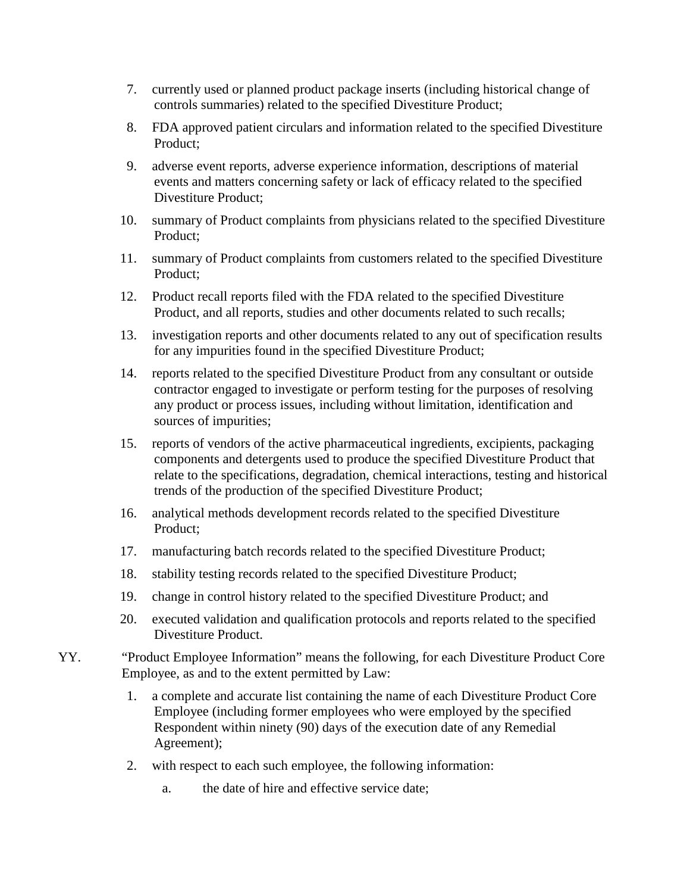7. currently used or planned product package inserts (including historical change of controls summaries) related to the specified Divestiture Product;
8. FDA approved patient circulars and information related to the specified Divestiture Product;
9. adverse event reports, adverse experience information, descriptions of material events and matters concerning safety or lack of efficacy related to the specified Divestiture Product;
10. summary of Product complaints from physicians related to the specified Divestiture Product;
11. summary of Product complaints from customers related to the specified Divestiture Product;
12. Product recall reports filed with the FDA related to the specified Divestiture Product, and all reports, studies and other documents related to such recalls;
13. investigation reports and other documents related to any out of specification results for any impurities found in the specified Divestiture Product;
14. reports related to the specified Divestiture Product from any consultant or outside contractor engaged to investigate or perform testing for the purposes of resolving any product or process issues, including without limitation, identification and sources of impurities;
15. reports of vendors of the active pharmaceutical ingredients, excipients, packaging components and detergents used to produce the specified Divestiture Product that relate to the specifications, degradation, chemical interactions, testing and historical trends of the production of the specified Divestiture Product;
16. analytical methods development records related to the specified Divestiture Product;
17. manufacturing batch records related to the specified Divestiture Product;
18. stability testing records related to the specified Divestiture Product;
19. change in control history related to the specified Divestiture Product; and
20. executed validation and qualification protocols and reports related to the specified Divestiture Product.

YY. "Product Employee Information" means the following, for each Divestiture Product Core Employee, as and to the extent permitted by Law:

1. a complete and accurate list containing the name of each Divestiture Product Core Employee (including former employees who were employed by the specified Respondent within ninety (90) days of the execution date of any Remedial Agreement);
2. with respect to each such employee, the following information:
   a. the date of hire and effective service date;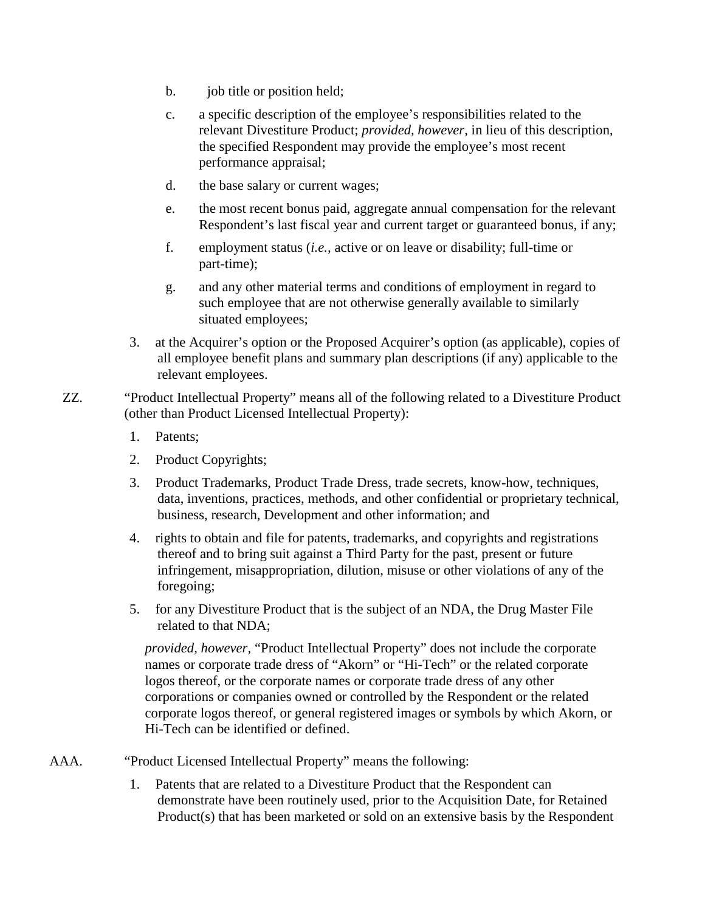b. job title or position held;

c. a specific description of the employee's responsibilities related to the relevant Divestiture Product; *provided, however*, in lieu of this description, the specified Respondent may provide the employee's most recent performance appraisal;

d. the base salary or current wages;

e. the most recent bonus paid, aggregate annual compensation for the relevant Respondent's last fiscal year and current target or guaranteed bonus, if any;

f. employment status (*i.e.*, active or on leave or disability; full-time or part-time);

g. and any other material terms and conditions of employment in regard to such employee that are not otherwise generally available to similarly situated employees;

3. at the Acquirer's option or the Proposed Acquirer's option (as applicable), copies of all employee benefit plans and summary plan descriptions (if any) applicable to the relevant employees.

ZZ. "Product Intellectual Property" means all of the following related to a Divestiture Product (other than Product Licensed Intellectual Property):

1. Patents;
2. Product Copyrights;
3. Product Trademarks, Product Trade Dress, trade secrets, know-how, techniques, data, inventions, practices, methods, and other confidential or proprietary technical, business, research, Development and other information; and
4. rights to obtain and file for patents, trademarks, and copyrights and registrations thereof and to bring suit against a Third Party for the past, present or future infringement, misappropriation, dilution, misuse or other violations of any of the foregoing;
5. for any Divestiture Product that is the subject of an NDA, the Drug Master File related to that NDA;

*provided, however*, "Product Intellectual Property" does not include the corporate names or corporate trade dress of "Akorn" or "Hi-Tech" or the related corporate logos thereof, or the corporate names or corporate trade dress of any other corporations or companies owned or controlled by the Respondent or the related corporate logos thereof, or general registered images or symbols by which Akorn, or Hi-Tech can be identified or defined.

AAA. "Product Licensed Intellectual Property" means the following:

1. Patents that are related to a Divestiture Product that the Respondent can demonstrate have been routinely used, prior to the Acquisition Date, for Retained Product(s) that has been marketed or sold on an extensive basis by the Respondent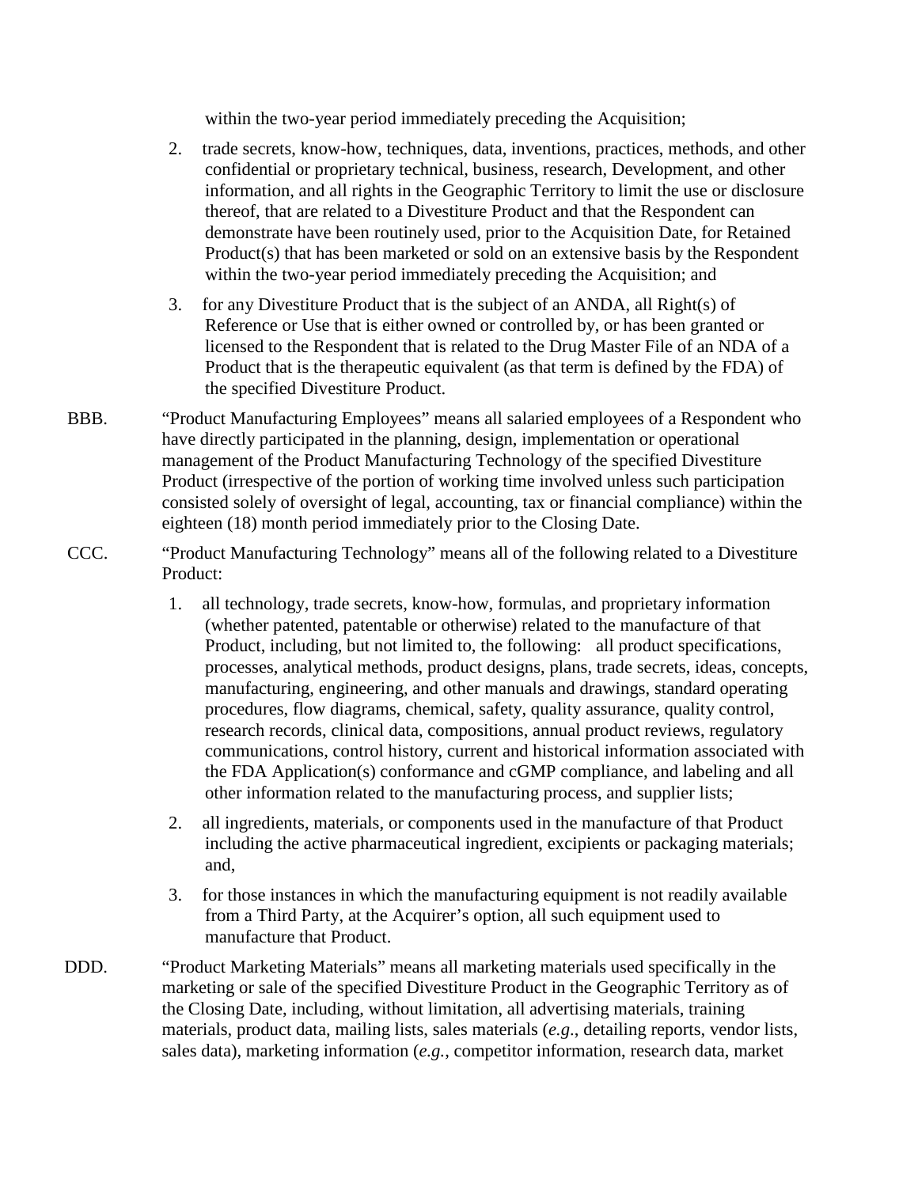within the two-year period immediately preceding the Acquisition;

2. trade secrets, know-how, techniques, data, inventions, practices, methods, and other confidential or proprietary technical, business, research, Development, and other information, and all rights in the Geographic Territory to limit the use or disclosure thereof, that are related to a Divestiture Product and that the Respondent can demonstrate have been routinely used, prior to the Acquisition Date, for Retained Product(s) that has been marketed or sold on an extensive basis by the Respondent within the two-year period immediately preceding the Acquisition; and

3. for any Divestiture Product that is the subject of an ANDA, all Right(s) of Reference or Use that is either owned or controlled by, or has been granted or licensed to the Respondent that is related to the Drug Master File of an NDA of a Product that is the therapeutic equivalent (as that term is defined by the FDA) of the specified Divestiture Product.

BBB. "Product Manufacturing Employees" means all salaried employees of a Respondent who have directly participated in the planning, design, implementation or operational management of the Product Manufacturing Technology of the specified Divestiture Product (irrespective of the portion of working time involved unless such participation consisted solely of oversight of legal, accounting, tax or financial compliance) within the eighteen (18) month period immediately prior to the Closing Date.

CCC. "Product Manufacturing Technology" means all of the following related to a Divestiture Product:

1. all technology, trade secrets, know-how, formulas, and proprietary information (whether patented, patentable or otherwise) related to the manufacture of that Product, including, but not limited to, the following: all product specifications, processes, analytical methods, product designs, plans, trade secrets, ideas, concepts, manufacturing, engineering, and other manuals and drawings, standard operating procedures, flow diagrams, chemical, safety, quality assurance, quality control, research records, clinical data, compositions, annual product reviews, regulatory communications, control history, current and historical information associated with the FDA Application(s) conformance and cGMP compliance, and labeling and all other information related to the manufacturing process, and supplier lists;

2. all ingredients, materials, or components used in the manufacture of that Product including the active pharmaceutical ingredient, excipients or packaging materials; and,

3. for those instances in which the manufacturing equipment is not readily available from a Third Party, at the Acquirer's option, all such equipment used to manufacture that Product.

DDD. "Product Marketing Materials" means all marketing materials used specifically in the marketing or sale of the specified Divestiture Product in the Geographic Territory as of the Closing Date, including, without limitation, all advertising materials, training materials, product data, mailing lists, sales materials (*e.g.*, detailing reports, vendor lists, sales data), marketing information (*e.g.*, competitor information, research data, market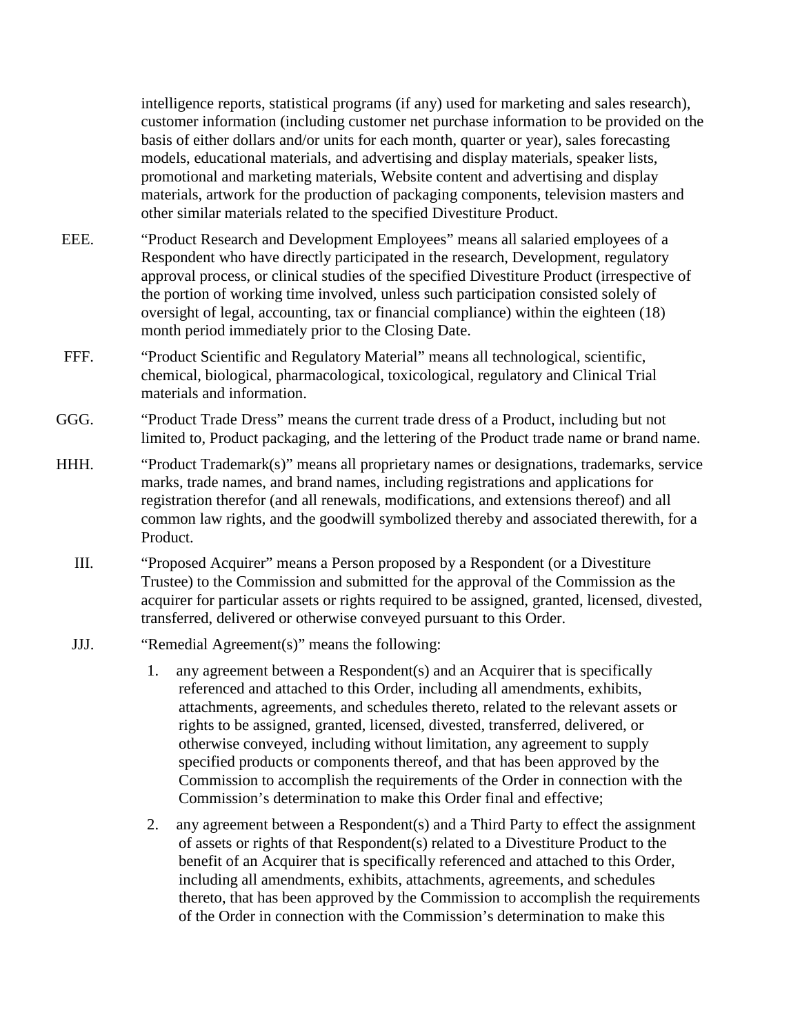intelligence reports, statistical programs (if any) used for marketing and sales research), customer information (including customer net purchase information to be provided on the basis of either dollars and/or units for each month, quarter or year), sales forecasting models, educational materials, and advertising and display materials, speaker lists, promotional and marketing materials, Website content and advertising and display materials, artwork for the production of packaging components, television masters and other similar materials related to the specified Divestiture Product.

EEE. "Product Research and Development Employees" means all salaried employees of a Respondent who have directly participated in the research, Development, regulatory approval process, or clinical studies of the specified Divestiture Product (irrespective of the portion of working time involved, unless such participation consisted solely of oversight of legal, accounting, tax or financial compliance) within the eighteen (18) month period immediately prior to the Closing Date.

FFF. "Product Scientific and Regulatory Material" means all technological, scientific, chemical, biological, pharmacological, toxicological, regulatory and Clinical Trial materials and information.

GGG. "Product Trade Dress" means the current trade dress of a Product, including but not limited to, Product packaging, and the lettering of the Product trade name or brand name.

HHH. "Product Trademark(s)" means all proprietary names or designations, trademarks, service marks, trade names, and brand names, including registrations and applications for registration therefor (and all renewals, modifications, and extensions thereof) and all common law rights, and the goodwill symbolized thereby and associated therewith, for a Product.

III. "Proposed Acquirer" means a Person proposed by a Respondent (or a Divestiture Trustee) to the Commission and submitted for the approval of the Commission as the acquirer for particular assets or rights required to be assigned, granted, licensed, divested, transferred, delivered or otherwise conveyed pursuant to this Order.

JJJ. "Remedial Agreement(s)" means the following:

1. any agreement between a Respondent(s) and an Acquirer that is specifically referenced and attached to this Order, including all amendments, exhibits, attachments, agreements, and schedules thereto, related to the relevant assets or rights to be assigned, granted, licensed, divested, transferred, delivered, or otherwise conveyed, including without limitation, any agreement to supply specified products or components thereof, and that has been approved by the Commission to accomplish the requirements of the Order in connection with the Commission's determination to make this Order final and effective;

2. any agreement between a Respondent(s) and a Third Party to effect the assignment of assets or rights of that Respondent(s) related to a Divestiture Product to the benefit of an Acquirer that is specifically referenced and attached to this Order, including all amendments, exhibits, attachments, agreements, and schedules thereto, that has been approved by the Commission to accomplish the requirements of the Order in connection with the Commission's determination to make this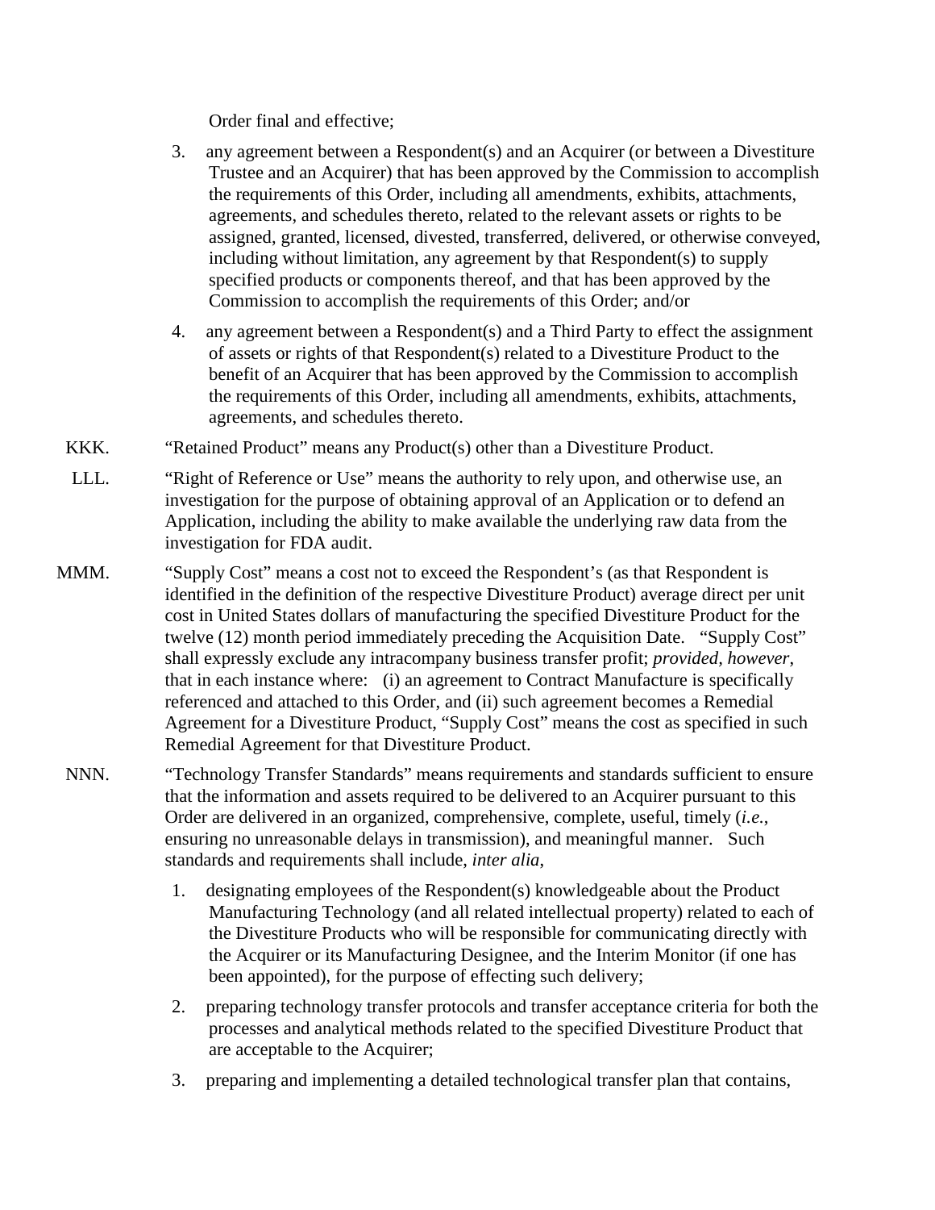Order final and effective;

3. any agreement between a Respondent(s) and an Acquirer (or between a Divestiture Trustee and an Acquirer) that has been approved by the Commission to accomplish the requirements of this Order, including all amendments, exhibits, attachments, agreements, and schedules thereto, related to the relevant assets or rights to be assigned, granted, licensed, divested, transferred, delivered, or otherwise conveyed, including without limitation, any agreement by that Respondent(s) to supply specified products or components thereof, and that has been approved by the Commission to accomplish the requirements of this Order; and/or

4. any agreement between a Respondent(s) and a Third Party to effect the assignment of assets or rights of that Respondent(s) related to a Divestiture Product to the benefit of an Acquirer that has been approved by the Commission to accomplish the requirements of this Order, including all amendments, exhibits, attachments, agreements, and schedules thereto.

KKK. "Retained Product" means any Product(s) other than a Divestiture Product.

LLL. "Right of Reference or Use" means the authority to rely upon, and otherwise use, an investigation for the purpose of obtaining approval of an Application or to defend an Application, including the ability to make available the underlying raw data from the investigation for FDA audit.

MMM. "Supply Cost" means a cost not to exceed the Respondent's (as that Respondent is identified in the definition of the respective Divestiture Product) average direct per unit cost in United States dollars of manufacturing the specified Divestiture Product for the twelve (12) month period immediately preceding the Acquisition Date. "Supply Cost" shall expressly exclude any intracompany business transfer profit; *provided, however*, that in each instance where: (i) an agreement to Contract Manufacture is specifically referenced and attached to this Order, and (ii) such agreement becomes a Remedial Agreement for a Divestiture Product, "Supply Cost" means the cost as specified in such Remedial Agreement for that Divestiture Product.

NNN. "Technology Transfer Standards" means requirements and standards sufficient to ensure that the information and assets required to be delivered to an Acquirer pursuant to this Order are delivered in an organized, comprehensive, complete, useful, timely (*i.e.*, ensuring no unreasonable delays in transmission), and meaningful manner. Such standards and requirements shall include, *inter alia*,

1. designating employees of the Respondent(s) knowledgeable about the Product Manufacturing Technology (and all related intellectual property) related to each of the Divestiture Products who will be responsible for communicating directly with the Acquirer or its Manufacturing Designee, and the Interim Monitor (if one has been appointed), for the purpose of effecting such delivery;

2. preparing technology transfer protocols and transfer acceptance criteria for both the processes and analytical methods related to the specified Divestiture Product that are acceptable to the Acquirer;

3. preparing and implementing a detailed technological transfer plan that contains,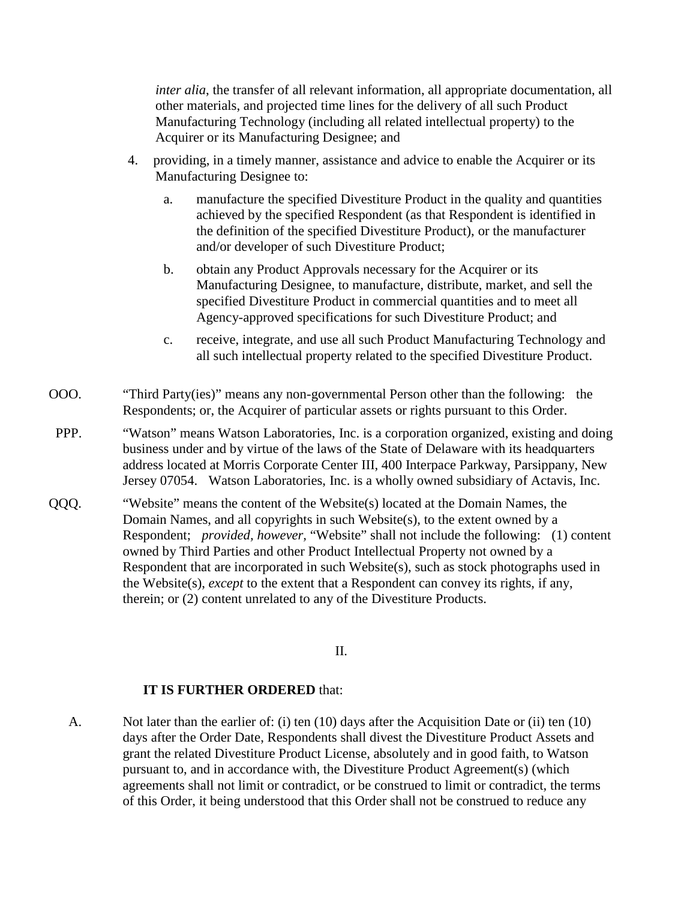*inter alia*, the transfer of all relevant information, all appropriate documentation, all other materials, and projected time lines for the delivery of all such Product Manufacturing Technology (including all related intellectual property) to the Acquirer or its Manufacturing Designee; and

4. providing, in a timely manner, assistance and advice to enable the Acquirer or its Manufacturing Designee to:

   a. manufacture the specified Divestiture Product in the quality and quantities achieved by the specified Respondent (as that Respondent is identified in the definition of the specified Divestiture Product), or the manufacturer and/or developer of such Divestiture Product;

   b. obtain any Product Approvals necessary for the Acquirer or its Manufacturing Designee, to manufacture, distribute, market, and sell the specified Divestiture Product in commercial quantities and to meet all Agency-approved specifications for such Divestiture Product; and

   c. receive, integrate, and use all such Product Manufacturing Technology and all such intellectual property related to the specified Divestiture Product.

OOO. "Third Party(ies)" means any non-governmental Person other than the following: the Respondents; or, the Acquirer of particular assets or rights pursuant to this Order.

PPP. "Watson" means Watson Laboratories, Inc. is a corporation organized, existing and doing business under and by virtue of the laws of the State of Delaware with its headquarters address located at Morris Corporate Center III, 400 Interpace Parkway, Parsippany, New Jersey 07054. Watson Laboratories, Inc. is a wholly owned subsidiary of Actavis, Inc.

QQQ. "Website" means the content of the Website(s) located at the Domain Names, the Domain Names, and all copyrights in such Website(s), to the extent owned by a Respondent; *provided, however,* "Website" shall not include the following: (1) content owned by Third Parties and other Product Intellectual Property not owned by a Respondent that are incorporated in such Website(s), such as stock photographs used in the Website(s), *except* to the extent that a Respondent can convey its rights, if any, therein; or (2) content unrelated to any of the Divestiture Products.

## II.

**IT IS FURTHER ORDERED** that:

A. Not later than the earlier of: (i) ten (10) days after the Acquisition Date or (ii) ten (10) days after the Order Date, Respondents shall divest the Divestiture Product Assets and grant the related Divestiture Product License, absolutely and in good faith, to Watson pursuant to, and in accordance with, the Divestiture Product Agreement(s) (which agreements shall not limit or contradict, or be construed to limit or contradict, the terms of this Order, it being understood that this Order shall not be construed to reduce any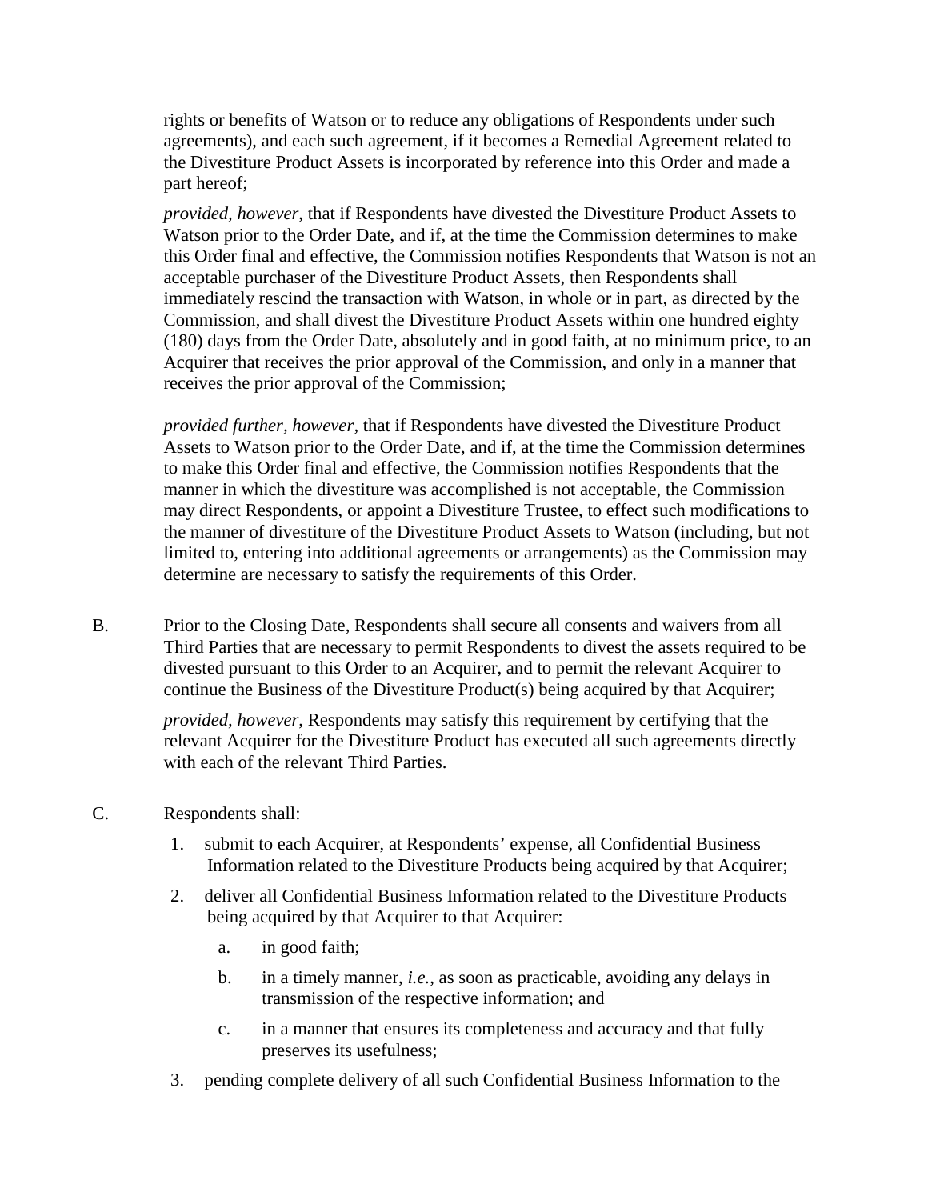rights or benefits of Watson or to reduce any obligations of Respondents under such agreements), and each such agreement, if it becomes a Remedial Agreement related to the Divestiture Product Assets is incorporated by reference into this Order and made a part hereof;

*provided, however*, that if Respondents have divested the Divestiture Product Assets to Watson prior to the Order Date, and if, at the time the Commission determines to make this Order final and effective, the Commission notifies Respondents that Watson is not an acceptable purchaser of the Divestiture Product Assets, then Respondents shall immediately rescind the transaction with Watson, in whole or in part, as directed by the Commission, and shall divest the Divestiture Product Assets within one hundred eighty (180) days from the Order Date, absolutely and in good faith, at no minimum price, to an Acquirer that receives the prior approval of the Commission, and only in a manner that receives the prior approval of the Commission;

*provided further, however,* that if Respondents have divested the Divestiture Product Assets to Watson prior to the Order Date, and if, at the time the Commission determines to make this Order final and effective, the Commission notifies Respondents that the manner in which the divestiture was accomplished is not acceptable, the Commission may direct Respondents, or appoint a Divestiture Trustee, to effect such modifications to the manner of divestiture of the Divestiture Product Assets to Watson (including, but not limited to, entering into additional agreements or arrangements) as the Commission may determine are necessary to satisfy the requirements of this Order.

B. Prior to the Closing Date, Respondents shall secure all consents and waivers from all Third Parties that are necessary to permit Respondents to divest the assets required to be divested pursuant to this Order to an Acquirer, and to permit the relevant Acquirer to continue the Business of the Divestiture Product(s) being acquired by that Acquirer;

*provided, however*, Respondents may satisfy this requirement by certifying that the relevant Acquirer for the Divestiture Product has executed all such agreements directly with each of the relevant Third Parties.

C. Respondents shall:

1. submit to each Acquirer, at Respondents' expense, all Confidential Business Information related to the Divestiture Products being acquired by that Acquirer;
2. deliver all Confidential Business Information related to the Divestiture Products being acquired by that Acquirer to that Acquirer:
   a. in good faith;
   b. in a timely manner, *i.e.*, as soon as practicable, avoiding any delays in transmission of the respective information; and
   c. in a manner that ensures its completeness and accuracy and that fully preserves its usefulness;
3. pending complete delivery of all such Confidential Business Information to the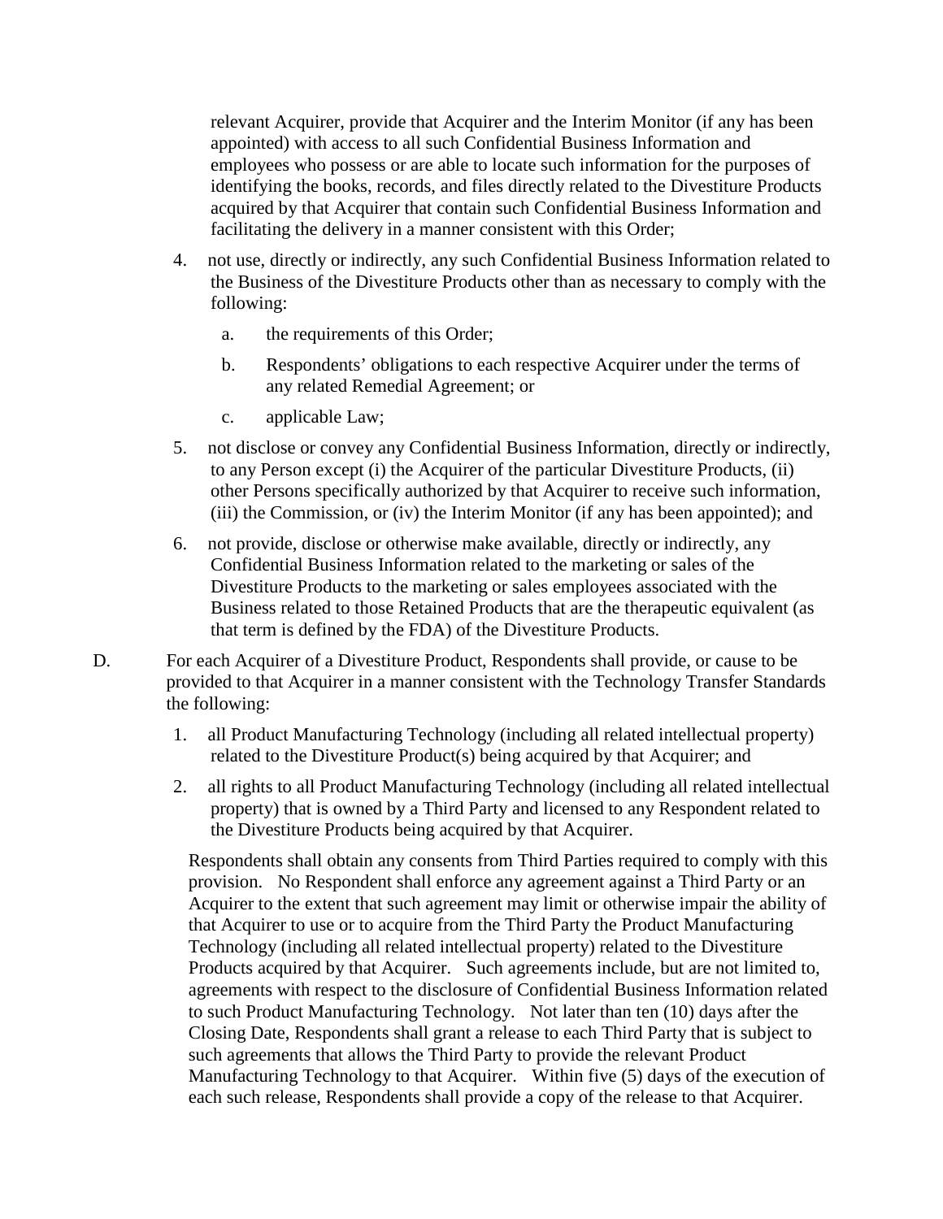relevant Acquirer, provide that Acquirer and the Interim Monitor (if any has been appointed) with access to all such Confidential Business Information and employees who possess or are able to locate such information for the purposes of identifying the books, records, and files directly related to the Divestiture Products acquired by that Acquirer that contain such Confidential Business Information and facilitating the delivery in a manner consistent with this Order;

4. not use, directly or indirectly, any such Confidential Business Information related to the Business of the Divestiture Products other than as necessary to comply with the following:

   a. the requirements of this Order;

   b. Respondents' obligations to each respective Acquirer under the terms of any related Remedial Agreement; or

   c. applicable Law;

5. not disclose or convey any Confidential Business Information, directly or indirectly, to any Person except (i) the Acquirer of the particular Divestiture Products, (ii) other Persons specifically authorized by that Acquirer to receive such information, (iii) the Commission, or (iv) the Interim Monitor (if any has been appointed); and

6. not provide, disclose or otherwise make available, directly or indirectly, any Confidential Business Information related to the marketing or sales of the Divestiture Products to the marketing or sales employees associated with the Business related to those Retained Products that are the therapeutic equivalent (as that term is defined by the FDA) of the Divestiture Products.

D. For each Acquirer of a Divestiture Product, Respondents shall provide, or cause to be provided to that Acquirer in a manner consistent with the Technology Transfer Standards the following:

1. all Product Manufacturing Technology (including all related intellectual property) related to the Divestiture Product(s) being acquired by that Acquirer; and

2. all rights to all Product Manufacturing Technology (including all related intellectual property) that is owned by a Third Party and licensed to any Respondent related to the Divestiture Products being acquired by that Acquirer.

Respondents shall obtain any consents from Third Parties required to comply with this provision. No Respondent shall enforce any agreement against a Third Party or an Acquirer to the extent that such agreement may limit or otherwise impair the ability of that Acquirer to use or to acquire from the Third Party the Product Manufacturing Technology (including all related intellectual property) related to the Divestiture Products acquired by that Acquirer. Such agreements include, but are not limited to, agreements with respect to the disclosure of Confidential Business Information related to such Product Manufacturing Technology. Not later than ten (10) days after the Closing Date, Respondents shall grant a release to each Third Party that is subject to such agreements that allows the Third Party to provide the relevant Product Manufacturing Technology to that Acquirer. Within five (5) days of the execution of each such release, Respondents shall provide a copy of the release to that Acquirer.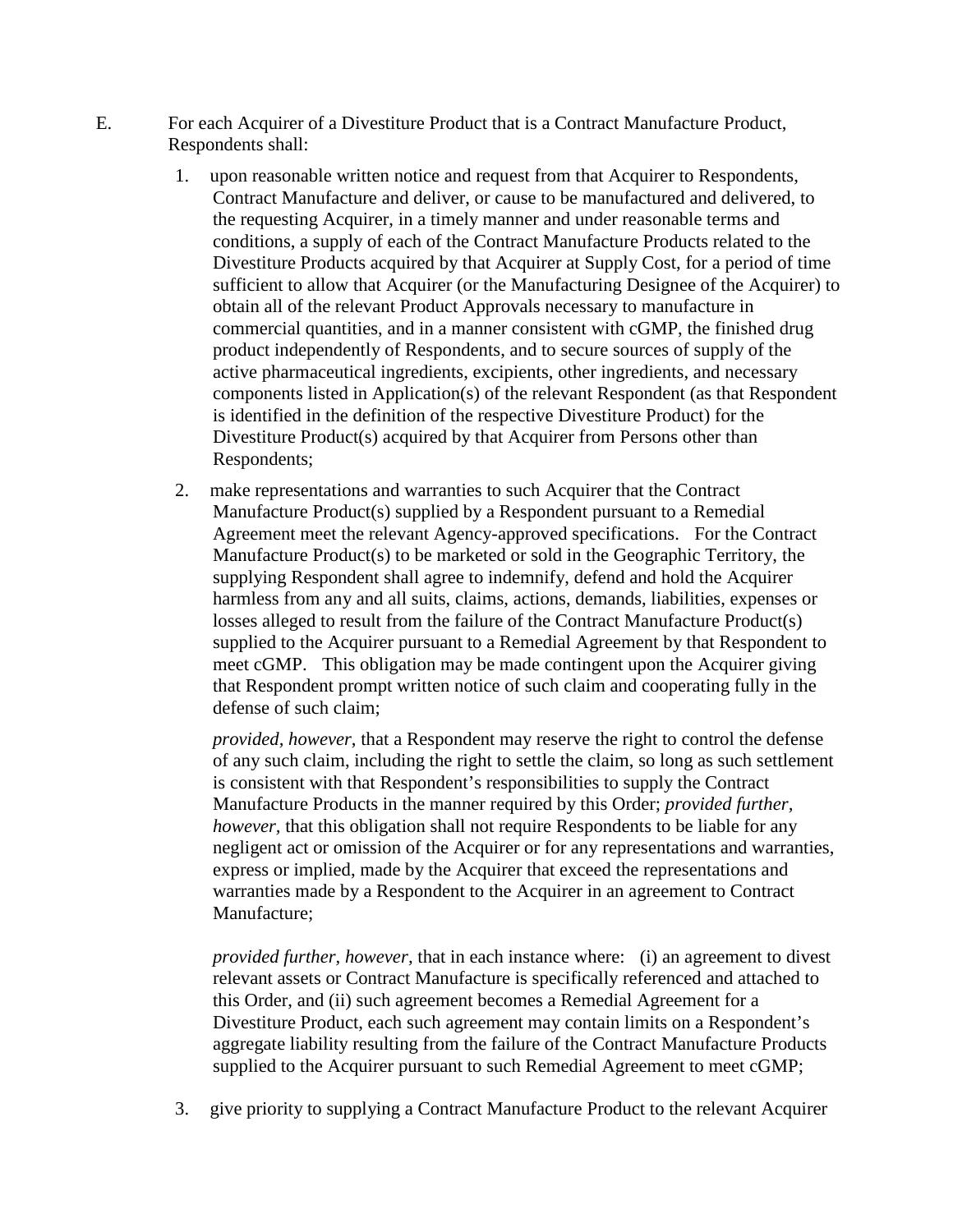E. For each Acquirer of a Divestiture Product that is a Contract Manufacture Product, Respondents shall:

1. upon reasonable written notice and request from that Acquirer to Respondents, Contract Manufacture and deliver, or cause to be manufactured and delivered, to the requesting Acquirer, in a timely manner and under reasonable terms and conditions, a supply of each of the Contract Manufacture Products related to the Divestiture Products acquired by that Acquirer at Supply Cost, for a period of time sufficient to allow that Acquirer (or the Manufacturing Designee of the Acquirer) to obtain all of the relevant Product Approvals necessary to manufacture in commercial quantities, and in a manner consistent with cGMP, the finished drug product independently of Respondents, and to secure sources of supply of the active pharmaceutical ingredients, excipients, other ingredients, and necessary components listed in Application(s) of the relevant Respondent (as that Respondent is identified in the definition of the respective Divestiture Product) for the Divestiture Product(s) acquired by that Acquirer from Persons other than Respondents;

2. make representations and warranties to such Acquirer that the Contract Manufacture Product(s) supplied by a Respondent pursuant to a Remedial Agreement meet the relevant Agency-approved specifications. For the Contract Manufacture Product(s) to be marketed or sold in the Geographic Territory, the supplying Respondent shall agree to indemnify, defend and hold the Acquirer harmless from any and all suits, claims, actions, demands, liabilities, expenses or losses alleged to result from the failure of the Contract Manufacture Product(s) supplied to the Acquirer pursuant to a Remedial Agreement by that Respondent to meet cGMP. This obligation may be made contingent upon the Acquirer giving that Respondent prompt written notice of such claim and cooperating fully in the defense of such claim;

   *provided, however*, that a Respondent may reserve the right to control the defense of any such claim, including the right to settle the claim, so long as such settlement is consistent with that Respondent's responsibilities to supply the Contract Manufacture Products in the manner required by this Order; *provided further, however,* that this obligation shall not require Respondents to be liable for any negligent act or omission of the Acquirer or for any representations and warranties, express or implied, made by the Acquirer that exceed the representations and warranties made by a Respondent to the Acquirer in an agreement to Contract Manufacture;

   *provided further, however,* that in each instance where: (i) an agreement to divest relevant assets or Contract Manufacture is specifically referenced and attached to this Order, and (ii) such agreement becomes a Remedial Agreement for a Divestiture Product, each such agreement may contain limits on a Respondent's aggregate liability resulting from the failure of the Contract Manufacture Products supplied to the Acquirer pursuant to such Remedial Agreement to meet cGMP;

3. give priority to supplying a Contract Manufacture Product to the relevant Acquirer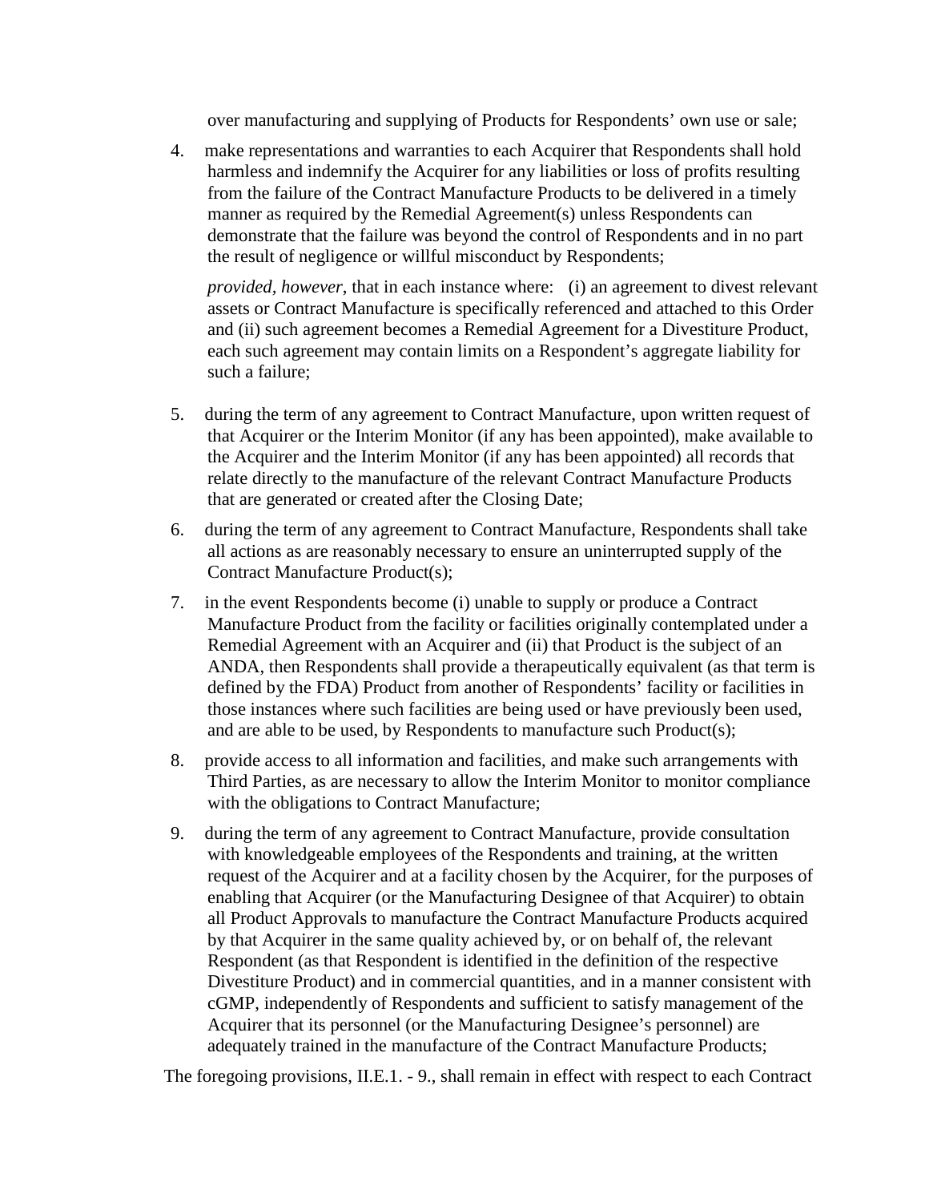over manufacturing and supplying of Products for Respondents' own use or sale;

4. make representations and warranties to each Acquirer that Respondents shall hold harmless and indemnify the Acquirer for any liabilities or loss of profits resulting from the failure of the Contract Manufacture Products to be delivered in a timely manner as required by the Remedial Agreement(s) unless Respondents can demonstrate that the failure was beyond the control of Respondents and in no part the result of negligence or willful misconduct by Respondents;

   *provided, however*, that in each instance where: (i) an agreement to divest relevant assets or Contract Manufacture is specifically referenced and attached to this Order and (ii) such agreement becomes a Remedial Agreement for a Divestiture Product, each such agreement may contain limits on a Respondent's aggregate liability for such a failure;

5. during the term of any agreement to Contract Manufacture, upon written request of that Acquirer or the Interim Monitor (if any has been appointed), make available to the Acquirer and the Interim Monitor (if any has been appointed) all records that relate directly to the manufacture of the relevant Contract Manufacture Products that are generated or created after the Closing Date;

6. during the term of any agreement to Contract Manufacture, Respondents shall take all actions as are reasonably necessary to ensure an uninterrupted supply of the Contract Manufacture Product(s);

7. in the event Respondents become (i) unable to supply or produce a Contract Manufacture Product from the facility or facilities originally contemplated under a Remedial Agreement with an Acquirer and (ii) that Product is the subject of an ANDA, then Respondents shall provide a therapeutically equivalent (as that term is defined by the FDA) Product from another of Respondents' facility or facilities in those instances where such facilities are being used or have previously been used, and are able to be used, by Respondents to manufacture such Product(s);

8. provide access to all information and facilities, and make such arrangements with Third Parties, as are necessary to allow the Interim Monitor to monitor compliance with the obligations to Contract Manufacture;

9. during the term of any agreement to Contract Manufacture, provide consultation with knowledgeable employees of the Respondents and training, at the written request of the Acquirer and at a facility chosen by the Acquirer, for the purposes of enabling that Acquirer (or the Manufacturing Designee of that Acquirer) to obtain all Product Approvals to manufacture the Contract Manufacture Products acquired by that Acquirer in the same quality achieved by, or on behalf of, the relevant Respondent (as that Respondent is identified in the definition of the respective Divestiture Product) and in commercial quantities, and in a manner consistent with cGMP, independently of Respondents and sufficient to satisfy management of the Acquirer that its personnel (or the Manufacturing Designee's personnel) are adequately trained in the manufacture of the Contract Manufacture Products;

The foregoing provisions, II.E.1. - 9., shall remain in effect with respect to each Contract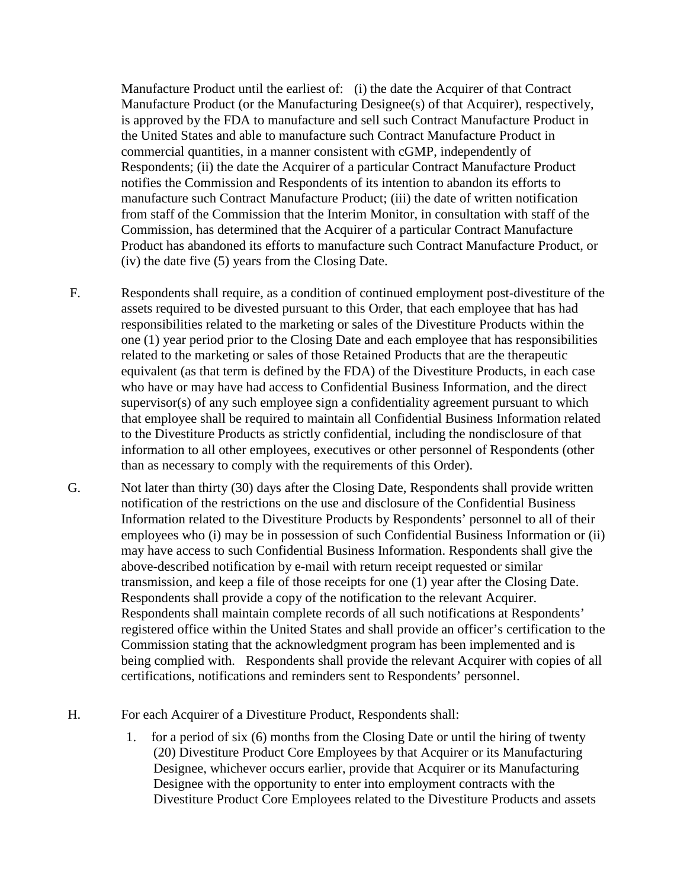Manufacture Product until the earliest of: (i) the date the Acquirer of that Contract Manufacture Product (or the Manufacturing Designee(s) of that Acquirer), respectively, is approved by the FDA to manufacture and sell such Contract Manufacture Product in the United States and able to manufacture such Contract Manufacture Product in commercial quantities, in a manner consistent with cGMP, independently of Respondents; (ii) the date the Acquirer of a particular Contract Manufacture Product notifies the Commission and Respondents of its intention to abandon its efforts to manufacture such Contract Manufacture Product; (iii) the date of written notification from staff of the Commission that the Interim Monitor, in consultation with staff of the Commission, has determined that the Acquirer of a particular Contract Manufacture Product has abandoned its efforts to manufacture such Contract Manufacture Product, or (iv) the date five (5) years from the Closing Date.

F. Respondents shall require, as a condition of continued employment post-divestiture of the assets required to be divested pursuant to this Order, that each employee that has had responsibilities related to the marketing or sales of the Divestiture Products within the one (1) year period prior to the Closing Date and each employee that has responsibilities related to the marketing or sales of those Retained Products that are the therapeutic equivalent (as that term is defined by the FDA) of the Divestiture Products, in each case who have or may have had access to Confidential Business Information, and the direct supervisor(s) of any such employee sign a confidentiality agreement pursuant to which that employee shall be required to maintain all Confidential Business Information related to the Divestiture Products as strictly confidential, including the nondisclosure of that information to all other employees, executives or other personnel of Respondents (other than as necessary to comply with the requirements of this Order).

G. Not later than thirty (30) days after the Closing Date, Respondents shall provide written notification of the restrictions on the use and disclosure of the Confidential Business Information related to the Divestiture Products by Respondents' personnel to all of their employees who (i) may be in possession of such Confidential Business Information or (ii) may have access to such Confidential Business Information. Respondents shall give the above-described notification by e-mail with return receipt requested or similar transmission, and keep a file of those receipts for one (1) year after the Closing Date. Respondents shall provide a copy of the notification to the relevant Acquirer. Respondents shall maintain complete records of all such notifications at Respondents' registered office within the United States and shall provide an officer's certification to the Commission stating that the acknowledgment program has been implemented and is being complied with. Respondents shall provide the relevant Acquirer with copies of all certifications, notifications and reminders sent to Respondents' personnel.

H. For each Acquirer of a Divestiture Product, Respondents shall:

1. for a period of six (6) months from the Closing Date or until the hiring of twenty (20) Divestiture Product Core Employees by that Acquirer or its Manufacturing Designee, whichever occurs earlier, provide that Acquirer or its Manufacturing Designee with the opportunity to enter into employment contracts with the Divestiture Product Core Employees related to the Divestiture Products and assets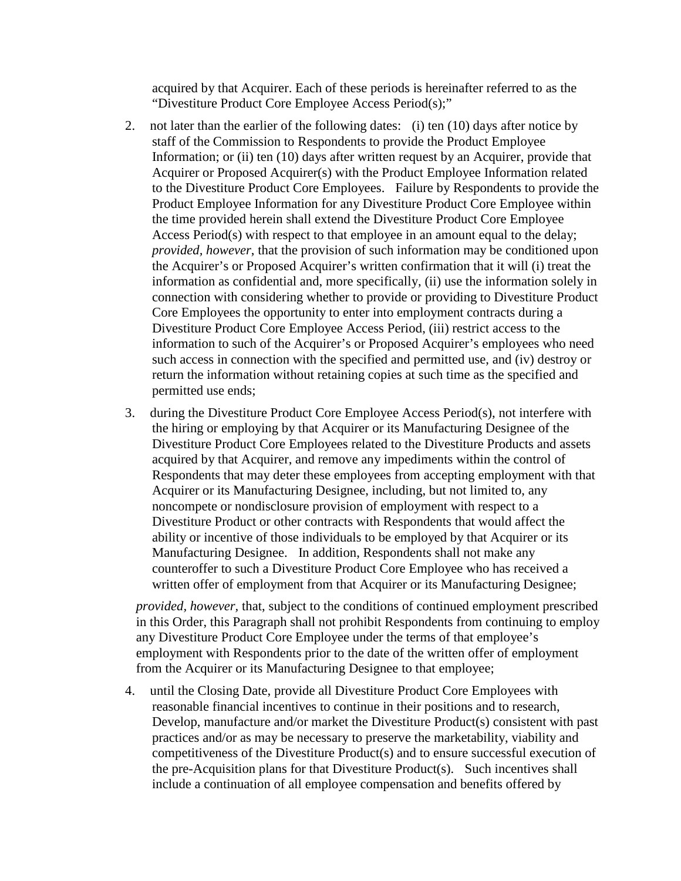acquired by that Acquirer. Each of these periods is hereinafter referred to as the "Divestiture Product Core Employee Access Period(s);"

2. not later than the earlier of the following dates: (i) ten (10) days after notice by staff of the Commission to Respondents to provide the Product Employee Information; or (ii) ten (10) days after written request by an Acquirer, provide that Acquirer or Proposed Acquirer(s) with the Product Employee Information related to the Divestiture Product Core Employees. Failure by Respondents to provide the Product Employee Information for any Divestiture Product Core Employee within the time provided herein shall extend the Divestiture Product Core Employee Access Period(s) with respect to that employee in an amount equal to the delay; *provided, however*, that the provision of such information may be conditioned upon the Acquirer's or Proposed Acquirer's written confirmation that it will (i) treat the information as confidential and, more specifically, (ii) use the information solely in connection with considering whether to provide or providing to Divestiture Product Core Employees the opportunity to enter into employment contracts during a Divestiture Product Core Employee Access Period, (iii) restrict access to the information to such of the Acquirer's or Proposed Acquirer's employees who need such access in connection with the specified and permitted use, and (iv) destroy or return the information without retaining copies at such time as the specified and permitted use ends;

3. during the Divestiture Product Core Employee Access Period(s), not interfere with the hiring or employing by that Acquirer or its Manufacturing Designee of the Divestiture Product Core Employees related to the Divestiture Products and assets acquired by that Acquirer, and remove any impediments within the control of Respondents that may deter these employees from accepting employment with that Acquirer or its Manufacturing Designee, including, but not limited to, any noncompete or nondisclosure provision of employment with respect to a Divestiture Product or other contracts with Respondents that would affect the ability or incentive of those individuals to be employed by that Acquirer or its Manufacturing Designee. In addition, Respondents shall not make any counteroffer to such a Divestiture Product Core Employee who has received a written offer of employment from that Acquirer or its Manufacturing Designee;

   *provided, however*, that, subject to the conditions of continued employment prescribed in this Order, this Paragraph shall not prohibit Respondents from continuing to employ any Divestiture Product Core Employee under the terms of that employee's employment with Respondents prior to the date of the written offer of employment from the Acquirer or its Manufacturing Designee to that employee;

4. until the Closing Date, provide all Divestiture Product Core Employees with reasonable financial incentives to continue in their positions and to research, Develop, manufacture and/or market the Divestiture Product(s) consistent with past practices and/or as may be necessary to preserve the marketability, viability and competitiveness of the Divestiture Product(s) and to ensure successful execution of the pre-Acquisition plans for that Divestiture Product(s). Such incentives shall include a continuation of all employee compensation and benefits offered by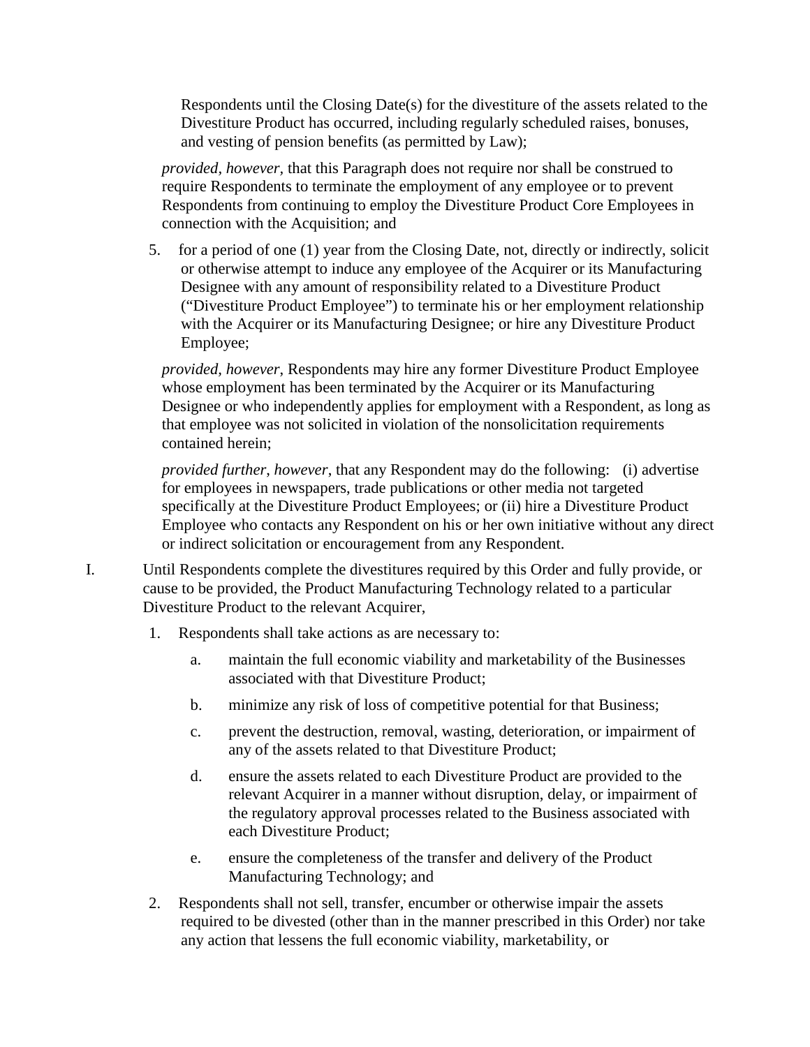Respondents until the Closing Date(s) for the divestiture of the assets related to the Divestiture Product has occurred, including regularly scheduled raises, bonuses, and vesting of pension benefits (as permitted by Law);

*provided, however*, that this Paragraph does not require nor shall be construed to require Respondents to terminate the employment of any employee or to prevent Respondents from continuing to employ the Divestiture Product Core Employees in connection with the Acquisition; and

5. for a period of one (1) year from the Closing Date, not, directly or indirectly, solicit or otherwise attempt to induce any employee of the Acquirer or its Manufacturing Designee with any amount of responsibility related to a Divestiture Product ("Divestiture Product Employee") to terminate his or her employment relationship with the Acquirer or its Manufacturing Designee; or hire any Divestiture Product Employee;

*provided, however*, Respondents may hire any former Divestiture Product Employee whose employment has been terminated by the Acquirer or its Manufacturing Designee or who independently applies for employment with a Respondent, as long as that employee was not solicited in violation of the nonsolicitation requirements contained herein;

*provided further, however*, that any Respondent may do the following: (i) advertise for employees in newspapers, trade publications or other media not targeted specifically at the Divestiture Product Employees; or (ii) hire a Divestiture Product Employee who contacts any Respondent on his or her own initiative without any direct or indirect solicitation or encouragement from any Respondent.

I. Until Respondents complete the divestitures required by this Order and fully provide, or cause to be provided, the Product Manufacturing Technology related to a particular Divestiture Product to the relevant Acquirer,

1. Respondents shall take actions as are necessary to:

    a. maintain the full economic viability and marketability of the Businesses associated with that Divestiture Product;

    b. minimize any risk of loss of competitive potential for that Business;

    c. prevent the destruction, removal, wasting, deterioration, or impairment of any of the assets related to that Divestiture Product;

    d. ensure the assets related to each Divestiture Product are provided to the relevant Acquirer in a manner without disruption, delay, or impairment of the regulatory approval processes related to the Business associated with each Divestiture Product;

    e. ensure the completeness of the transfer and delivery of the Product Manufacturing Technology; and

2. Respondents shall not sell, transfer, encumber or otherwise impair the assets required to be divested (other than in the manner prescribed in this Order) nor take any action that lessens the full economic viability, marketability, or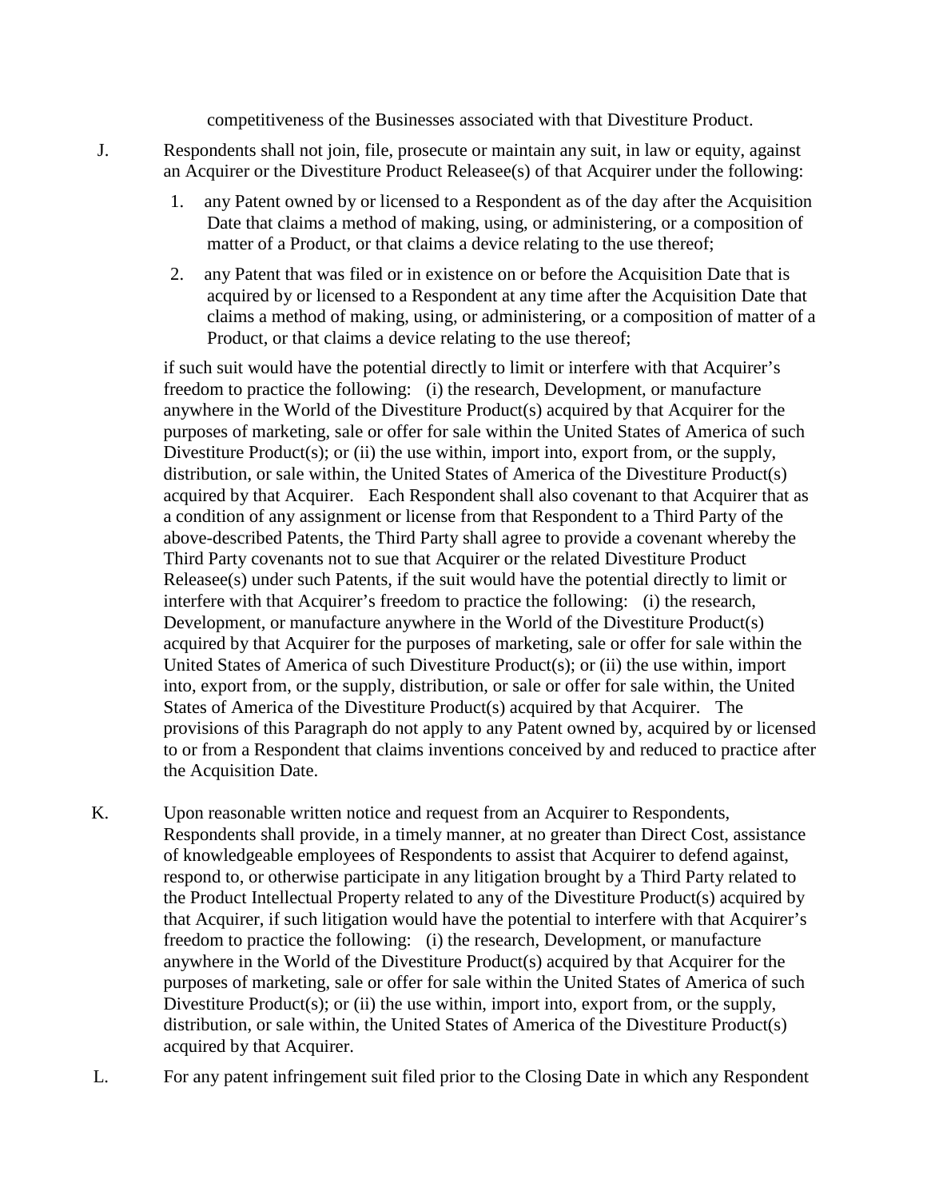competitiveness of the Businesses associated with that Divestiture Product.

J. Respondents shall not join, file, prosecute or maintain any suit, in law or equity, against an Acquirer or the Divestiture Product Releasee(s) of that Acquirer under the following:

1. any Patent owned by or licensed to a Respondent as of the day after the Acquisition Date that claims a method of making, using, or administering, or a composition of matter of a Product, or that claims a device relating to the use thereof;

2. any Patent that was filed or in existence on or before the Acquisition Date that is acquired by or licensed to a Respondent at any time after the Acquisition Date that claims a method of making, using, or administering, or a composition of matter of a Product, or that claims a device relating to the use thereof;

if such suit would have the potential directly to limit or interfere with that Acquirer's freedom to practice the following: (i) the research, Development, or manufacture anywhere in the World of the Divestiture Product(s) acquired by that Acquirer for the purposes of marketing, sale or offer for sale within the United States of America of such Divestiture Product(s); or (ii) the use within, import into, export from, or the supply, distribution, or sale within, the United States of America of the Divestiture Product(s) acquired by that Acquirer. Each Respondent shall also covenant to that Acquirer that as a condition of any assignment or license from that Respondent to a Third Party of the above-described Patents, the Third Party shall agree to provide a covenant whereby the Third Party covenants not to sue that Acquirer or the related Divestiture Product Releasee(s) under such Patents, if the suit would have the potential directly to limit or interfere with that Acquirer's freedom to practice the following: (i) the research, Development, or manufacture anywhere in the World of the Divestiture Product(s) acquired by that Acquirer for the purposes of marketing, sale or offer for sale within the United States of America of such Divestiture Product(s); or (ii) the use within, import into, export from, or the supply, distribution, or sale or offer for sale within, the United States of America of the Divestiture Product(s) acquired by that Acquirer. The provisions of this Paragraph do not apply to any Patent owned by, acquired by or licensed to or from a Respondent that claims inventions conceived by and reduced to practice after the Acquisition Date.

K. Upon reasonable written notice and request from an Acquirer to Respondents, Respondents shall provide, in a timely manner, at no greater than Direct Cost, assistance of knowledgeable employees of Respondents to assist that Acquirer to defend against, respond to, or otherwise participate in any litigation brought by a Third Party related to the Product Intellectual Property related to any of the Divestiture Product(s) acquired by that Acquirer, if such litigation would have the potential to interfere with that Acquirer's freedom to practice the following: (i) the research, Development, or manufacture anywhere in the World of the Divestiture Product(s) acquired by that Acquirer for the purposes of marketing, sale or offer for sale within the United States of America of such Divestiture Product(s); or (ii) the use within, import into, export from, or the supply, distribution, or sale within, the United States of America of the Divestiture Product(s) acquired by that Acquirer.

L. For any patent infringement suit filed prior to the Closing Date in which any Respondent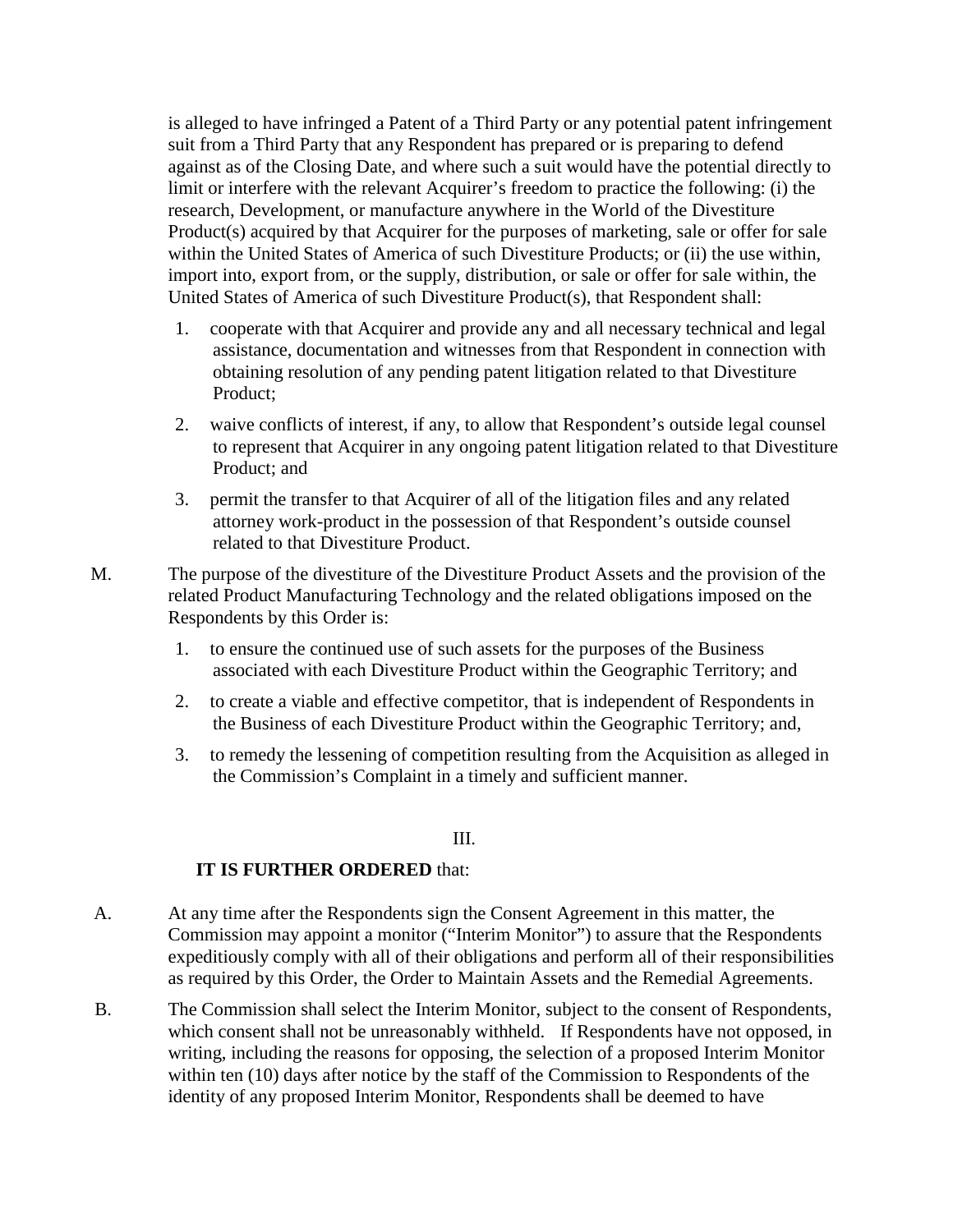is alleged to have infringed a Patent of a Third Party or any potential patent infringement suit from a Third Party that any Respondent has prepared or is preparing to defend against as of the Closing Date, and where such a suit would have the potential directly to limit or interfere with the relevant Acquirer's freedom to practice the following: (i) the research, Development, or manufacture anywhere in the World of the Divestiture Product(s) acquired by that Acquirer for the purposes of marketing, sale or offer for sale within the United States of America of such Divestiture Products; or (ii) the use within, import into, export from, or the supply, distribution, or sale or offer for sale within, the United States of America of such Divestiture Product(s), that Respondent shall:

1. cooperate with that Acquirer and provide any and all necessary technical and legal assistance, documentation and witnesses from that Respondent in connection with obtaining resolution of any pending patent litigation related to that Divestiture Product;
2. waive conflicts of interest, if any, to allow that Respondent's outside legal counsel to represent that Acquirer in any ongoing patent litigation related to that Divestiture Product; and
3. permit the transfer to that Acquirer of all of the litigation files and any related attorney work-product in the possession of that Respondent's outside counsel related to that Divestiture Product.

M. The purpose of the divestiture of the Divestiture Product Assets and the provision of the related Product Manufacturing Technology and the related obligations imposed on the Respondents by this Order is:

1. to ensure the continued use of such assets for the purposes of the Business associated with each Divestiture Product within the Geographic Territory; and
2. to create a viable and effective competitor, that is independent of Respondents in the Business of each Divestiture Product within the Geographic Territory; and,
3. to remedy the lessening of competition resulting from the Acquisition as alleged in the Commission's Complaint in a timely and sufficient manner.

III.

**IT IS FURTHER ORDERED** that:

A. At any time after the Respondents sign the Consent Agreement in this matter, the Commission may appoint a monitor ("Interim Monitor") to assure that the Respondents expeditiously comply with all of their obligations and perform all of their responsibilities as required by this Order, the Order to Maintain Assets and the Remedial Agreements.

B. The Commission shall select the Interim Monitor, subject to the consent of Respondents, which consent shall not be unreasonably withheld. If Respondents have not opposed, in writing, including the reasons for opposing, the selection of a proposed Interim Monitor within ten (10) days after notice by the staff of the Commission to Respondents of the identity of any proposed Interim Monitor, Respondents shall be deemed to have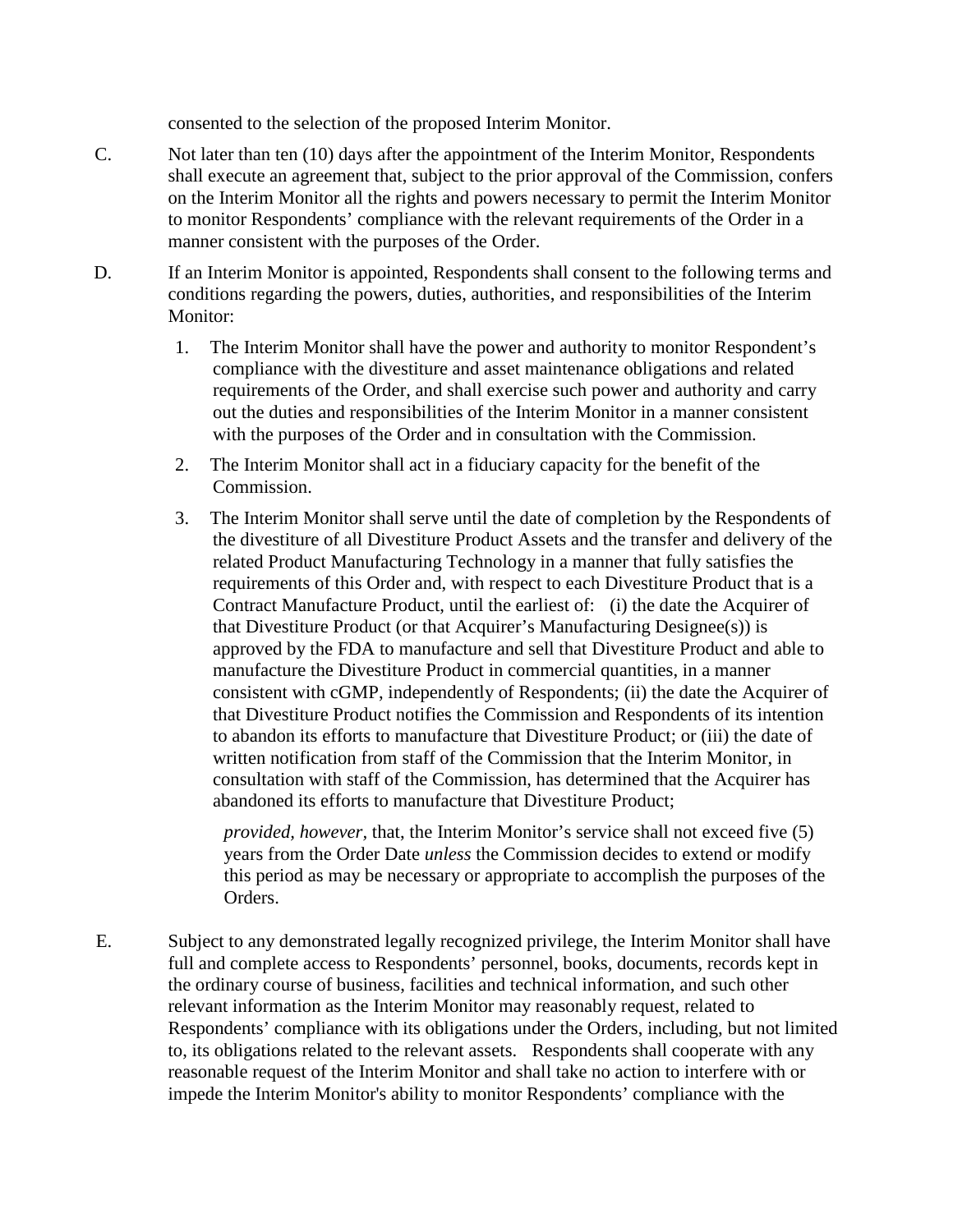consented to the selection of the proposed Interim Monitor.

C. Not later than ten (10) days after the appointment of the Interim Monitor, Respondents shall execute an agreement that, subject to the prior approval of the Commission, confers on the Interim Monitor all the rights and powers necessary to permit the Interim Monitor to monitor Respondents' compliance with the relevant requirements of the Order in a manner consistent with the purposes of the Order.

D. If an Interim Monitor is appointed, Respondents shall consent to the following terms and conditions regarding the powers, duties, authorities, and responsibilities of the Interim Monitor:

1. The Interim Monitor shall have the power and authority to monitor Respondent's compliance with the divestiture and asset maintenance obligations and related requirements of the Order, and shall exercise such power and authority and carry out the duties and responsibilities of the Interim Monitor in a manner consistent with the purposes of the Order and in consultation with the Commission.

2. The Interim Monitor shall act in a fiduciary capacity for the benefit of the Commission.

3. The Interim Monitor shall serve until the date of completion by the Respondents of the divestiture of all Divestiture Product Assets and the transfer and delivery of the related Product Manufacturing Technology in a manner that fully satisfies the requirements of this Order and, with respect to each Divestiture Product that is a Contract Manufacture Product, until the earliest of: (i) the date the Acquirer of that Divestiture Product (or that Acquirer's Manufacturing Designee(s)) is approved by the FDA to manufacture and sell that Divestiture Product and able to manufacture the Divestiture Product in commercial quantities, in a manner consistent with cGMP, independently of Respondents; (ii) the date the Acquirer of that Divestiture Product notifies the Commission and Respondents of its intention to abandon its efforts to manufacture that Divestiture Product; or (iii) the date of written notification from staff of the Commission that the Interim Monitor, in consultation with staff of the Commission, has determined that the Acquirer has abandoned its efforts to manufacture that Divestiture Product;

   *provided, however,* that, the Interim Monitor's service shall not exceed five (5) years from the Order Date *unless* the Commission decides to extend or modify this period as may be necessary or appropriate to accomplish the purposes of the Orders.

E. Subject to any demonstrated legally recognized privilege, the Interim Monitor shall have full and complete access to Respondents' personnel, books, documents, records kept in the ordinary course of business, facilities and technical information, and such other relevant information as the Interim Monitor may reasonably request, related to Respondents' compliance with its obligations under the Orders, including, but not limited to, its obligations related to the relevant assets. Respondents shall cooperate with any reasonable request of the Interim Monitor and shall take no action to interfere with or impede the Interim Monitor's ability to monitor Respondents' compliance with the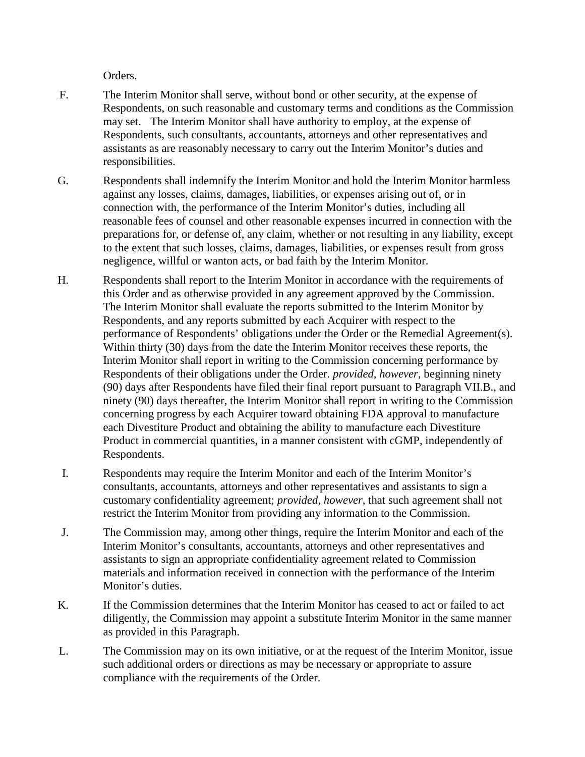Orders.

F. The Interim Monitor shall serve, without bond or other security, at the expense of Respondents, on such reasonable and customary terms and conditions as the Commission may set. The Interim Monitor shall have authority to employ, at the expense of Respondents, such consultants, accountants, attorneys and other representatives and assistants as are reasonably necessary to carry out the Interim Monitor's duties and responsibilities.

G. Respondents shall indemnify the Interim Monitor and hold the Interim Monitor harmless against any losses, claims, damages, liabilities, or expenses arising out of, or in connection with, the performance of the Interim Monitor's duties, including all reasonable fees of counsel and other reasonable expenses incurred in connection with the preparations for, or defense of, any claim, whether or not resulting in any liability, except to the extent that such losses, claims, damages, liabilities, or expenses result from gross negligence, willful or wanton acts, or bad faith by the Interim Monitor.

H. Respondents shall report to the Interim Monitor in accordance with the requirements of this Order and as otherwise provided in any agreement approved by the Commission. The Interim Monitor shall evaluate the reports submitted to the Interim Monitor by Respondents, and any reports submitted by each Acquirer with respect to the performance of Respondents' obligations under the Order or the Remedial Agreement(s). Within thirty (30) days from the date the Interim Monitor receives these reports, the Interim Monitor shall report in writing to the Commission concerning performance by Respondents of their obligations under the Order. *provided, however*, beginning ninety (90) days after Respondents have filed their final report pursuant to Paragraph VII.B., and ninety (90) days thereafter, the Interim Monitor shall report in writing to the Commission concerning progress by each Acquirer toward obtaining FDA approval to manufacture each Divestiture Product and obtaining the ability to manufacture each Divestiture Product in commercial quantities, in a manner consistent with cGMP, independently of Respondents.

I. Respondents may require the Interim Monitor and each of the Interim Monitor's consultants, accountants, attorneys and other representatives and assistants to sign a customary confidentiality agreement; *provided, however,* that such agreement shall not restrict the Interim Monitor from providing any information to the Commission.

J. The Commission may, among other things, require the Interim Monitor and each of the Interim Monitor's consultants, accountants, attorneys and other representatives and assistants to sign an appropriate confidentiality agreement related to Commission materials and information received in connection with the performance of the Interim Monitor's duties.

K. If the Commission determines that the Interim Monitor has ceased to act or failed to act diligently, the Commission may appoint a substitute Interim Monitor in the same manner as provided in this Paragraph.

L. The Commission may on its own initiative, or at the request of the Interim Monitor, issue such additional orders or directions as may be necessary or appropriate to assure compliance with the requirements of the Order.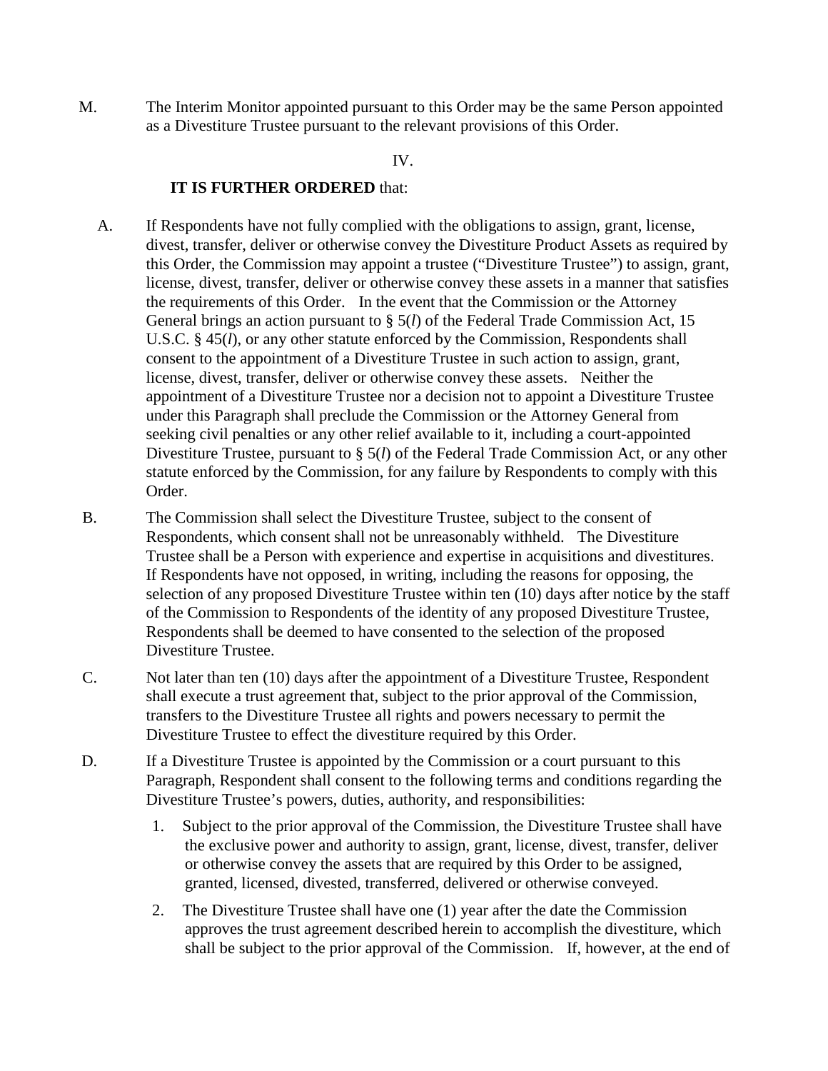M. The Interim Monitor appointed pursuant to this Order may be the same Person appointed as a Divestiture Trustee pursuant to the relevant provisions of this Order.

IV.

**IT IS FURTHER ORDERED** that:

A. If Respondents have not fully complied with the obligations to assign, grant, license, divest, transfer, deliver or otherwise convey the Divestiture Product Assets as required by this Order, the Commission may appoint a trustee ("Divestiture Trustee") to assign, grant, license, divest, transfer, deliver or otherwise convey these assets in a manner that satisfies the requirements of this Order. In the event that the Commission or the Attorney General brings an action pursuant to § 5(*l*) of the Federal Trade Commission Act, 15 U.S.C. § 45(*l*), or any other statute enforced by the Commission, Respondents shall consent to the appointment of a Divestiture Trustee in such action to assign, grant, license, divest, transfer, deliver or otherwise convey these assets. Neither the appointment of a Divestiture Trustee nor a decision not to appoint a Divestiture Trustee under this Paragraph shall preclude the Commission or the Attorney General from seeking civil penalties or any other relief available to it, including a court-appointed Divestiture Trustee, pursuant to § 5(*l*) of the Federal Trade Commission Act, or any other statute enforced by the Commission, for any failure by Respondents to comply with this Order.

B. The Commission shall select the Divestiture Trustee, subject to the consent of Respondents, which consent shall not be unreasonably withheld. The Divestiture Trustee shall be a Person with experience and expertise in acquisitions and divestitures. If Respondents have not opposed, in writing, including the reasons for opposing, the selection of any proposed Divestiture Trustee within ten (10) days after notice by the staff of the Commission to Respondents of the identity of any proposed Divestiture Trustee, Respondents shall be deemed to have consented to the selection of the proposed Divestiture Trustee.

C. Not later than ten (10) days after the appointment of a Divestiture Trustee, Respondent shall execute a trust agreement that, subject to the prior approval of the Commission, transfers to the Divestiture Trustee all rights and powers necessary to permit the Divestiture Trustee to effect the divestiture required by this Order.

D. If a Divestiture Trustee is appointed by the Commission or a court pursuant to this Paragraph, Respondent shall consent to the following terms and conditions regarding the Divestiture Trustee's powers, duties, authority, and responsibilities:

1. Subject to the prior approval of the Commission, the Divestiture Trustee shall have the exclusive power and authority to assign, grant, license, divest, transfer, deliver or otherwise convey the assets that are required by this Order to be assigned, granted, licensed, divested, transferred, delivered or otherwise conveyed.

2. The Divestiture Trustee shall have one (1) year after the date the Commission approves the trust agreement described herein to accomplish the divestiture, which shall be subject to the prior approval of the Commission. If, however, at the end of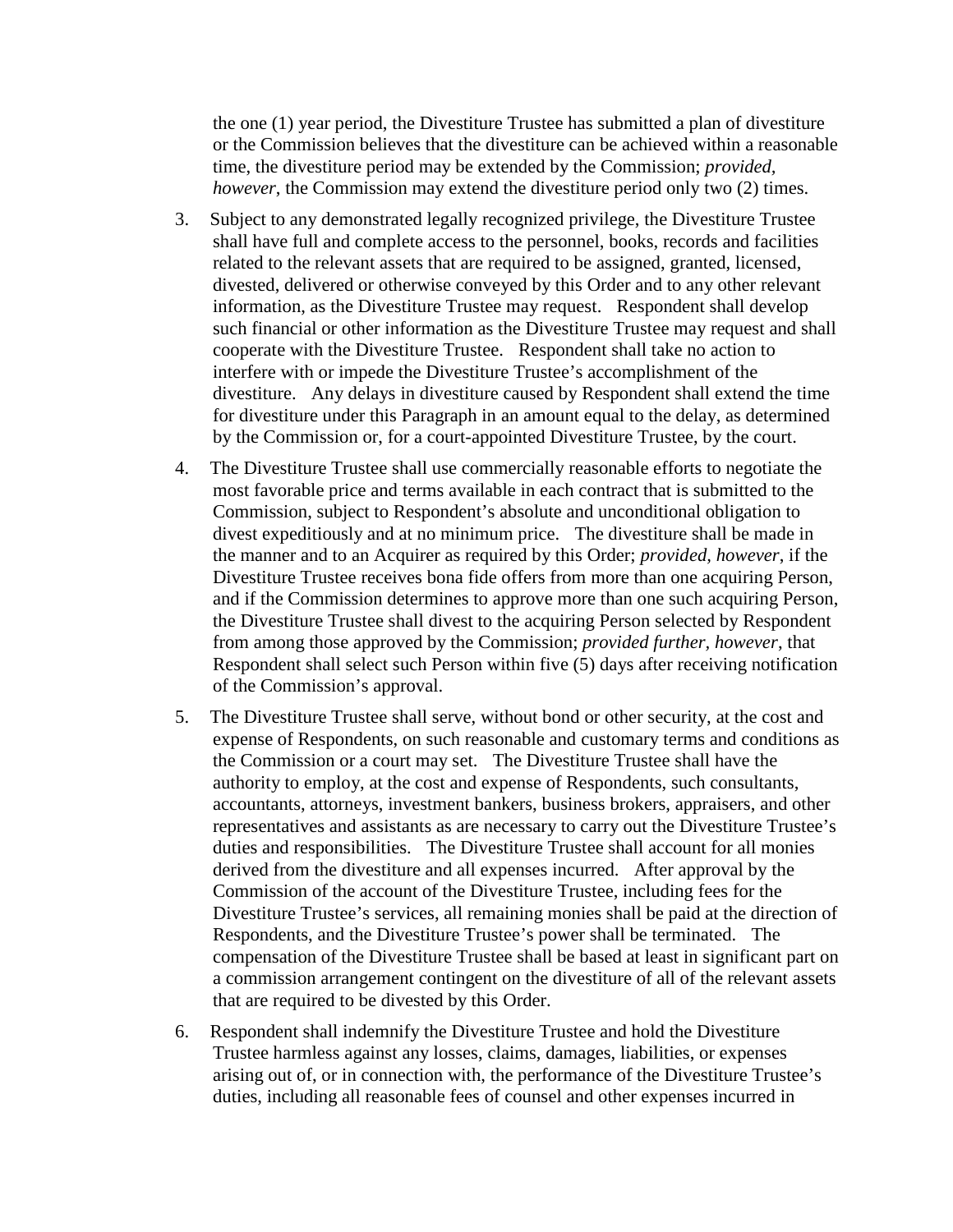the one (1) year period, the Divestiture Trustee has submitted a plan of divestiture or the Commission believes that the divestiture can be achieved within a reasonable time, the divestiture period may be extended by the Commission; *provided, however*, the Commission may extend the divestiture period only two (2) times.

3. Subject to any demonstrated legally recognized privilege, the Divestiture Trustee shall have full and complete access to the personnel, books, records and facilities related to the relevant assets that are required to be assigned, granted, licensed, divested, delivered or otherwise conveyed by this Order and to any other relevant information, as the Divestiture Trustee may request. Respondent shall develop such financial or other information as the Divestiture Trustee may request and shall cooperate with the Divestiture Trustee. Respondent shall take no action to interfere with or impede the Divestiture Trustee's accomplishment of the divestiture. Any delays in divestiture caused by Respondent shall extend the time for divestiture under this Paragraph in an amount equal to the delay, as determined by the Commission or, for a court-appointed Divestiture Trustee, by the court.

4. The Divestiture Trustee shall use commercially reasonable efforts to negotiate the most favorable price and terms available in each contract that is submitted to the Commission, subject to Respondent's absolute and unconditional obligation to divest expeditiously and at no minimum price. The divestiture shall be made in the manner and to an Acquirer as required by this Order; *provided, however*, if the Divestiture Trustee receives bona fide offers from more than one acquiring Person, and if the Commission determines to approve more than one such acquiring Person, the Divestiture Trustee shall divest to the acquiring Person selected by Respondent from among those approved by the Commission; *provided further, however*, that Respondent shall select such Person within five (5) days after receiving notification of the Commission's approval.

5. The Divestiture Trustee shall serve, without bond or other security, at the cost and expense of Respondents, on such reasonable and customary terms and conditions as the Commission or a court may set. The Divestiture Trustee shall have the authority to employ, at the cost and expense of Respondents, such consultants, accountants, attorneys, investment bankers, business brokers, appraisers, and other representatives and assistants as are necessary to carry out the Divestiture Trustee's duties and responsibilities. The Divestiture Trustee shall account for all monies derived from the divestiture and all expenses incurred. After approval by the Commission of the account of the Divestiture Trustee, including fees for the Divestiture Trustee's services, all remaining monies shall be paid at the direction of Respondents, and the Divestiture Trustee's power shall be terminated. The compensation of the Divestiture Trustee shall be based at least in significant part on a commission arrangement contingent on the divestiture of all of the relevant assets that are required to be divested by this Order.

6. Respondent shall indemnify the Divestiture Trustee and hold the Divestiture Trustee harmless against any losses, claims, damages, liabilities, or expenses arising out of, or in connection with, the performance of the Divestiture Trustee's duties, including all reasonable fees of counsel and other expenses incurred in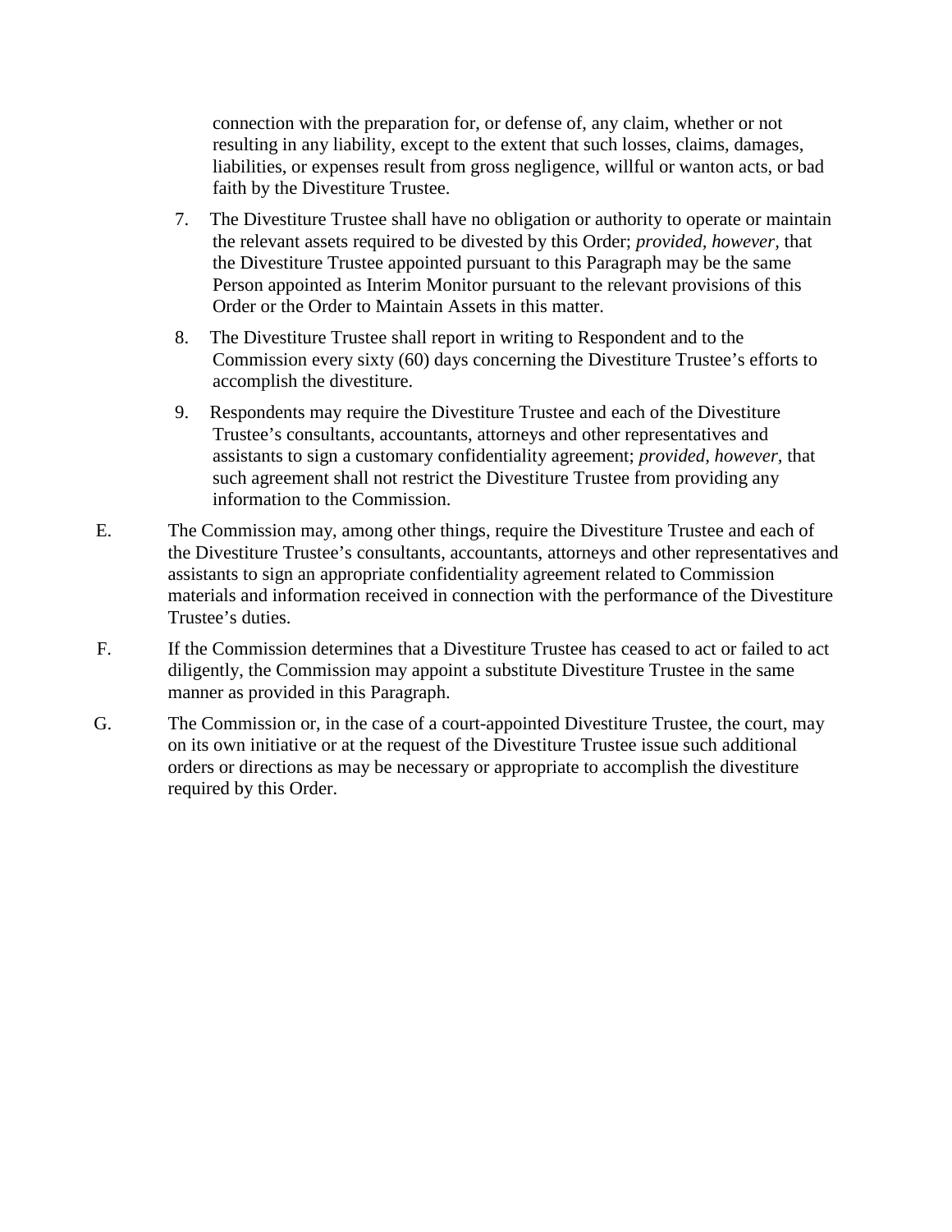connection with the preparation for, or defense of, any claim, whether or not resulting in any liability, except to the extent that such losses, claims, damages, liabilities, or expenses result from gross negligence, willful or wanton acts, or bad faith by the Divestiture Trustee.

7. The Divestiture Trustee shall have no obligation or authority to operate or maintain the relevant assets required to be divested by this Order; *provided, however*, that the Divestiture Trustee appointed pursuant to this Paragraph may be the same Person appointed as Interim Monitor pursuant to the relevant provisions of this Order or the Order to Maintain Assets in this matter.

8. The Divestiture Trustee shall report in writing to Respondent and to the Commission every sixty (60) days concerning the Divestiture Trustee's efforts to accomplish the divestiture.

9. Respondents may require the Divestiture Trustee and each of the Divestiture Trustee's consultants, accountants, attorneys and other representatives and assistants to sign a customary confidentiality agreement; *provided, however*, that such agreement shall not restrict the Divestiture Trustee from providing any information to the Commission.

E. The Commission may, among other things, require the Divestiture Trustee and each of the Divestiture Trustee's consultants, accountants, attorneys and other representatives and assistants to sign an appropriate confidentiality agreement related to Commission materials and information received in connection with the performance of the Divestiture Trustee's duties.

F. If the Commission determines that a Divestiture Trustee has ceased to act or failed to act diligently, the Commission may appoint a substitute Divestiture Trustee in the same manner as provided in this Paragraph.

G. The Commission or, in the case of a court-appointed Divestiture Trustee, the court, may on its own initiative or at the request of the Divestiture Trustee issue such additional orders or directions as may be necessary or appropriate to accomplish the divestiture required by this Order.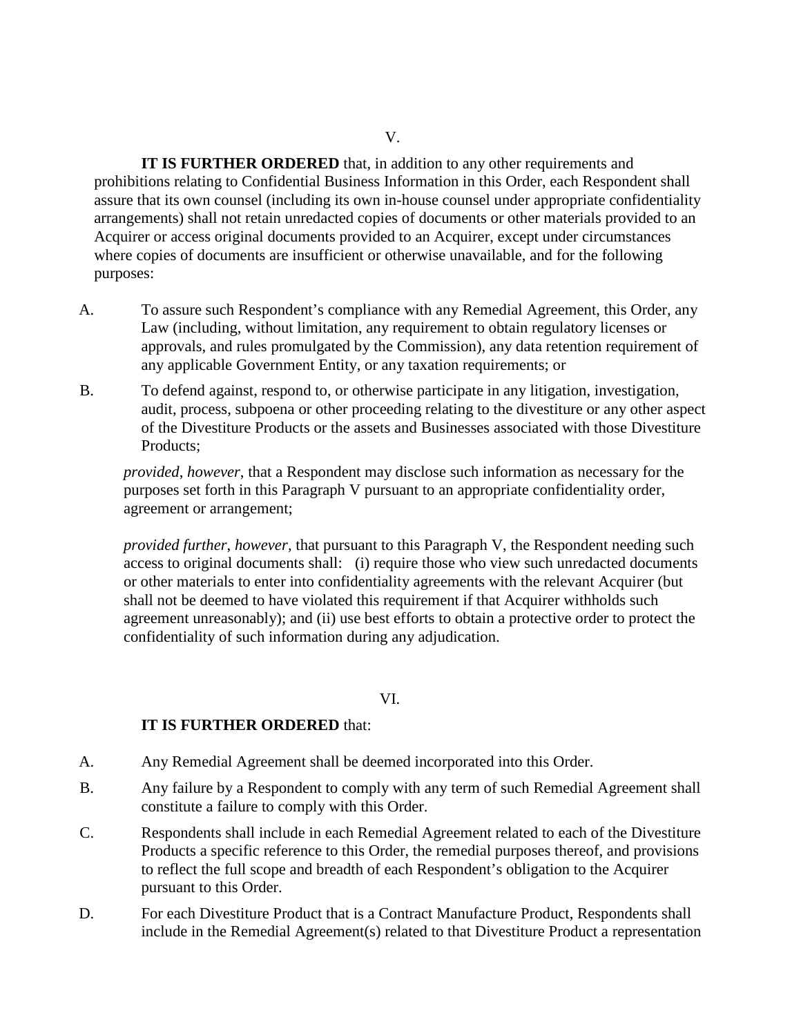V.

**IT IS FURTHER ORDERED** that, in addition to any other requirements and prohibitions relating to Confidential Business Information in this Order, each Respondent shall assure that its own counsel (including its own in-house counsel under appropriate confidentiality arrangements) shall not retain unredacted copies of documents or other materials provided to an Acquirer or access original documents provided to an Acquirer, except under circumstances where copies of documents are insufficient or otherwise unavailable, and for the following purposes:

A. To assure such Respondent's compliance with any Remedial Agreement, this Order, any Law (including, without limitation, any requirement to obtain regulatory licenses or approvals, and rules promulgated by the Commission), any data retention requirement of any applicable Government Entity, or any taxation requirements; or

B. To defend against, respond to, or otherwise participate in any litigation, investigation, audit, process, subpoena or other proceeding relating to the divestiture or any other aspect of the Divestiture Products or the assets and Businesses associated with those Divestiture Products;

*provided*, *however*, that a Respondent may disclose such information as necessary for the purposes set forth in this Paragraph V pursuant to an appropriate confidentiality order, agreement or arrangement;

*provided further*, *however*, that pursuant to this Paragraph V, the Respondent needing such access to original documents shall: (i) require those who view such unredacted documents or other materials to enter into confidentiality agreements with the relevant Acquirer (but shall not be deemed to have violated this requirement if that Acquirer withholds such agreement unreasonably); and (ii) use best efforts to obtain a protective order to protect the confidentiality of such information during any adjudication.

VI.

**IT IS FURTHER ORDERED** that:

A. Any Remedial Agreement shall be deemed incorporated into this Order.

B. Any failure by a Respondent to comply with any term of such Remedial Agreement shall constitute a failure to comply with this Order.

C. Respondents shall include in each Remedial Agreement related to each of the Divestiture Products a specific reference to this Order, the remedial purposes thereof, and provisions to reflect the full scope and breadth of each Respondent's obligation to the Acquirer pursuant to this Order.

D. For each Divestiture Product that is a Contract Manufacture Product, Respondents shall include in the Remedial Agreement(s) related to that Divestiture Product a representation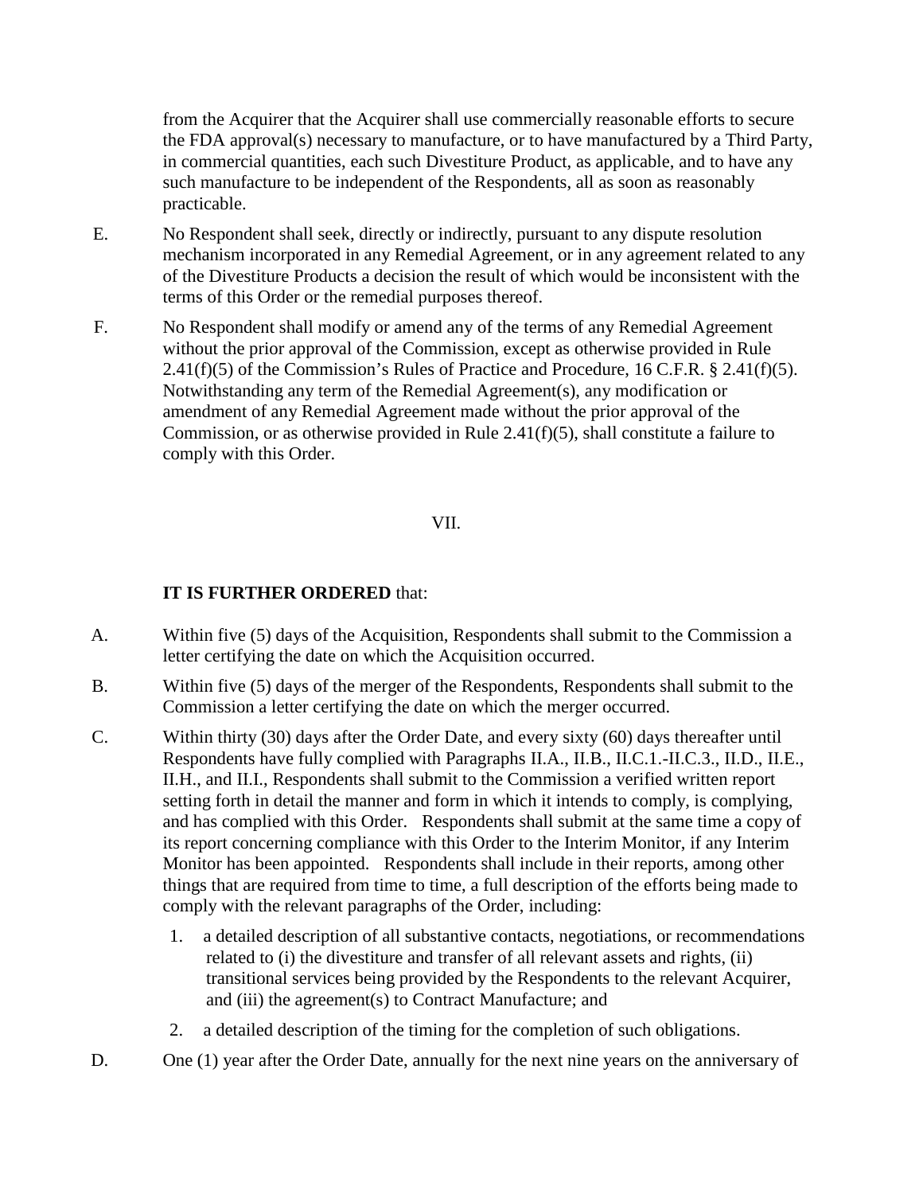from the Acquirer that the Acquirer shall use commercially reasonable efforts to secure the FDA approval(s) necessary to manufacture, or to have manufactured by a Third Party, in commercial quantities, each such Divestiture Product, as applicable, and to have any such manufacture to be independent of the Respondents, all as soon as reasonably practicable.

E. No Respondent shall seek, directly or indirectly, pursuant to any dispute resolution mechanism incorporated in any Remedial Agreement, or in any agreement related to any of the Divestiture Products a decision the result of which would be inconsistent with the terms of this Order or the remedial purposes thereof.

F. No Respondent shall modify or amend any of the terms of any Remedial Agreement without the prior approval of the Commission, except as otherwise provided in Rule 2.41(f)(5) of the Commission's Rules of Practice and Procedure, 16 C.F.R. § 2.41(f)(5). Notwithstanding any term of the Remedial Agreement(s), any modification or amendment of any Remedial Agreement made without the prior approval of the Commission, or as otherwise provided in Rule 2.41(f)(5), shall constitute a failure to comply with this Order.

VII.

**IT IS FURTHER ORDERED** that:

A. Within five (5) days of the Acquisition, Respondents shall submit to the Commission a letter certifying the date on which the Acquisition occurred.

B. Within five (5) days of the merger of the Respondents, Respondents shall submit to the Commission a letter certifying the date on which the merger occurred.

C. Within thirty (30) days after the Order Date, and every sixty (60) days thereafter until Respondents have fully complied with Paragraphs II.A., II.B., II.C.1.-II.C.3., II.D., II.E., II.H., and II.I., Respondents shall submit to the Commission a verified written report setting forth in detail the manner and form in which it intends to comply, is complying, and has complied with this Order. Respondents shall submit at the same time a copy of its report concerning compliance with this Order to the Interim Monitor, if any Interim Monitor has been appointed. Respondents shall include in their reports, among other things that are required from time to time, a full description of the efforts being made to comply with the relevant paragraphs of the Order, including:

1. a detailed description of all substantive contacts, negotiations, or recommendations related to (i) the divestiture and transfer of all relevant assets and rights, (ii) transitional services being provided by the Respondents to the relevant Acquirer, and (iii) the agreement(s) to Contract Manufacture; and

2. a detailed description of the timing for the completion of such obligations.

D. One (1) year after the Order Date, annually for the next nine years on the anniversary of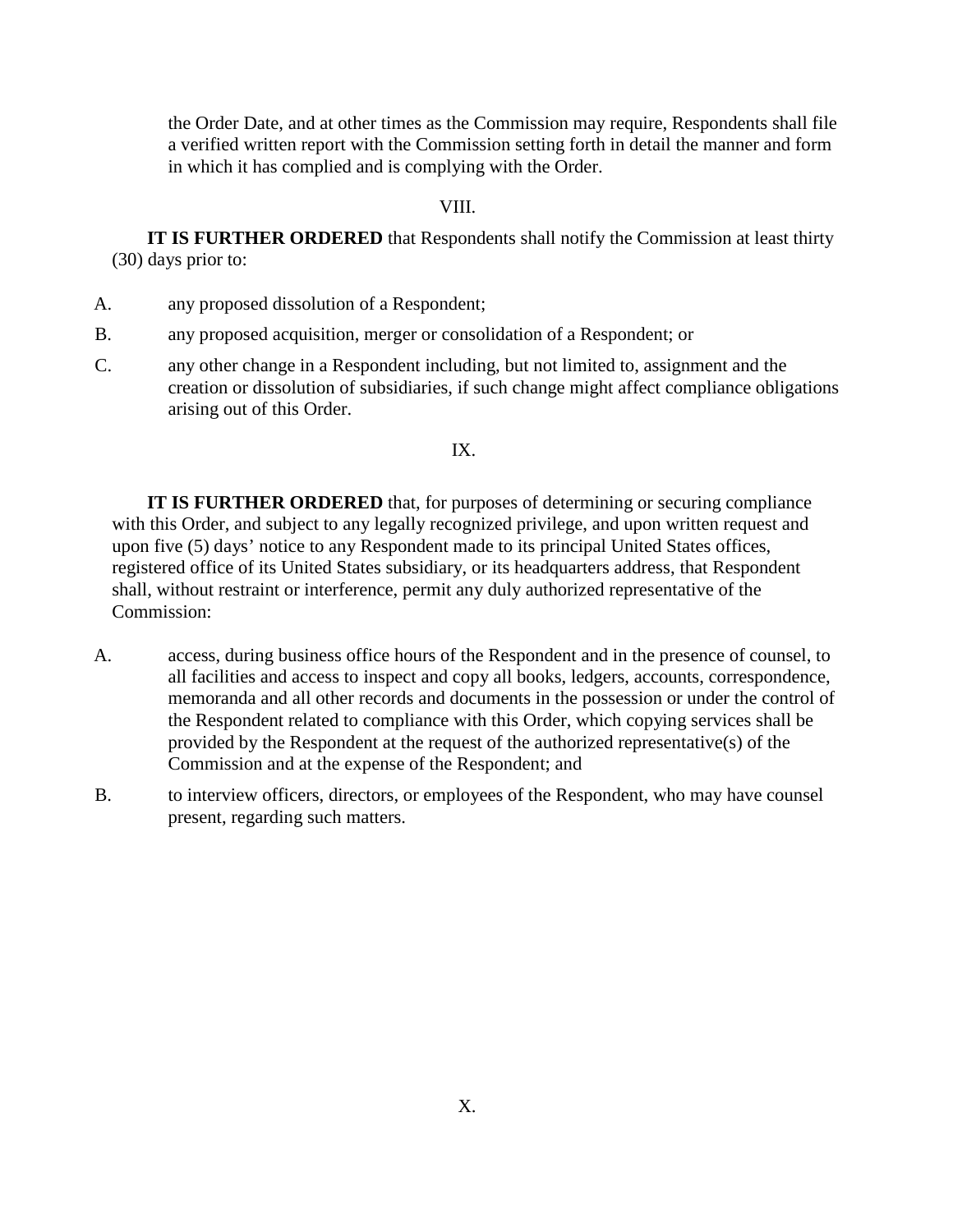the Order Date, and at other times as the Commission may require, Respondents shall file a verified written report with the Commission setting forth in detail the manner and form in which it has complied and is complying with the Order.

VIII.

**IT IS FURTHER ORDERED** that Respondents shall notify the Commission at least thirty (30) days prior to:

A. any proposed dissolution of a Respondent;

B. any proposed acquisition, merger or consolidation of a Respondent; or

C. any other change in a Respondent including, but not limited to, assignment and the creation or dissolution of subsidiaries, if such change might affect compliance obligations arising out of this Order.

IX.

**IT IS FURTHER ORDERED** that, for purposes of determining or securing compliance with this Order, and subject to any legally recognized privilege, and upon written request and upon five (5) days' notice to any Respondent made to its principal United States offices, registered office of its United States subsidiary, or its headquarters address, that Respondent shall, without restraint or interference, permit any duly authorized representative of the Commission:

A. access, during business office hours of the Respondent and in the presence of counsel, to all facilities and access to inspect and copy all books, ledgers, accounts, correspondence, memoranda and all other records and documents in the possession or under the control of the Respondent related to compliance with this Order, which copying services shall be provided by the Respondent at the request of the authorized representative(s) of the Commission and at the expense of the Respondent; and

B. to interview officers, directors, or employees of the Respondent, who may have counsel present, regarding such matters.

X.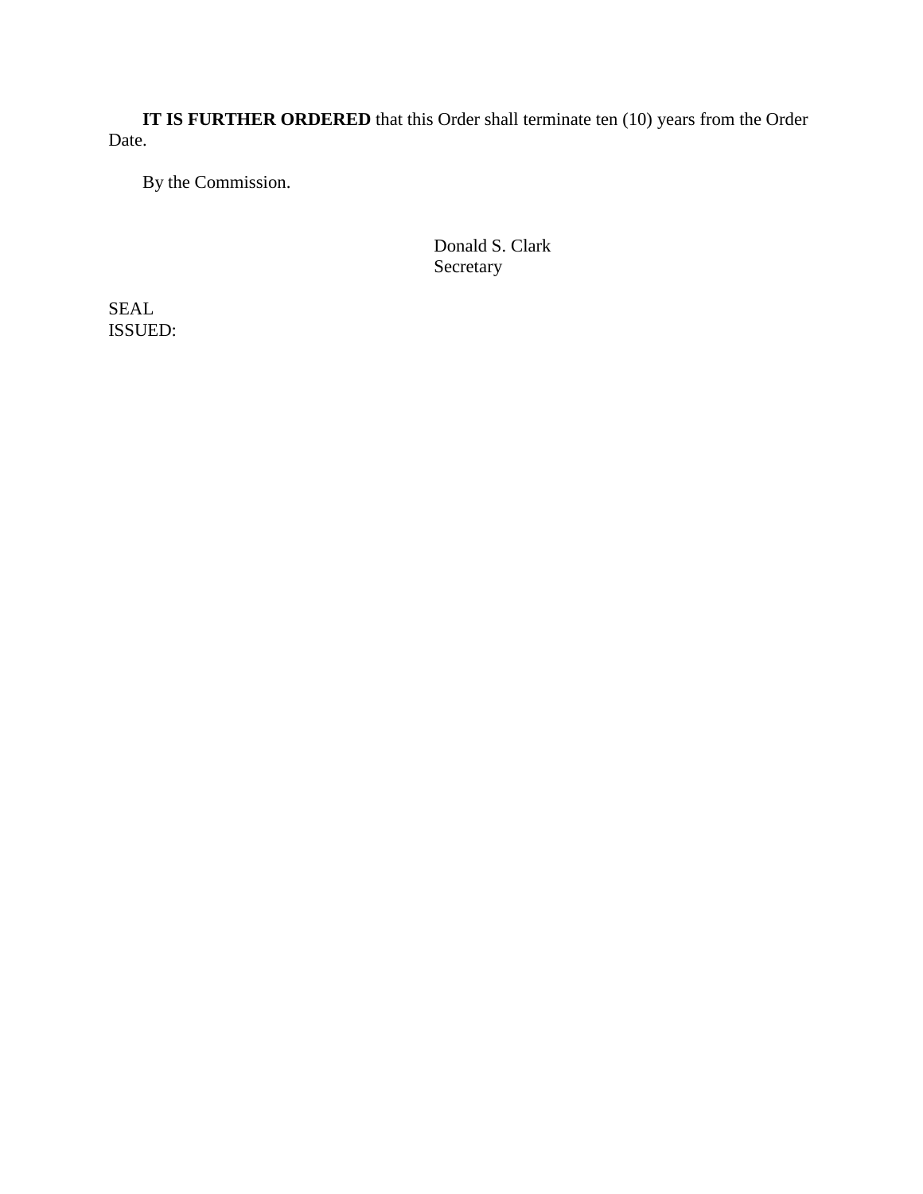**IT IS FURTHER ORDERED** that this Order shall terminate ten (10) years from the Order Date.

By the Commission.

Donald S. Clark
Secretary

SEAL
ISSUED: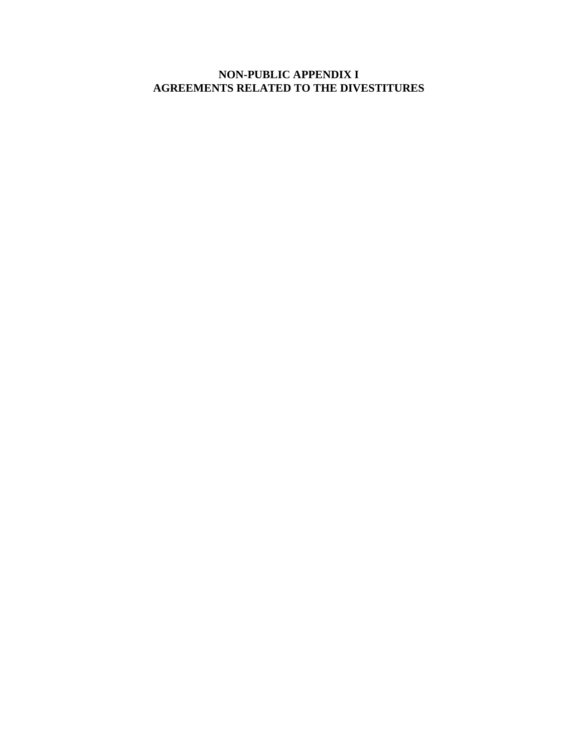# NON-PUBLIC APPENDIX I
# AGREEMENTS RELATED TO THE DIVESTITURES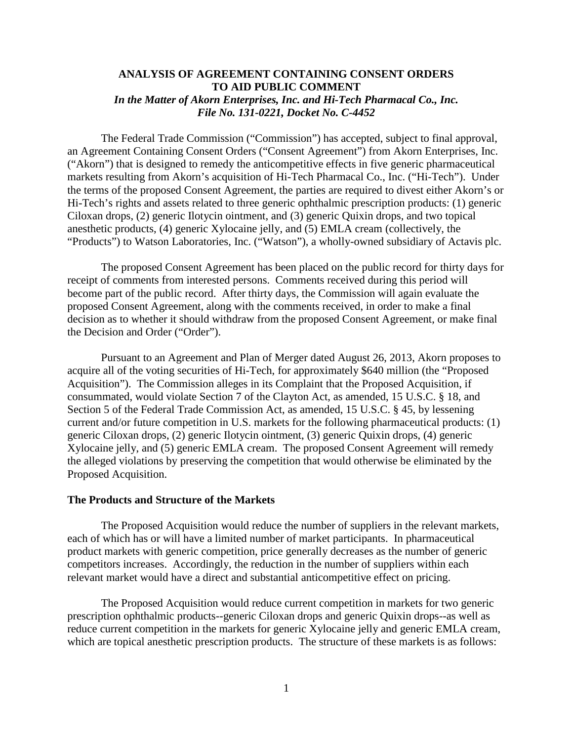**ANALYSIS OF AGREEMENT CONTAINING CONSENT ORDERS TO AID PUBLIC COMMENT**
***In the Matter of Akorn Enterprises, Inc. and Hi-Tech Pharmacal Co., Inc.***
***File No. 131-0221, Docket No. C-4452***

The Federal Trade Commission ("Commission") has accepted, subject to final approval, an Agreement Containing Consent Orders ("Consent Agreement") from Akorn Enterprises, Inc. ("Akorn") that is designed to remedy the anticompetitive effects in five generic pharmaceutical markets resulting from Akorn's acquisition of Hi-Tech Pharmacal Co., Inc. ("Hi-Tech"). Under the terms of the proposed Consent Agreement, the parties are required to divest either Akorn's or Hi-Tech's rights and assets related to three generic ophthalmic prescription products: (1) generic Ciloxan drops, (2) generic Ilotycin ointment, and (3) generic Quixin drops, and two topical anesthetic products, (4) generic Xylocaine jelly, and (5) EMLA cream (collectively, the "Products") to Watson Laboratories, Inc. ("Watson"), a wholly-owned subsidiary of Actavis plc.

The proposed Consent Agreement has been placed on the public record for thirty days for receipt of comments from interested persons. Comments received during this period will become part of the public record. After thirty days, the Commission will again evaluate the proposed Consent Agreement, along with the comments received, in order to make a final decision as to whether it should withdraw from the proposed Consent Agreement, or make final the Decision and Order ("Order").

Pursuant to an Agreement and Plan of Merger dated August 26, 2013, Akorn proposes to acquire all of the voting securities of Hi-Tech, for approximately $640 million (the "Proposed Acquisition"). The Commission alleges in its Complaint that the Proposed Acquisition, if consummated, would violate Section 7 of the Clayton Act, as amended, 15 U.S.C. § 18, and Section 5 of the Federal Trade Commission Act, as amended, 15 U.S.C. § 45, by lessening current and/or future competition in U.S. markets for the following pharmaceutical products: (1) generic Ciloxan drops, (2) generic Ilotycin ointment, (3) generic Quixin drops, (4) generic Xylocaine jelly, and (5) generic EMLA cream. The proposed Consent Agreement will remedy the alleged violations by preserving the competition that would otherwise be eliminated by the Proposed Acquisition.

**The Products and Structure of the Markets**

The Proposed Acquisition would reduce the number of suppliers in the relevant markets, each of which has or will have a limited number of market participants. In pharmaceutical product markets with generic competition, price generally decreases as the number of generic competitors increases. Accordingly, the reduction in the number of suppliers within each relevant market would have a direct and substantial anticompetitive effect on pricing.

The Proposed Acquisition would reduce current competition in markets for two generic prescription ophthalmic products--generic Ciloxan drops and generic Quixin drops--as well as reduce current competition in the markets for generic Xylocaine jelly and generic EMLA cream, which are topical anesthetic prescription products. The structure of these markets is as follows: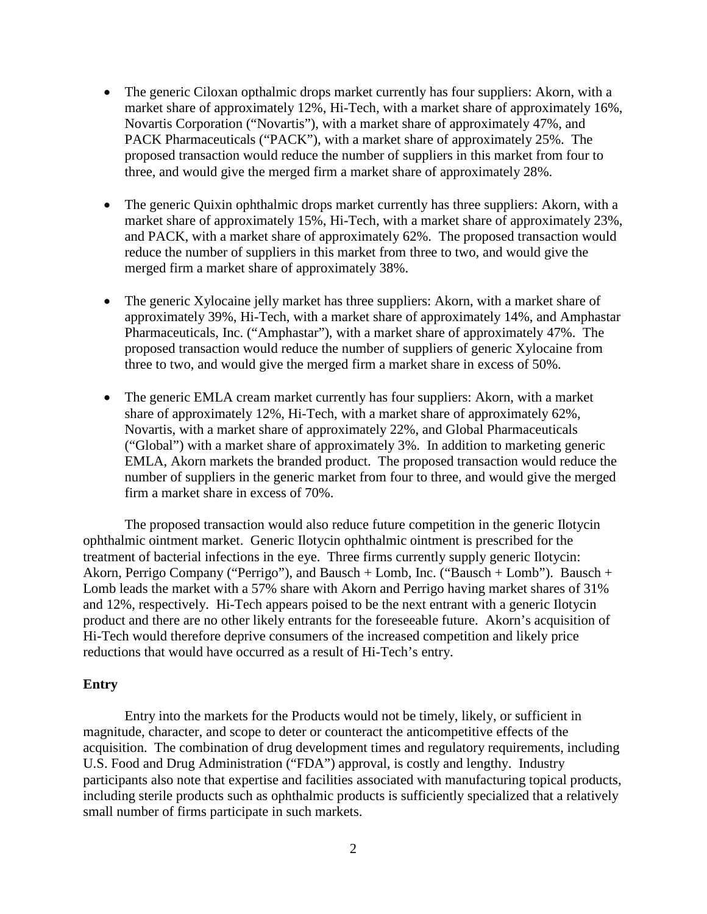- The generic Ciloxan opthalmic drops market currently has four suppliers: Akorn, with a market share of approximately 12%, Hi-Tech, with a market share of approximately 16%, Novartis Corporation ("Novartis"), with a market share of approximately 47%, and PACK Pharmaceuticals ("PACK"), with a market share of approximately 25%. The proposed transaction would reduce the number of suppliers in this market from four to three, and would give the merged firm a market share of approximately 28%.

- The generic Quixin ophthalmic drops market currently has three suppliers: Akorn, with a market share of approximately 15%, Hi-Tech, with a market share of approximately 23%, and PACK, with a market share of approximately 62%. The proposed transaction would reduce the number of suppliers in this market from three to two, and would give the merged firm a market share of approximately 38%.

- The generic Xylocaine jelly market has three suppliers: Akorn, with a market share of approximately 39%, Hi-Tech, with a market share of approximately 14%, and Amphastar Pharmaceuticals, Inc. ("Amphastar"), with a market share of approximately 47%. The proposed transaction would reduce the number of suppliers of generic Xylocaine from three to two, and would give the merged firm a market share in excess of 50%.

- The generic EMLA cream market currently has four suppliers: Akorn, with a market share of approximately 12%, Hi-Tech, with a market share of approximately 62%, Novartis, with a market share of approximately 22%, and Global Pharmaceuticals ("Global") with a market share of approximately 3%. In addition to marketing generic EMLA, Akorn markets the branded product. The proposed transaction would reduce the number of suppliers in the generic market from four to three, and would give the merged firm a market share in excess of 70%.

The proposed transaction would also reduce future competition in the generic Ilotycin ophthalmic ointment market. Generic Ilotycin ophthalmic ointment is prescribed for the treatment of bacterial infections in the eye. Three firms currently supply generic Ilotycin: Akorn, Perrigo Company ("Perrigo"), and Bausch + Lomb, Inc. ("Bausch + Lomb"). Bausch + Lomb leads the market with a 57% share with Akorn and Perrigo having market shares of 31% and 12%, respectively. Hi-Tech appears poised to be the next entrant with a generic Ilotycin product and there are no other likely entrants for the foreseeable future. Akorn's acquisition of Hi-Tech would therefore deprive consumers of the increased competition and likely price reductions that would have occurred as a result of Hi-Tech's entry.

**Entry**

Entry into the markets for the Products would not be timely, likely, or sufficient in magnitude, character, and scope to deter or counteract the anticompetitive effects of the acquisition. The combination of drug development times and regulatory requirements, including U.S. Food and Drug Administration ("FDA") approval, is costly and lengthy. Industry participants also note that expertise and facilities associated with manufacturing topical products, including sterile products such as ophthalmic products is sufficiently specialized that a relatively small number of firms participate in such markets.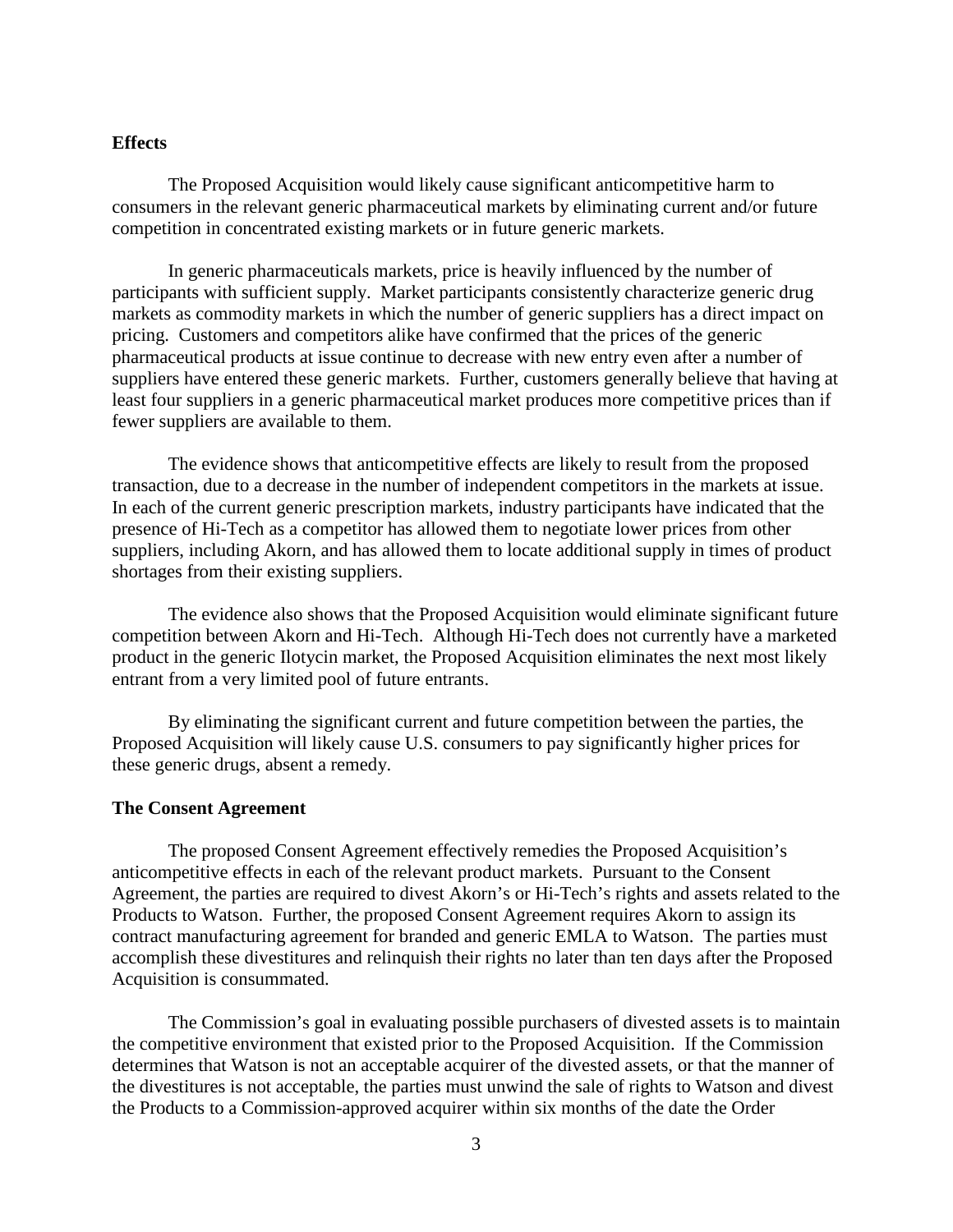**Effects**

The Proposed Acquisition would likely cause significant anticompetitive harm to consumers in the relevant generic pharmaceutical markets by eliminating current and/or future competition in concentrated existing markets or in future generic markets.

In generic pharmaceuticals markets, price is heavily influenced by the number of participants with sufficient supply. Market participants consistently characterize generic drug markets as commodity markets in which the number of generic suppliers has a direct impact on pricing. Customers and competitors alike have confirmed that the prices of the generic pharmaceutical products at issue continue to decrease with new entry even after a number of suppliers have entered these generic markets. Further, customers generally believe that having at least four suppliers in a generic pharmaceutical market produces more competitive prices than if fewer suppliers are available to them.

The evidence shows that anticompetitive effects are likely to result from the proposed transaction, due to a decrease in the number of independent competitors in the markets at issue. In each of the current generic prescription markets, industry participants have indicated that the presence of Hi-Tech as a competitor has allowed them to negotiate lower prices from other suppliers, including Akorn, and has allowed them to locate additional supply in times of product shortages from their existing suppliers.

The evidence also shows that the Proposed Acquisition would eliminate significant future competition between Akorn and Hi-Tech. Although Hi-Tech does not currently have a marketed product in the generic Ilotycin market, the Proposed Acquisition eliminates the next most likely entrant from a very limited pool of future entrants.

By eliminating the significant current and future competition between the parties, the Proposed Acquisition will likely cause U.S. consumers to pay significantly higher prices for these generic drugs, absent a remedy.

**The Consent Agreement**

The proposed Consent Agreement effectively remedies the Proposed Acquisition's anticompetitive effects in each of the relevant product markets. Pursuant to the Consent Agreement, the parties are required to divest Akorn's or Hi-Tech's rights and assets related to the Products to Watson. Further, the proposed Consent Agreement requires Akorn to assign its contract manufacturing agreement for branded and generic EMLA to Watson. The parties must accomplish these divestitures and relinquish their rights no later than ten days after the Proposed Acquisition is consummated.

The Commission's goal in evaluating possible purchasers of divested assets is to maintain the competitive environment that existed prior to the Proposed Acquisition. If the Commission determines that Watson is not an acceptable acquirer of the divested assets, or that the manner of the divestitures is not acceptable, the parties must unwind the sale of rights to Watson and divest the Products to a Commission-approved acquirer within six months of the date the Order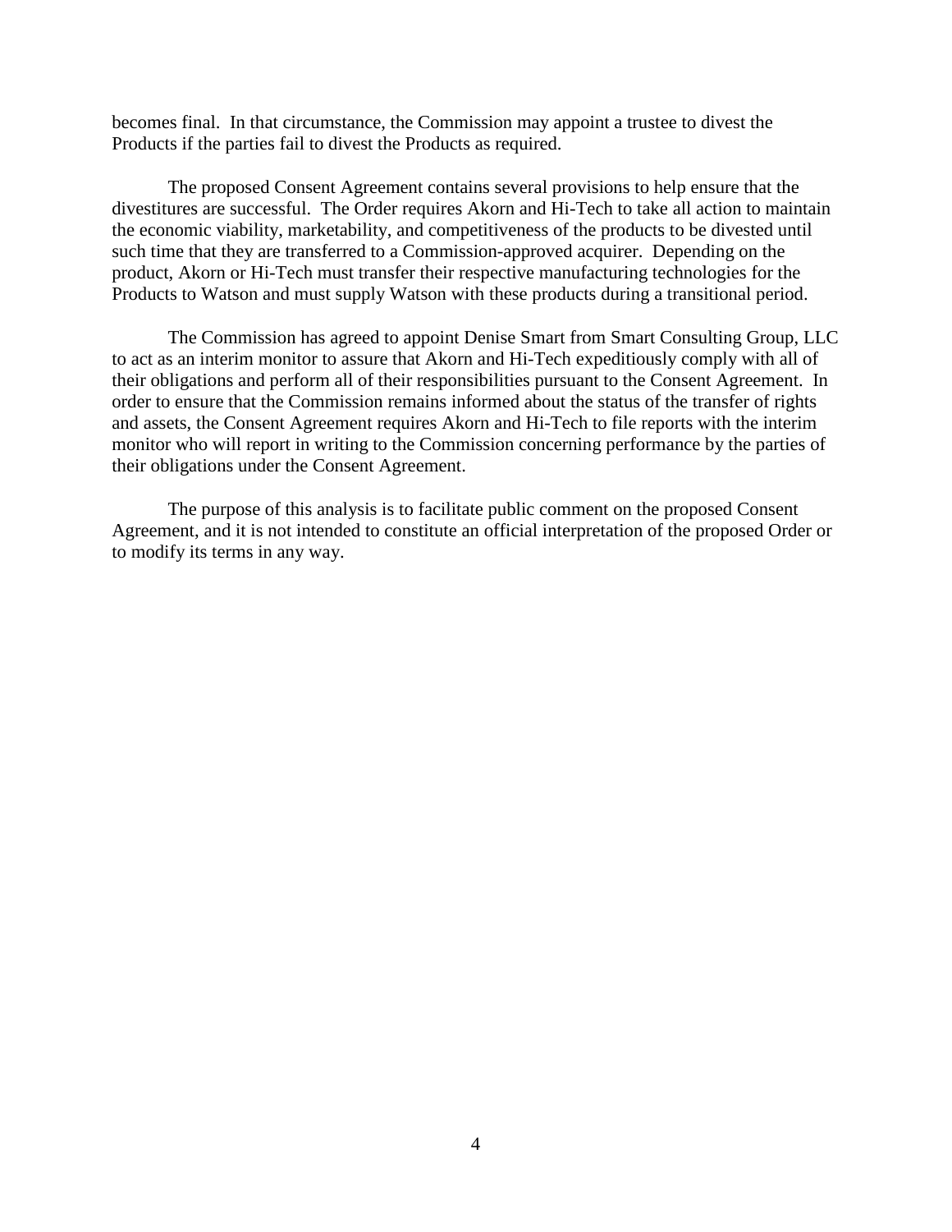becomes final. In that circumstance, the Commission may appoint a trustee to divest the Products if the parties fail to divest the Products as required.

The proposed Consent Agreement contains several provisions to help ensure that the divestitures are successful. The Order requires Akorn and Hi-Tech to take all action to maintain the economic viability, marketability, and competitiveness of the products to be divested until such time that they are transferred to a Commission-approved acquirer. Depending on the product, Akorn or Hi-Tech must transfer their respective manufacturing technologies for the Products to Watson and must supply Watson with these products during a transitional period.

The Commission has agreed to appoint Denise Smart from Smart Consulting Group, LLC to act as an interim monitor to assure that Akorn and Hi-Tech expeditiously comply with all of their obligations and perform all of their responsibilities pursuant to the Consent Agreement. In order to ensure that the Commission remains informed about the status of the transfer of rights and assets, the Consent Agreement requires Akorn and Hi-Tech to file reports with the interim monitor who will report in writing to the Commission concerning performance by the parties of their obligations under the Consent Agreement.

The purpose of this analysis is to facilitate public comment on the proposed Consent Agreement, and it is not intended to constitute an official interpretation of the proposed Order or to modify its terms in any way.